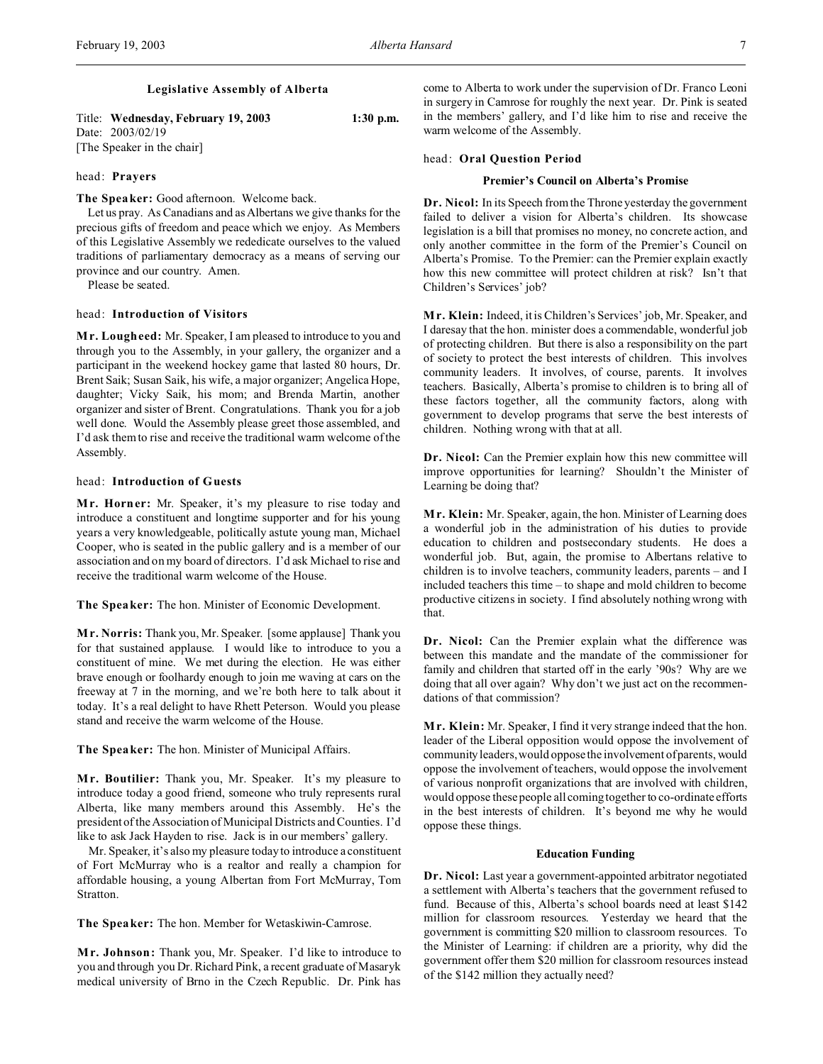# Legislative Assembly of Alberta

Title: **Wednesday, February 19, 2003** 1:30 p.m.
Date: 2003/02/19
[The Speaker in the chair]

head: **Prayers**

**The Speaker:** Good afternoon. Welcome back.

Let us pray. As Canadians and as Albertans we give thanks for the precious gifts of freedom and peace which we enjoy. As Members of this Legislative Assembly we rededicate ourselves to the valued traditions of parliamentary democracy as a means of serving our province and our country. Amen.

Please be seated.

head: **Introduction of Visitors**

**Mr. Lougheed:** Mr. Speaker, I am pleased to introduce to you and through you to the Assembly, in your gallery, the organizer and a participant in the weekend hockey game that lasted 80 hours, Dr. Brent Saik; Susan Saik, his wife, a major organizer; Angelica Hope, daughter; Vicky Saik, his mom; and Brenda Martin, another organizer and sister of Brent. Congratulations. Thank you for a job well done. Would the Assembly please greet those assembled, and I'd ask them to rise and receive the traditional warm welcome of the Assembly.

head: **Introduction of Guests**

**Mr. Horner:** Mr. Speaker, it's my pleasure to rise today and introduce a constituent and longtime supporter and for his young years a very knowledgeable, politically astute young man, Michael Cooper, who is seated in the public gallery and is a member of our association and on my board of directors. I'd ask Michael to rise and receive the traditional warm welcome of the House.

**The Speaker:** The hon. Minister of Economic Development.

**Mr. Norris:** Thank you, Mr. Speaker. [some applause] Thank you for that sustained applause. I would like to introduce to you a constituent of mine. We met during the election. He was either brave enough or foolhardy enough to join me waving at cars on the freeway at 7 in the morning, and we're both here to talk about it today. It's a real delight to have Rhett Peterson. Would you please stand and receive the warm welcome of the House.

**The Speaker:** The hon. Minister of Municipal Affairs.

**Mr. Boutilier:** Thank you, Mr. Speaker. It's my pleasure to introduce today a good friend, someone who truly represents rural Alberta, like many members around this Assembly. He's the president of the Association of Municipal Districts and Counties. I'd like to ask Jack Hayden to rise. Jack is in our members' gallery.

Mr. Speaker, it's also my pleasure today to introduce a constituent of Fort McMurray who is a realtor and really a champion for affordable housing, a young Albertan from Fort McMurray, Tom Stratton.

**The Speaker:** The hon. Member for Wetaskiwin-Camrose.

**Mr. Johnson:** Thank you, Mr. Speaker. I'd like to introduce to you and through you Dr. Richard Pink, a recent graduate of Masaryk medical university of Brno in the Czech Republic. Dr. Pink has come to Alberta to work under the supervision of Dr. Franco Leoni in surgery in Camrose for roughly the next year. Dr. Pink is seated in the members' gallery, and I'd like him to rise and receive the warm welcome of the Assembly.

head: **Oral Question Period**

### Premier's Council on Alberta's Promise

**Dr. Nicol:** In its Speech from the Throne yesterday the government failed to deliver a vision for Alberta's children. Its showcase legislation is a bill that promises no money, no concrete action, and only another committee in the form of the Premier's Council on Alberta's Promise. To the Premier: can the Premier explain exactly how this new committee will protect children at risk? Isn't that Children's Services' job?

**Mr. Klein:** Indeed, it is Children's Services' job, Mr. Speaker, and I daresay that the hon. minister does a commendable, wonderful job of protecting children. But there is also a responsibility on the part of society to protect the best interests of children. This involves community leaders. It involves, of course, parents. It involves teachers. Basically, Alberta's promise to children is to bring all of these factors together, all the community factors, along with government to develop programs that serve the best interests of children. Nothing wrong with that at all.

**Dr. Nicol:** Can the Premier explain how this new committee will improve opportunities for learning? Shouldn't the Minister of Learning be doing that?

**Mr. Klein:** Mr. Speaker, again, the hon. Minister of Learning does a wonderful job in the administration of his duties to provide education to children and postsecondary students. He does a wonderful job. But, again, the promise to Albertans relative to children is to involve teachers, community leaders, parents – and I included teachers this time – to shape and mold children to become productive citizens in society. I find absolutely nothing wrong with that.

**Dr. Nicol:** Can the Premier explain what the difference was between this mandate and the mandate of the commissioner for family and children that started off in the early '90s? Why are we doing that all over again? Why don't we just act on the recommendations of that commission?

**Mr. Klein:** Mr. Speaker, I find it very strange indeed that the hon. leader of the Liberal opposition would oppose the involvement of community leaders, would oppose the involvement of parents, would oppose the involvement of teachers, would oppose the involvement of various nonprofit organizations that are involved with children, would oppose these people all coming together to co-ordinate efforts in the best interests of children. It's beyond me why he would oppose these things.

### Education Funding

**Dr. Nicol:** Last year a government-appointed arbitrator negotiated a settlement with Alberta's teachers that the government refused to fund. Because of this, Alberta's school boards need at least $142 million for classroom resources. Yesterday we heard that the government is committing $20 million to classroom resources. To the Minister of Learning: if children are a priority, why did the government offer them $20 million for classroom resources instead of the $142 million they actually need?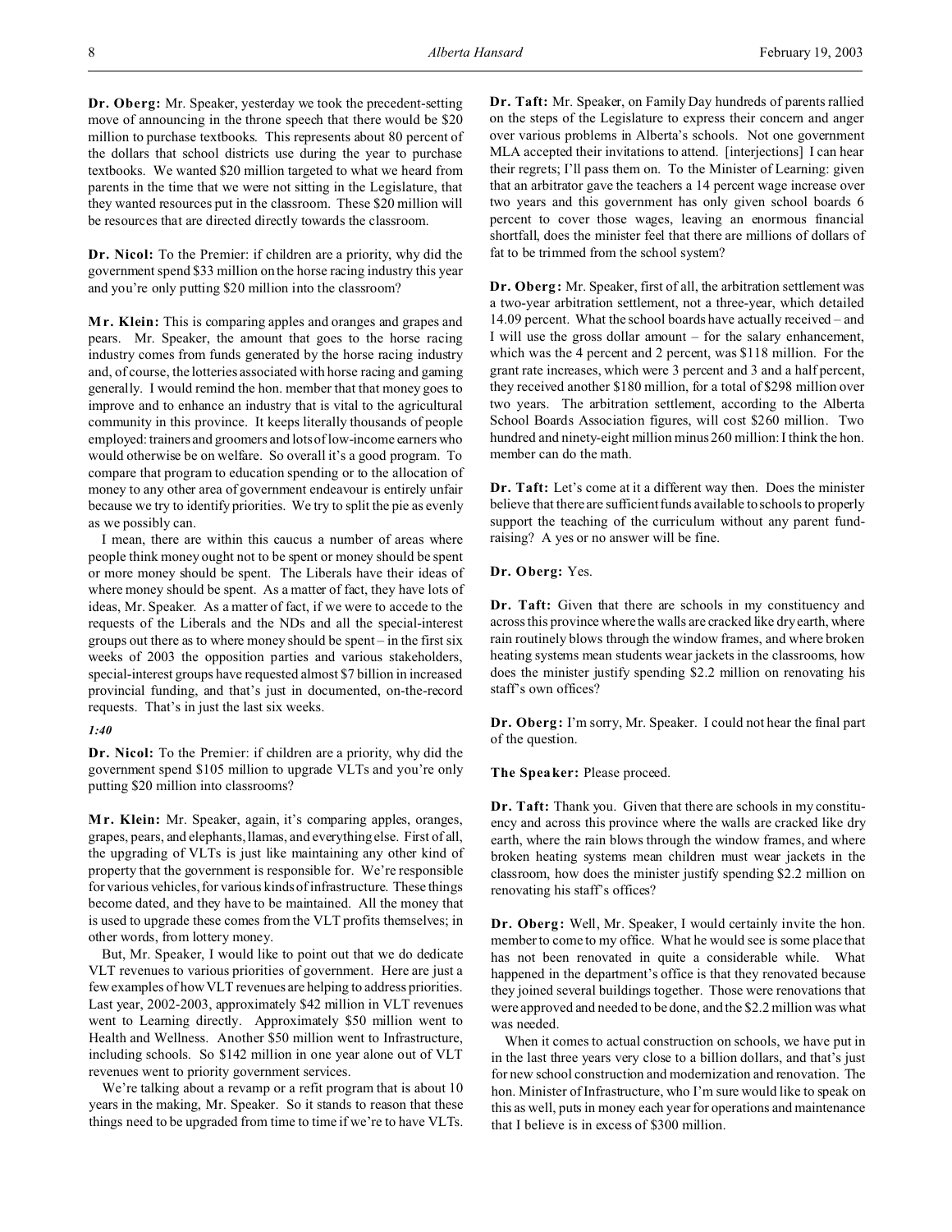**Dr. Oberg:** Mr. Speaker, yesterday we took the precedent-setting move of announcing in the throne speech that there would be $20 million to purchase textbooks. This represents about 80 percent of the dollars that school districts use during the year to purchase textbooks. We wanted $20 million targeted to what we heard from parents in the time that we were not sitting in the Legislature, that they wanted resources put in the classroom. These $20 million will be resources that are directed directly towards the classroom.

**Dr. Nicol:** To the Premier: if children are a priority, why did the government spend $33 million on the horse racing industry this year and you're only putting $20 million into the classroom?

**Mr. Klein:** This is comparing apples and oranges and grapes and pears. Mr. Speaker, the amount that goes to the horse racing industry comes from funds generated by the horse racing industry and, of course, the lotteries associated with horse racing and gaming generally. I would remind the hon. member that that money goes to improve and to enhance an industry that is vital to the agricultural community in this province. It keeps literally thousands of people employed: trainers and groomers and lots of low-income earners who would otherwise be on welfare. So overall it's a good program. To compare that program to education spending or to the allocation of money to any other area of government endeavour is entirely unfair because we try to identify priorities. We try to split the pie as evenly as we possibly can.

I mean, there are within this caucus a number of areas where people think money ought not to be spent or money should be spent or more money should be spent. The Liberals have their ideas of where money should be spent. As a matter of fact, they have lots of ideas, Mr. Speaker. As a matter of fact, if we were to accede to the requests of the Liberals and the NDs and all the special-interest groups out there as to where money should be spent – in the first six weeks of 2003 the opposition parties and various stakeholders, special-interest groups have requested almost $7 billion in increased provincial funding, and that's just in documented, on-the-record requests. That's in just the last six weeks.

*1:40*

**Dr. Nicol:** To the Premier: if children are a priority, why did the government spend $105 million to upgrade VLTs and you're only putting $20 million into classrooms?

**Mr. Klein:** Mr. Speaker, again, it's comparing apples, oranges, grapes, pears, and elephants, llamas, and everything else. First of all, the upgrading of VLTs is just like maintaining any other kind of property that the government is responsible for. We're responsible for various vehicles, for various kinds of infrastructure. These things become dated, and they have to be maintained. All the money that is used to upgrade these comes from the VLT profits themselves; in other words, from lottery money.

But, Mr. Speaker, I would like to point out that we do dedicate VLT revenues to various priorities of government. Here are just a few examples of how VLT revenues are helping to address priorities. Last year, 2002-2003, approximately $42 million in VLT revenues went to Learning directly. Approximately $50 million went to Health and Wellness. Another $50 million went to Infrastructure, including schools. So $142 million in one year alone out of VLT revenues went to priority government services.

We're talking about a revamp or a refit program that is about 10 years in the making, Mr. Speaker. So it stands to reason that these things need to be upgraded from time to time if we're to have VLTs.

**Dr. Taft:** Mr. Speaker, on Family Day hundreds of parents rallied on the steps of the Legislature to express their concern and anger over various problems in Alberta's schools. Not one government MLA accepted their invitations to attend. [interjections] I can hear their regrets; I'll pass them on. To the Minister of Learning: given that an arbitrator gave the teachers a 14 percent wage increase over two years and this government has only given school boards 6 percent to cover those wages, leaving an enormous financial shortfall, does the minister feel that there are millions of dollars of fat to be trimmed from the school system?

**Dr. Oberg:** Mr. Speaker, first of all, the arbitration settlement was a two-year arbitration settlement, not a three-year, which detailed 14.09 percent. What the school boards have actually received – and I will use the gross dollar amount – for the salary enhancement, which was the 4 percent and 2 percent, was $118 million. For the grant rate increases, which were 3 percent and 3 and a half percent, they received another $180 million, for a total of $298 million over two years. The arbitration settlement, according to the Alberta School Boards Association figures, will cost $260 million. Two hundred and ninety-eight million minus 260 million: I think the hon. member can do the math.

**Dr. Taft:** Let's come at it a different way then. Does the minister believe that there are sufficient funds available to schools to properly support the teaching of the curriculum without any parent fund-raising? A yes or no answer will be fine.

**Dr. Oberg:** Yes.

**Dr. Taft:** Given that there are schools in my constituency and across this province where the walls are cracked like dry earth, where rain routinely blows through the window frames, and where broken heating systems mean students wear jackets in the classrooms, how does the minister justify spending $2.2 million on renovating his staff's own offices?

**Dr. Oberg:** I'm sorry, Mr. Speaker. I could not hear the final part of the question.

**The Speaker:** Please proceed.

**Dr. Taft:** Thank you. Given that there are schools in my constituency and across this province where the walls are cracked like dry earth, where the rain blows through the window frames, and where broken heating systems mean children must wear jackets in the classroom, how does the minister justify spending $2.2 million on renovating his staff's offices?

**Dr. Oberg:** Well, Mr. Speaker, I would certainly invite the hon. member to come to my office. What he would see is some place that has not been renovated in quite a considerable while. What happened in the department's office is that they renovated because they joined several buildings together. Those were renovations that were approved and needed to be done, and the $2.2 million was what was needed.

When it comes to actual construction on schools, we have put in in the last three years very close to a billion dollars, and that's just for new school construction and modernization and renovation. The hon. Minister of Infrastructure, who I'm sure would like to speak on this as well, puts in money each year for operations and maintenance that I believe is in excess of $300 million.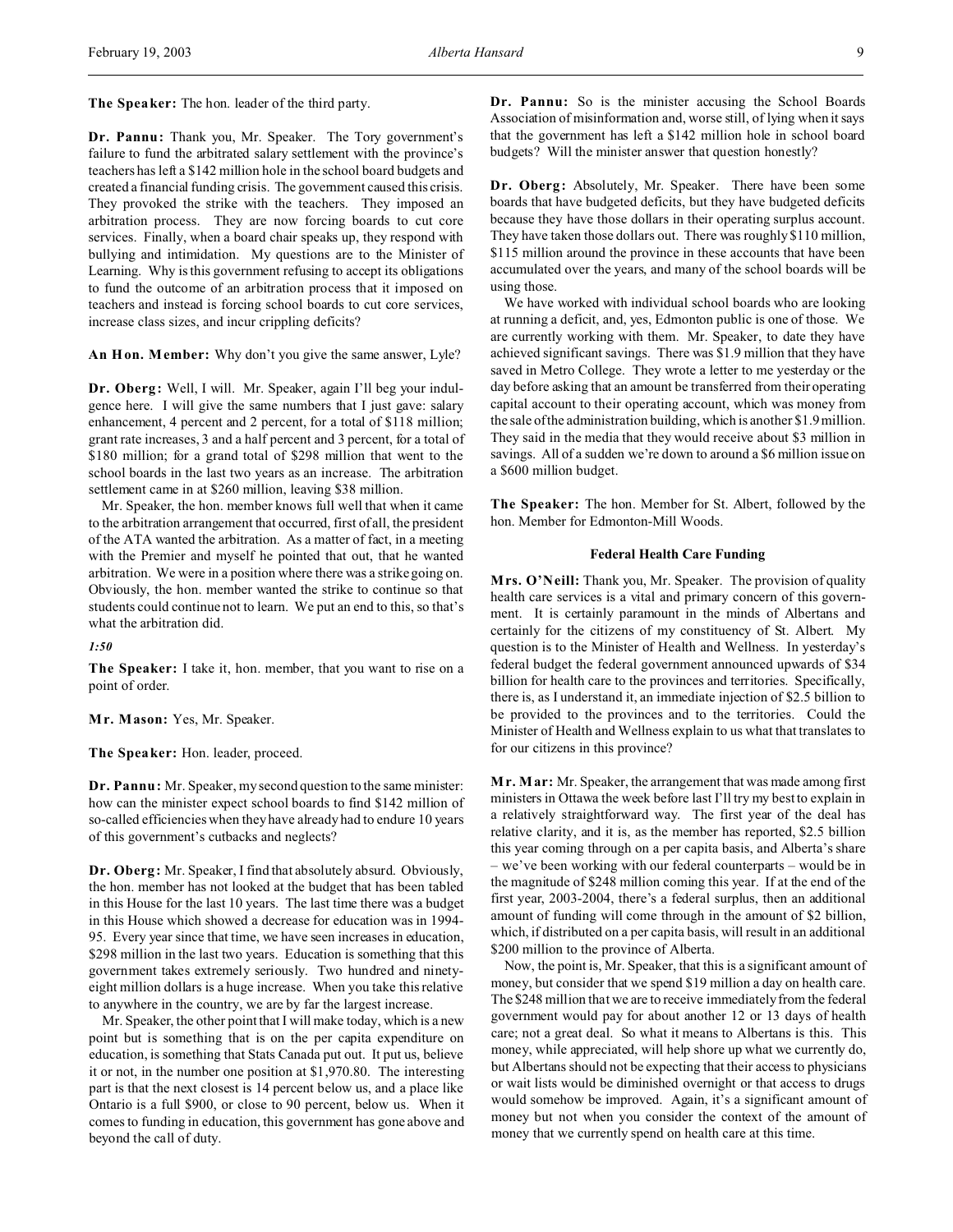**The Speaker:** The hon. leader of the third party.

**Dr. Pannu:** Thank you, Mr. Speaker. The Tory government's failure to fund the arbitrated salary settlement with the province's teachers has left a $142 million hole in the school board budgets and created a financial funding crisis. The government caused this crisis. They provoked the strike with the teachers. They imposed an arbitration process. They are now forcing boards to cut core services. Finally, when a board chair speaks up, they respond with bullying and intimidation. My questions are to the Minister of Learning. Why is this government refusing to accept its obligations to fund the outcome of an arbitration process that it imposed on teachers and instead is forcing school boards to cut core services, increase class sizes, and incur crippling deficits?

**An Hon. Member:** Why don't you give the same answer, Lyle?

**Dr. Oberg:** Well, I will. Mr. Speaker, again I'll beg your indulgence here. I will give the same numbers that I just gave: salary enhancement, 4 percent and 2 percent, for a total of $118 million; grant rate increases, 3 and a half percent and 3 percent, for a total of $180 million; for a grand total of $298 million that went to the school boards in the last two years as an increase. The arbitration settlement came in at $260 million, leaving $38 million.

Mr. Speaker, the hon. member knows full well that when it came to the arbitration arrangement that occurred, first of all, the president of the ATA wanted the arbitration. As a matter of fact, in a meeting with the Premier and myself he pointed that out, that he wanted arbitration. We were in a position where there was a strike going on. Obviously, the hon. member wanted the strike to continue so that students could continue not to learn. We put an end to this, so that's what the arbitration did.

*1:50*

**The Speaker:** I take it, hon. member, that you want to rise on a point of order.

**Mr. Mason:** Yes, Mr. Speaker.

**The Speaker:** Hon. leader, proceed.

**Dr. Pannu:** Mr. Speaker, my second question to the same minister: how can the minister expect school boards to find $142 million of so-called efficiencies when they have already had to endure 10 years of this government's cutbacks and neglects?

**Dr. Oberg:** Mr. Speaker, I find that absolutely absurd. Obviously, the hon. member has not looked at the budget that has been tabled in this House for the last 10 years. The last time there was a budget in this House which showed a decrease for education was in 1994-95. Every year since that time, we have seen increases in education, $298 million in the last two years. Education is something that this government takes extremely seriously. Two hundred and ninety-eight million dollars is a huge increase. When you take this relative to anywhere in the country, we are by far the largest increase.

Mr. Speaker, the other point that I will make today, which is a new point but is something that is on the per capita expenditure on education, is something that Stats Canada put out. It put us, believe it or not, in the number one position at $1,970.80. The interesting part is that the next closest is 14 percent below us, and a place like Ontario is a full $900, or close to 90 percent, below us. When it comes to funding in education, this government has gone above and beyond the call of duty.

**Dr. Pannu:** So is the minister accusing the School Boards Association of misinformation and, worse still, of lying when it says that the government has left a $142 million hole in school board budgets? Will the minister answer that question honestly?

**Dr. Oberg:** Absolutely, Mr. Speaker. There have been some boards that have budgeted deficits, but they have budgeted deficits because they have those dollars in their operating surplus account. They have taken those dollars out. There was roughly $110 million, $115 million around the province in these accounts that have been accumulated over the years, and many of the school boards will be using those.

We have worked with individual school boards who are looking at running a deficit, and, yes, Edmonton public is one of those. We are currently working with them. Mr. Speaker, to date they have achieved significant savings. There was $1.9 million that they have saved in Metro College. They wrote a letter to me yesterday or the day before asking that an amount be transferred from their operating capital account to their operating account, which was money from the sale of the administration building, which is another $1.9 million. They said in the media that they would receive about $3 million in savings. All of a sudden we're down to around a $6 million issue on a $600 million budget.

**The Speaker:** The hon. Member for St. Albert, followed by the hon. Member for Edmonton-Mill Woods.

### Federal Health Care Funding

**Mrs. O'Neill:** Thank you, Mr. Speaker. The provision of quality health care services is a vital and primary concern of this government. It is certainly paramount in the minds of Albertans and certainly for the citizens of my constituency of St. Albert. My question is to the Minister of Health and Wellness. In yesterday's federal budget the federal government announced upwards of $34 billion for health care to the provinces and territories. Specifically, there is, as I understand it, an immediate injection of $2.5 billion to be provided to the provinces and to the territories. Could the Minister of Health and Wellness explain to us what that translates to for our citizens in this province?

**Mr. Mar:** Mr. Speaker, the arrangement that was made among first ministers in Ottawa the week before last I'll try my best to explain in a relatively straightforward way. The first year of the deal has relative clarity, and it is, as the member has reported, $2.5 billion this year coming through on a per capita basis, and Alberta's share – we've been working with our federal counterparts – would be in the magnitude of $248 million coming this year. If at the end of the first year, 2003-2004, there's a federal surplus, then an additional amount of funding will come through in the amount of $2 billion, which, if distributed on a per capita basis, will result in an additional $200 million to the province of Alberta.

Now, the point is, Mr. Speaker, that this is a significant amount of money, but consider that we spend $19 million a day on health care. The $248 million that we are to receive immediately from the federal government would pay for about another 12 or 13 days of health care; not a great deal. So what it means to Albertans is this. This money, while appreciated, will help shore up what we currently do, but Albertans should not be expecting that their access to physicians or wait lists would be diminished overnight or that access to drugs would somehow be improved. Again, it's a significant amount of money but not when you consider the context of the amount of money that we currently spend on health care at this time.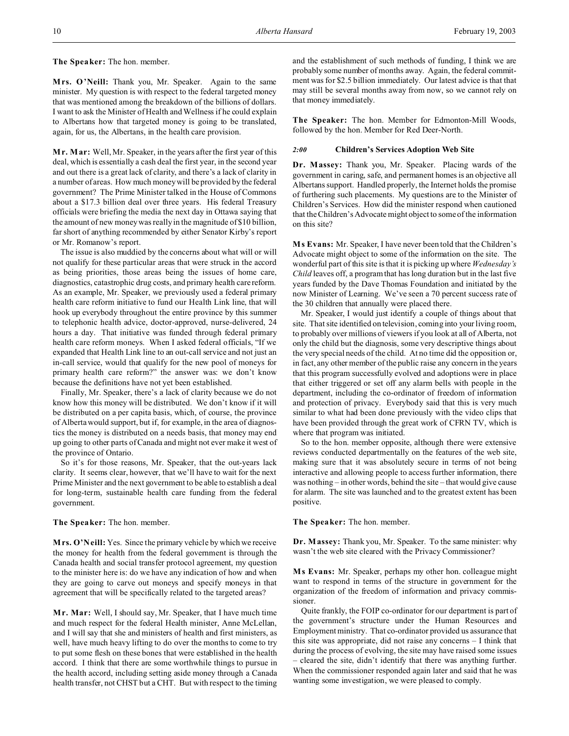**The Speaker:** The hon. member.

**Mrs. O'Neill:** Thank you, Mr. Speaker. Again to the same minister. My question is with respect to the federal targeted money that was mentioned among the breakdown of the billions of dollars. I want to ask the Minister of Health and Wellness if he could explain to Albertans how that targeted money is going to be translated, again, for us, the Albertans, in the health care provision.

**Mr. Mar:** Well, Mr. Speaker, in the years after the first year of this deal, which is essentially a cash deal the first year, in the second year and out there is a great lack of clarity, and there's a lack of clarity in a number of areas. How much money will be provided by the federal government? The Prime Minister talked in the House of Commons about a $17.3 billion deal over three years. His federal Treasury officials were briefing the media the next day in Ottawa saying that the amount of new money was really in the magnitude of $10 billion, far short of anything recommended by either Senator Kirby's report or Mr. Romanow's report.

The issue is also muddied by the concerns about what will or will not qualify for these particular areas that were struck in the accord as being priorities, those areas being the issues of home care, diagnostics, catastrophic drug costs, and primary health care reform. As an example, Mr. Speaker, we previously used a federal primary health care reform initiative to fund our Health Link line, that will hook up everybody throughout the entire province by this summer to telephonic health advice, doctor-approved, nurse-delivered, 24 hours a day. That initiative was funded through federal primary health care reform moneys. When I asked federal officials, "If we expanded that Health Link line to an out-call service and not just an in-call service, would that qualify for the new pool of moneys for primary health care reform?" the answer was: we don't know because the definitions have not yet been established.

Finally, Mr. Speaker, there's a lack of clarity because we do not know how this money will be distributed. We don't know if it will be distributed on a per capita basis, which, of course, the province of Alberta would support, but if, for example, in the area of diagnostics the money is distributed on a needs basis, that money may end up going to other parts of Canada and might not ever make it west of the province of Ontario.

So it's for those reasons, Mr. Speaker, that the out-years lack clarity. It seems clear, however, that we'll have to wait for the next Prime Minister and the next government to be able to establish a deal for long-term, sustainable health care funding from the federal government.

**The Speaker:** The hon. member.

**Mrs. O'Neill:** Yes. Since the primary vehicle by which we receive the money for health from the federal government is through the Canada health and social transfer protocol agreement, my question to the minister here is: do we have any indication of how and when they are going to carve out moneys and specify moneys in that agreement that will be specifically related to the targeted areas?

**Mr. Mar:** Well, I should say, Mr. Speaker, that I have much time and much respect for the federal Health minister, Anne McLellan, and I will say that she and ministers of health and first ministers, as well, have much heavy lifting to do over the months to come to try to put some flesh on these bones that were established in the health accord. I think that there are some worthwhile things to pursue in the health accord, including setting aside money through a Canada health transfer, not CHST but a CHT. But with respect to the timing and the establishment of such methods of funding, I think we are probably some number of months away. Again, the federal commitment was for $2.5 billion immediately. Our latest advice is that that may still be several months away from now, so we cannot rely on that money immediately.

**The Speaker:** The hon. Member for Edmonton-Mill Woods, followed by the hon. Member for Red Deer-North.

### *2:00* Children's Services Adoption Web Site

**Dr. Massey:** Thank you, Mr. Speaker. Placing wards of the government in caring, safe, and permanent homes is an objective all Albertans support. Handled properly, the Internet holds the promise of furthering such placements. My questions are to the Minister of Children's Services. How did the minister respond when cautioned that the Children's Advocate might object to some of the information on this site?

**Ms Evans:** Mr. Speaker, I have never been told that the Children's Advocate might object to some of the information on the site. The wonderful part of this site is that it is picking up where *Wednesday's Child* leaves off, a program that has long duration but in the last five years funded by the Dave Thomas Foundation and initiated by the now Minister of Learning. We've seen a 70 percent success rate of the 30 children that annually were placed there.

Mr. Speaker, I would just identify a couple of things about that site. That site identified on television, coming into your living room, to probably over millions of viewers if you look at all of Alberta, not only the child but the diagnosis, some very descriptive things about the very special needs of the child. At no time did the opposition or, in fact, any other member of the public raise any concern in the years that this program successfully evolved and adoptions were in place that either triggered or set off any alarm bells with people in the department, including the co-ordinator of freedom of information and protection of privacy. Everybody said that this is very much similar to what had been done previously with the video clips that have been provided through the great work of CFRN TV, which is where that program was initiated.

So to the hon. member opposite, although there were extensive reviews conducted departmentally on the features of the web site, making sure that it was absolutely secure in terms of not being interactive and allowing people to access further information, there was nothing – in other words, behind the site – that would give cause for alarm. The site was launched and to the greatest extent has been positive.

**The Speaker:** The hon. member.

**Dr. Massey:** Thank you, Mr. Speaker. To the same minister: why wasn't the web site cleared with the Privacy Commissioner?

**Ms Evans:** Mr. Speaker, perhaps my other hon. colleague might want to respond in terms of the structure in government for the organization of the freedom of information and privacy commissioner.

Quite frankly, the FOIP co-ordinator for our department is part of the government's structure under the Human Resources and Employment ministry. That co-ordinator provided us assurance that this site was appropriate, did not raise any concerns – I think that during the process of evolving, the site may have raised some issues – cleared the site, didn't identify that there was anything further. When the commissioner responded again later and said that he was wanting some investigation, we were pleased to comply.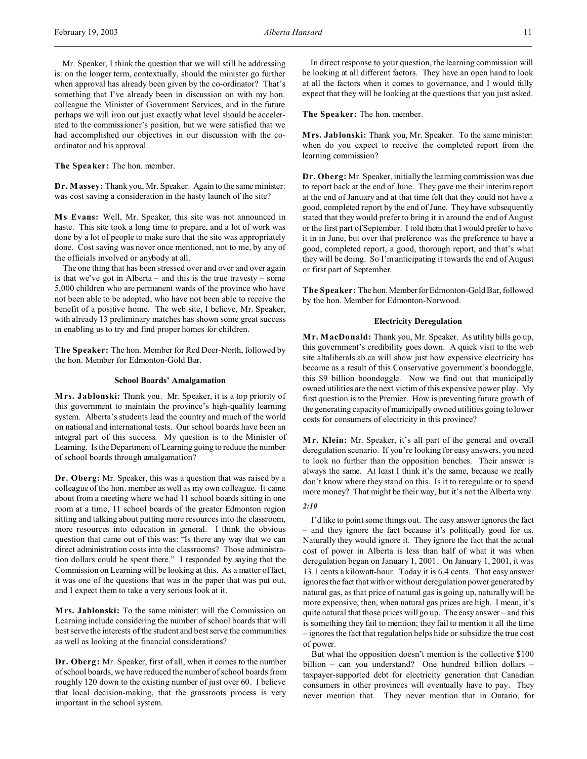Mr. Speaker, I think the question that we will still be addressing is: on the longer term, contextually, should the minister go further when approval has already been given by the co-ordinator? That's something that I've already been in discussion on with my hon. colleague the Minister of Government Services, and in the future perhaps we will iron out just exactly what level should be accelerated to the commissioner's position, but we were satisfied that we had accomplished our objectives in our discussion with the co-ordinator and his approval.

**The Speaker:** The hon. member.

**Dr. Massey:** Thank you, Mr. Speaker. Again to the same minister: was cost saving a consideration in the hasty launch of the site?

**Ms Evans:** Well, Mr. Speaker, this site was not announced in haste. This site took a long time to prepare, and a lot of work was done by a lot of people to make sure that the site was appropriately done. Cost saving was never once mentioned, not to me, by any of the officials involved or anybody at all.

The one thing that has been stressed over and over and over again is that we've got in Alberta – and this is the true travesty – some 5,000 children who are permanent wards of the province who have not been able to be adopted, who have not been able to receive the benefit of a positive home. The web site, I believe, Mr. Speaker, with already 13 preliminary matches has shown some great success in enabling us to try and find proper homes for children.

**The Speaker:** The hon. Member for Red Deer-North, followed by the hon. Member for Edmonton-Gold Bar.

### School Boards' Amalgamation

**Mrs. Jablonski:** Thank you. Mr. Speaker, it is a top priority of this government to maintain the province's high-quality learning system. Alberta's students lead the country and much of the world on national and international tests. Our school boards have been an integral part of this success. My question is to the Minister of Learning. Is the Department of Learning going to reduce the number of school boards through amalgamation?

**Dr. Oberg:** Mr. Speaker, this was a question that was raised by a colleague of the hon. member as well as my own colleague. It came about from a meeting where we had 11 school boards sitting in one room at a time, 11 school boards of the greater Edmonton region sitting and talking about putting more resources into the classroom, more resources into education in general. I think the obvious question that came out of this was: "Is there any way that we can direct administration costs into the classrooms? Those administration dollars could be spent there." I responded by saying that the Commission on Learning will be looking at this. As a matter of fact, it was one of the questions that was in the paper that was put out, and I expect them to take a very serious look at it.

**Mrs. Jablonski:** To the same minister: will the Commission on Learning include considering the number of school boards that will best serve the interests of the student and best serve the communities as well as looking at the financial considerations?

**Dr. Oberg:** Mr. Speaker, first of all, when it comes to the number of school boards, we have reduced the number of school boards from roughly 120 down to the existing number of just over 60. I believe that local decision-making, that the grassroots process is very important in the school system.

In direct response to your question, the learning commission will be looking at all different factors. They have an open hand to look at all the factors when it comes to governance, and I would fully expect that they will be looking at the questions that you just asked.

**The Speaker:** The hon. member.

**Mrs. Jablonski:** Thank you, Mr. Speaker. To the same minister: when do you expect to receive the completed report from the learning commission?

**Dr. Oberg:** Mr. Speaker, initially the learning commission was due to report back at the end of June. They gave me their interim report at the end of January and at that time felt that they could not have a good, completed report by the end of June. They have subsequently stated that they would prefer to bring it in around the end of August or the first part of September. I told them that I would prefer to have it in in June, but over that preference was the preference to have a good, completed report, a good, thorough report, and that's what they will be doing. So I'm anticipating it towards the end of August or first part of September.

**The Speaker:** The hon. Member for Edmonton-Gold Bar, followed by the hon. Member for Edmonton-Norwood.

### Electricity Deregulation

**Mr. MacDonald:** Thank you, Mr. Speaker. As utility bills go up, this government's credibility goes down. A quick visit to the web site altaliberals.ab.ca will show just how expensive electricity has become as a result of this Conservative government's boondoggle, this $9 billion boondoggle. Now we find out that municipally owned utilities are the next victim of this expensive power play. My first question is to the Premier. How is preventing future growth of the generating capacity of municipally owned utilities going to lower costs for consumers of electricity in this province?

**Mr. Klein:** Mr. Speaker, it's all part of the general and overall deregulation scenario. If you're looking for easy answers, you need to look no further than the opposition benches. Their answer is always the same. At least I think it's the same, because we really don't know where they stand on this. Is it to reregulate or to spend more money? That might be their way, but it's not the Alberta way.

*2:10*

I'd like to point some things out. The easy answer ignores the fact – and they ignore the fact because it's politically good for us. Naturally they would ignore it. They ignore the fact that the actual cost of power in Alberta is less than half of what it was when deregulation began on January 1, 2001. On January 1, 2001, it was 13.1 cents a kilowatt-hour. Today it is 6.4 cents. That easy answer ignores the fact that with or without deregulation power generated by natural gas, as that price of natural gas is going up, naturally will be more expensive, then, when natural gas prices are high. I mean, it's quite natural that those prices will go up. The easy answer – and this is something they fail to mention; they fail to mention it all the time – ignores the fact that regulation helps hide or subsidize the true cost of power.

But what the opposition doesn't mention is the collective $100 billion – can you understand? One hundred billion dollars – taxpayer-supported debt for electricity generation that Canadian consumers in other provinces will eventually have to pay. They never mention that. They never mention that in Ontario, for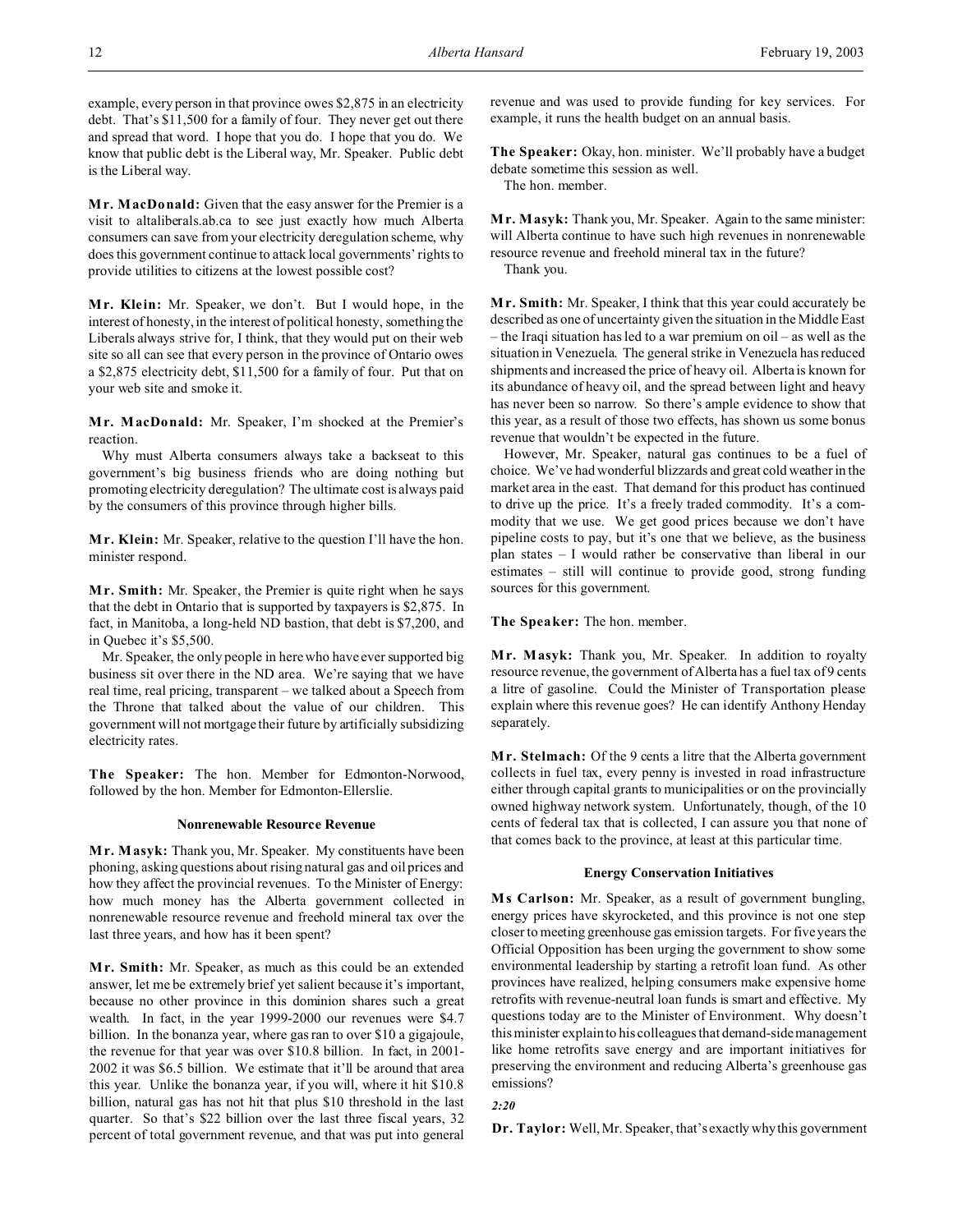example, every person in that province owes $2,875 in an electricity debt. That's $11,500 for a family of four. They never get out there and spread that word. I hope that you do. I hope that you do. We know that public debt is the Liberal way, Mr. Speaker. Public debt is the Liberal way.

**Mr. MacDonald:** Given that the easy answer for the Premier is a visit to altaliberals.ab.ca to see just exactly how much Alberta consumers can save from your electricity deregulation scheme, why does this government continue to attack local governments' rights to provide utilities to citizens at the lowest possible cost?

**Mr. Klein:** Mr. Speaker, we don't. But I would hope, in the interest of honesty, in the interest of political honesty, something the Liberals always strive for, I think, that they would put on their web site so all can see that every person in the province of Ontario owes a $2,875 electricity debt, $11,500 for a family of four. Put that on your web site and smoke it.

**Mr. MacDonald:** Mr. Speaker, I'm shocked at the Premier's reaction.

Why must Alberta consumers always take a backseat to this government's big business friends who are doing nothing but promoting electricity deregulation? The ultimate cost is always paid by the consumers of this province through higher bills.

**Mr. Klein:** Mr. Speaker, relative to the question I'll have the hon. minister respond.

**Mr. Smith:** Mr. Speaker, the Premier is quite right when he says that the debt in Ontario that is supported by taxpayers is $2,875. In fact, in Manitoba, a long-held ND bastion, that debt is $7,200, and in Quebec it's $5,500.

Mr. Speaker, the only people in here who have ever supported big business sit over there in the ND area. We're saying that we have real time, real pricing, transparent – we talked about a Speech from the Throne that talked about the value of our children. This government will not mortgage their future by artificially subsidizing electricity rates.

**The Speaker:** The hon. Member for Edmonton-Norwood, followed by the hon. Member for Edmonton-Ellerslie.

### Nonrenewable Resource Revenue

**Mr. Masyk:** Thank you, Mr. Speaker. My constituents have been phoning, asking questions about rising natural gas and oil prices and how they affect the provincial revenues. To the Minister of Energy: how much money has the Alberta government collected in nonrenewable resource revenue and freehold mineral tax over the last three years, and how has it been spent?

**Mr. Smith:** Mr. Speaker, as much as this could be an extended answer, let me be extremely brief yet salient because it's important, because no other province in this dominion shares such a great wealth. In fact, in the year 1999-2000 our revenues were $4.7 billion. In the bonanza year, where gas ran to over $10 a gigajoule, the revenue for that year was over $10.8 billion. In fact, in 2001-2002 it was $6.5 billion. We estimate that it'll be around that area this year. Unlike the bonanza year, if you will, where it hit $10.8 billion, natural gas has not hit that plus $10 threshold in the last quarter. So that's $22 billion over the last three fiscal years, 32 percent of total government revenue, and that was put into general revenue and was used to provide funding for key services. For example, it runs the health budget on an annual basis.

**The Speaker:** Okay, hon. minister. We'll probably have a budget debate sometime this session as well.

The hon. member.

**Mr. Masyk:** Thank you, Mr. Speaker. Again to the same minister: will Alberta continue to have such high revenues in nonrenewable resource revenue and freehold mineral tax in the future?

Thank you.

**Mr. Smith:** Mr. Speaker, I think that this year could accurately be described as one of uncertainty given the situation in the Middle East – the Iraqi situation has led to a war premium on oil – as well as the situation in Venezuela. The general strike in Venezuela has reduced shipments and increased the price of heavy oil. Alberta is known for its abundance of heavy oil, and the spread between light and heavy has never been so narrow. So there's ample evidence to show that this year, as a result of those two effects, has shown us some bonus revenue that wouldn't be expected in the future.

However, Mr. Speaker, natural gas continues to be a fuel of choice. We've had wonderful blizzards and great cold weather in the market area in the east. That demand for this product has continued to drive up the price. It's a freely traded commodity. It's a commodity that we use. We get good prices because we don't have pipeline costs to pay, but it's one that we believe, as the business plan states – I would rather be conservative than liberal in our estimates – still will continue to provide good, strong funding sources for this government.

**The Speaker:** The hon. member.

**Mr. Masyk:** Thank you, Mr. Speaker. In addition to royalty resource revenue, the government of Alberta has a fuel tax of 9 cents a litre of gasoline. Could the Minister of Transportation please explain where this revenue goes? He can identify Anthony Henday separately.

**Mr. Stelmach:** Of the 9 cents a litre that the Alberta government collects in fuel tax, every penny is invested in road infrastructure either through capital grants to municipalities or on the provincially owned highway network system. Unfortunately, though, of the 10 cents of federal tax that is collected, I can assure you that none of that comes back to the province, at least at this particular time.

### Energy Conservation Initiatives

**Ms Carlson:** Mr. Speaker, as a result of government bungling, energy prices have skyrocketed, and this province is not one step closer to meeting greenhouse gas emission targets. For five years the Official Opposition has been urging the government to show some environmental leadership by starting a retrofit loan fund. As other provinces have realized, helping consumers make expensive home retrofits with revenue-neutral loan funds is smart and effective. My questions today are to the Minister of Environment. Why doesn't this minister explain to his colleagues that demand-side management like home retrofits save energy and are important initiatives for preserving the environment and reducing Alberta's greenhouse gas emissions?

*2:20*

**Dr. Taylor:** Well, Mr. Speaker, that's exactly why this government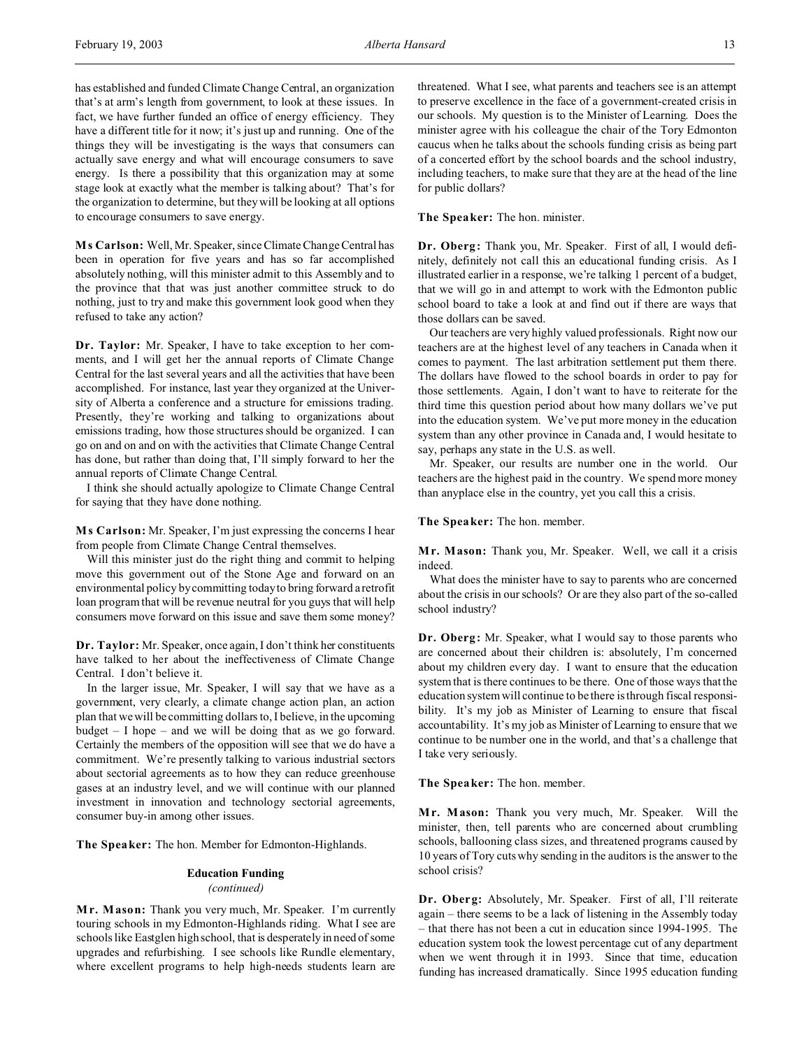has established and funded Climate Change Central, an organization that's at arm's length from government, to look at these issues. In fact, we have further funded an office of energy efficiency. They have a different title for it now; it's just up and running. One of the things they will be investigating is the ways that consumers can actually save energy and what will encourage consumers to save energy. Is there a possibility that this organization may at some stage look at exactly what the member is talking about? That's for the organization to determine, but they will be looking at all options to encourage consumers to save energy.

**Ms Carlson:** Well, Mr. Speaker, since Climate Change Central has been in operation for five years and has so far accomplished absolutely nothing, will this minister admit to this Assembly and to the province that that was just another committee struck to do nothing, just to try and make this government look good when they refused to take any action?

**Dr. Taylor:** Mr. Speaker, I have to take exception to her comments, and I will get her the annual reports of Climate Change Central for the last several years and all the activities that have been accomplished. For instance, last year they organized at the University of Alberta a conference and a structure for emissions trading. Presently, they're working and talking to organizations about emissions trading, how those structures should be organized. I can go on and on and on with the activities that Climate Change Central has done, but rather than doing that, I'll simply forward to her the annual reports of Climate Change Central.

I think she should actually apologize to Climate Change Central for saying that they have done nothing.

**Ms Carlson:** Mr. Speaker, I'm just expressing the concerns I hear from people from Climate Change Central themselves.

Will this minister just do the right thing and commit to helping move this government out of the Stone Age and forward on an environmental policy by committing today to bring forward a retrofit loan program that will be revenue neutral for you guys that will help consumers move forward on this issue and save them some money?

**Dr. Taylor:** Mr. Speaker, once again, I don't think her constituents have talked to her about the ineffectiveness of Climate Change Central. I don't believe it.

In the larger issue, Mr. Speaker, I will say that we have as a government, very clearly, a climate change action plan, an action plan that we will be committing dollars to, I believe, in the upcoming budget – I hope – and we will be doing that as we go forward. Certainly the members of the opposition will see that we do have a commitment. We're presently talking to various industrial sectors about sectorial agreements as to how they can reduce greenhouse gases at an industry level, and we will continue with our planned investment in innovation and technology sectorial agreements, consumer buy-in among other issues.

**The Speaker:** The hon. Member for Edmonton-Highlands.

## Education Funding
*(continued)*

**Mr. Mason:** Thank you very much, Mr. Speaker. I'm currently touring schools in my Edmonton-Highlands riding. What I see are schools like Eastglen high school, that is desperately in need of some upgrades and refurbishing. I see schools like Rundle elementary, where excellent programs to help high-needs students learn are threatened. What I see, what parents and teachers see is an attempt to preserve excellence in the face of a government-created crisis in our schools. My question is to the Minister of Learning. Does the minister agree with his colleague the chair of the Tory Edmonton caucus when he talks about the schools funding crisis as being part of a concerted effort by the school boards and the school industry, including teachers, to make sure that they are at the head of the line for public dollars?

**The Speaker:** The hon. minister.

**Dr. Oberg:** Thank you, Mr. Speaker. First of all, I would definitely, definitely not call this an educational funding crisis. As I illustrated earlier in a response, we're talking 1 percent of a budget, that we will go in and attempt to work with the Edmonton public school board to take a look at and find out if there are ways that those dollars can be saved.

Our teachers are very highly valued professionals. Right now our teachers are at the highest level of any teachers in Canada when it comes to payment. The last arbitration settlement put them there. The dollars have flowed to the school boards in order to pay for those settlements. Again, I don't want to have to reiterate for the third time this question period about how many dollars we've put into the education system. We've put more money in the education system than any other province in Canada and, I would hesitate to say, perhaps any state in the U.S. as well.

Mr. Speaker, our results are number one in the world. Our teachers are the highest paid in the country. We spend more money than anyplace else in the country, yet you call this a crisis.

**The Speaker:** The hon. member.

**Mr. Mason:** Thank you, Mr. Speaker. Well, we call it a crisis indeed.

What does the minister have to say to parents who are concerned about the crisis in our schools? Or are they also part of the so-called school industry?

**Dr. Oberg:** Mr. Speaker, what I would say to those parents who are concerned about their children is: absolutely, I'm concerned about my children every day. I want to ensure that the education system that is there continues to be there. One of those ways that the education system will continue to be there is through fiscal responsibility. It's my job as Minister of Learning to ensure that fiscal accountability. It's my job as Minister of Learning to ensure that we continue to be number one in the world, and that's a challenge that I take very seriously.

**The Speaker:** The hon. member.

**Mr. Mason:** Thank you very much, Mr. Speaker. Will the minister, then, tell parents who are concerned about crumbling schools, ballooning class sizes, and threatened programs caused by 10 years of Tory cuts why sending in the auditors is the answer to the school crisis?

**Dr. Oberg:** Absolutely, Mr. Speaker. First of all, I'll reiterate again – there seems to be a lack of listening in the Assembly today – that there has not been a cut in education since 1994-1995. The education system took the lowest percentage cut of any department when we went through it in 1993. Since that time, education funding has increased dramatically. Since 1995 education funding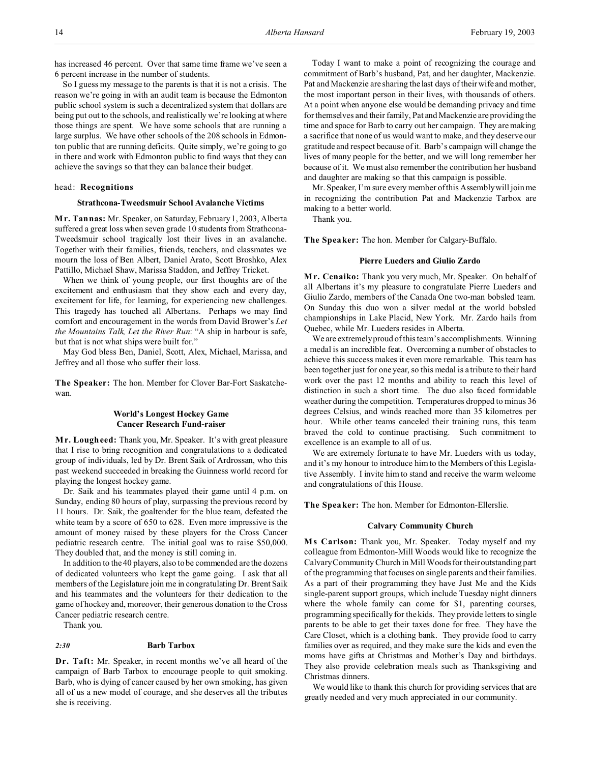has increased 46 percent. Over that same time frame we've seen a 6 percent increase in the number of students.

So I guess my message to the parents is that it is not a crisis. The reason we're going in with an audit team is because the Edmonton public school system is such a decentralized system that dollars are being put out to the schools, and realistically we're looking at where those things are spent. We have some schools that are running a large surplus. We have other schools of the 208 schools in Edmonton public that are running deficits. Quite simply, we're going to go in there and work with Edmonton public to find ways that they can achieve the savings so that they can balance their budget.

head: **Recognitions**

### Strathcona-Tweedsmuir School Avalanche Victims

**Mr. Tannas:** Mr. Speaker, on Saturday, February 1, 2003, Alberta suffered a great loss when seven grade 10 students from Strathcona-Tweedsmuir school tragically lost their lives in an avalanche. Together with their families, friends, teachers, and classmates we mourn the loss of Ben Albert, Daniel Arato, Scott Broshko, Alex Pattillo, Michael Shaw, Marissa Staddon, and Jeffrey Tricket.

When we think of young people, our first thoughts are of the excitement and enthusiasm that they show each and every day, excitement for life, for learning, for experiencing new challenges. This tragedy has touched all Albertans. Perhaps we may find comfort and encouragement in the words from David Brower's *Let the Mountains Talk, Let the River Run*: "A ship in harbour is safe, but that is not what ships were built for."

May God bless Ben, Daniel, Scott, Alex, Michael, Marissa, and Jeffrey and all those who suffer their loss.

**The Speaker:** The hon. Member for Clover Bar-Fort Saskatchewan.

### World's Longest Hockey Game Cancer Research Fund-raiser

**Mr. Lougheed:** Thank you, Mr. Speaker. It's with great pleasure that I rise to bring recognition and congratulations to a dedicated group of individuals, led by Dr. Brent Saik of Ardrossan, who this past weekend succeeded in breaking the Guinness world record for playing the longest hockey game.

Dr. Saik and his teammates played their game until 4 p.m. on Sunday, ending 80 hours of play, surpassing the previous record by 11 hours. Dr. Saik, the goaltender for the blue team, defeated the white team by a score of 650 to 628. Even more impressive is the amount of money raised by these players for the Cross Cancer pediatric research centre. The initial goal was to raise $50,000. They doubled that, and the money is still coming in.

In addition to the 40 players, also to be commended are the dozens of dedicated volunteers who kept the game going. I ask that all members of the Legislature join me in congratulating Dr. Brent Saik and his teammates and the volunteers for their dedication to the game of hockey and, moreover, their generous donation to the Cross Cancer pediatric research centre.

Thank you.

*2:30*

### Barb Tarbox

**Dr. Taft:** Mr. Speaker, in recent months we've all heard of the campaign of Barb Tarbox to encourage people to quit smoking. Barb, who is dying of cancer caused by her own smoking, has given all of us a new model of courage, and she deserves all the tributes she is receiving.

Today I want to make a point of recognizing the courage and commitment of Barb's husband, Pat, and her daughter, Mackenzie. Pat and Mackenzie are sharing the last days of their wife and mother, the most important person in their lives, with thousands of others. At a point when anyone else would be demanding privacy and time for themselves and their family, Pat and Mackenzie are providing the time and space for Barb to carry out her campaign. They are making a sacrifice that none of us would want to make, and they deserve our gratitude and respect because of it. Barb's campaign will change the lives of many people for the better, and we will long remember her because of it. We must also remember the contribution her husband and daughter are making so that this campaign is possible.

Mr. Speaker, I'm sure every member of this Assembly will join me in recognizing the contribution Pat and Mackenzie Tarbox are making to a better world.

Thank you.

**The Speaker:** The hon. Member for Calgary-Buffalo.

### Pierre Lueders and Giulio Zardo

**Mr. Cenaiko:** Thank you very much, Mr. Speaker. On behalf of all Albertans it's my pleasure to congratulate Pierre Lueders and Giulio Zardo, members of the Canada One two-man bobsled team. On Sunday this duo won a silver medal at the world bobsled championships in Lake Placid, New York. Mr. Zardo hails from Quebec, while Mr. Lueders resides in Alberta.

We are extremely proud of this team's accomplishments. Winning a medal is an incredible feat. Overcoming a number of obstacles to achieve this success makes it even more remarkable. This team has been together just for one year, so this medal is a tribute to their hard work over the past 12 months and ability to reach this level of distinction in such a short time. The duo also faced formidable weather during the competition. Temperatures dropped to minus 36 degrees Celsius, and winds reached more than 35 kilometres per hour. While other teams canceled their training runs, this team braved the cold to continue practising. Such commitment to excellence is an example to all of us.

We are extremely fortunate to have Mr. Lueders with us today, and it's my honour to introduce him to the Members of this Legislative Assembly. I invite him to stand and receive the warm welcome and congratulations of this House.

**The Speaker:** The hon. Member for Edmonton-Ellerslie.

### Calvary Community Church

**Ms Carlson:** Thank you, Mr. Speaker. Today myself and my colleague from Edmonton-Mill Woods would like to recognize the Calvary Community Church in Mill Woods for their outstanding part of the programming that focuses on single parents and their families. As a part of their programming they have Just Me and the Kids single-parent support groups, which include Tuesday night dinners where the whole family can come for $1, parenting courses, programming specifically for the kids. They provide letters to single parents to be able to get their taxes done for free. They have the Care Closet, which is a clothing bank. They provide food to carry families over as required, and they make sure the kids and even the moms have gifts at Christmas and Mother's Day and birthdays. They also provide celebration meals such as Thanksgiving and Christmas dinners.

We would like to thank this church for providing services that are greatly needed and very much appreciated in our community.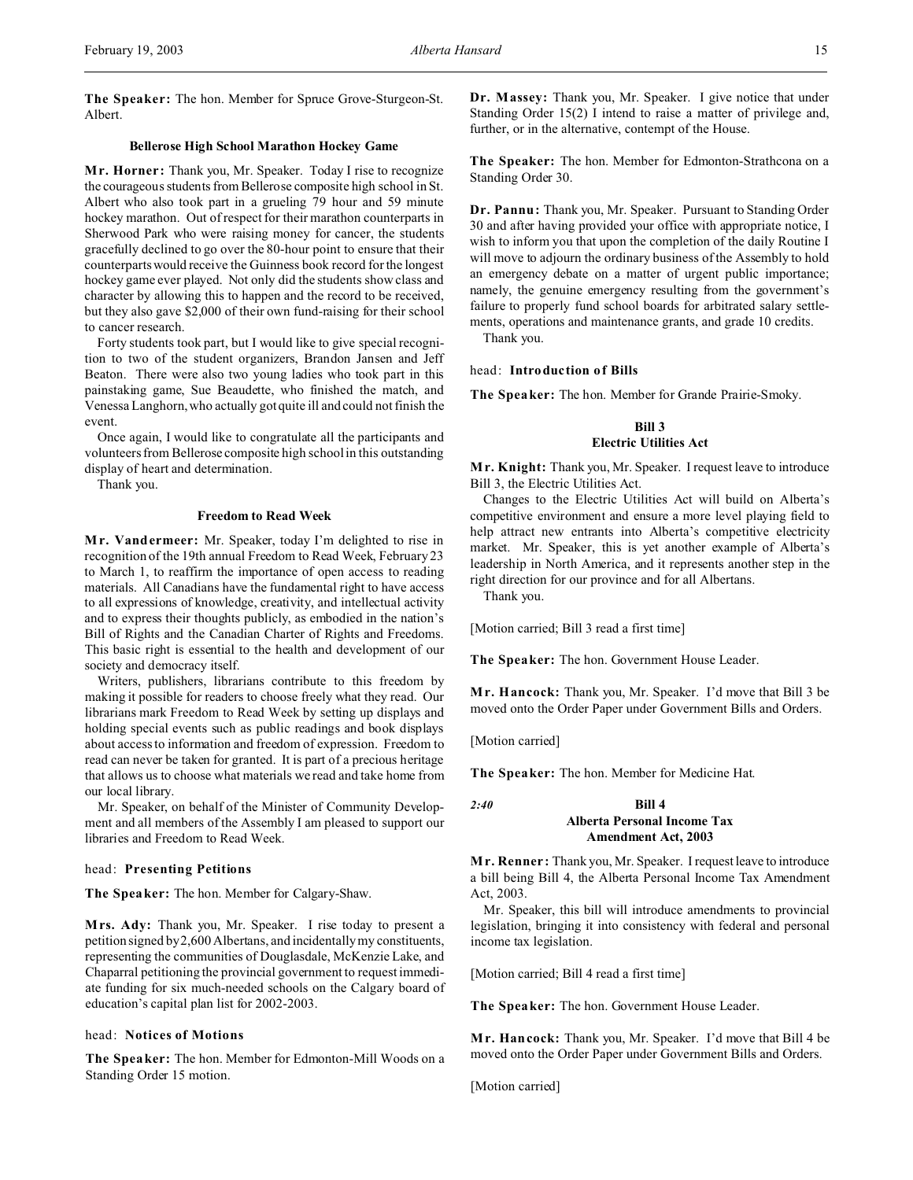**The Speaker:** The hon. Member for Spruce Grove-Sturgeon-St. Albert.

### Bellerose High School Marathon Hockey Game

**Mr. Horner:** Thank you, Mr. Speaker. Today I rise to recognize the courageous students from Bellerose composite high school in St. Albert who also took part in a grueling 79 hour and 59 minute hockey marathon. Out of respect for their marathon counterparts in Sherwood Park who were raising money for cancer, the students gracefully declined to go over the 80-hour point to ensure that their counterparts would receive the Guinness book record for the longest hockey game ever played. Not only did the students show class and character by allowing this to happen and the record to be received, but they also gave $2,000 of their own fund-raising for their school to cancer research.

Forty students took part, but I would like to give special recognition to two of the student organizers, Brandon Jansen and Jeff Beaton. There were also two young ladies who took part in this painstaking game, Sue Beaudette, who finished the match, and Venessa Langhorn, who actually got quite ill and could not finish the event.

Once again, I would like to congratulate all the participants and volunteers from Bellerose composite high school in this outstanding display of heart and determination.

Thank you.

### Freedom to Read Week

**Mr. Vandermeer:** Mr. Speaker, today I'm delighted to rise in recognition of the 19th annual Freedom to Read Week, February 23 to March 1, to reaffirm the importance of open access to reading materials. All Canadians have the fundamental right to have access to all expressions of knowledge, creativity, and intellectual activity and to express their thoughts publicly, as embodied in the nation's Bill of Rights and the Canadian Charter of Rights and Freedoms. This basic right is essential to the health and development of our society and democracy itself.

Writers, publishers, librarians contribute to this freedom by making it possible for readers to choose freely what they read. Our librarians mark Freedom to Read Week by setting up displays and holding special events such as public readings and book displays about access to information and freedom of expression. Freedom to read can never be taken for granted. It is part of a precious heritage that allows us to choose what materials we read and take home from our local library.

Mr. Speaker, on behalf of the Minister of Community Development and all members of the Assembly I am pleased to support our libraries and Freedom to Read Week.

head: **Presenting Petitions**

**The Speaker:** The hon. Member for Calgary-Shaw.

**Mrs. Ady:** Thank you, Mr. Speaker. I rise today to present a petition signed by 2,600 Albertans, and incidentally my constituents, representing the communities of Douglasdale, McKenzie Lake, and Chaparral petitioning the provincial government to request immediate funding for six much-needed schools on the Calgary board of education's capital plan list for 2002-2003.

head: **Notices of Motions**

**The Speaker:** The hon. Member for Edmonton-Mill Woods on a Standing Order 15 motion.

**Dr. Massey:** Thank you, Mr. Speaker. I give notice that under Standing Order 15(2) I intend to raise a matter of privilege and, further, or in the alternative, contempt of the House.

**The Speaker:** The hon. Member for Edmonton-Strathcona on a Standing Order 30.

**Dr. Pannu:** Thank you, Mr. Speaker. Pursuant to Standing Order 30 and after having provided your office with appropriate notice, I wish to inform you that upon the completion of the daily Routine I will move to adjourn the ordinary business of the Assembly to hold an emergency debate on a matter of urgent public importance; namely, the genuine emergency resulting from the government's failure to properly fund school boards for arbitrated salary settlements, operations and maintenance grants, and grade 10 credits.

Thank you.

head: **Introduction of Bills**

**The Speaker:** The hon. Member for Grande Prairie-Smoky.

### Bill 3
### Electric Utilities Act

**Mr. Knight:** Thank you, Mr. Speaker. I request leave to introduce Bill 3, the Electric Utilities Act.

Changes to the Electric Utilities Act will build on Alberta's competitive environment and ensure a more level playing field to help attract new entrants into Alberta's competitive electricity market. Mr. Speaker, this is yet another example of Alberta's leadership in North America, and it represents another step in the right direction for our province and for all Albertans.

Thank you.

[Motion carried; Bill 3 read a first time]

**The Speaker:** The hon. Government House Leader.

**Mr. Hancock:** Thank you, Mr. Speaker. I'd move that Bill 3 be moved onto the Order Paper under Government Bills and Orders.

[Motion carried]

**The Speaker:** The hon. Member for Medicine Hat.

*2:40*

### Bill 4
### Alberta Personal Income Tax Amendment Act, 2003

**Mr. Renner:** Thank you, Mr. Speaker. I request leave to introduce a bill being Bill 4, the Alberta Personal Income Tax Amendment Act, 2003.

Mr. Speaker, this bill will introduce amendments to provincial legislation, bringing it into consistency with federal and personal income tax legislation.

[Motion carried; Bill 4 read a first time]

**The Speaker:** The hon. Government House Leader.

**Mr. Hancock:** Thank you, Mr. Speaker. I'd move that Bill 4 be moved onto the Order Paper under Government Bills and Orders.

[Motion carried]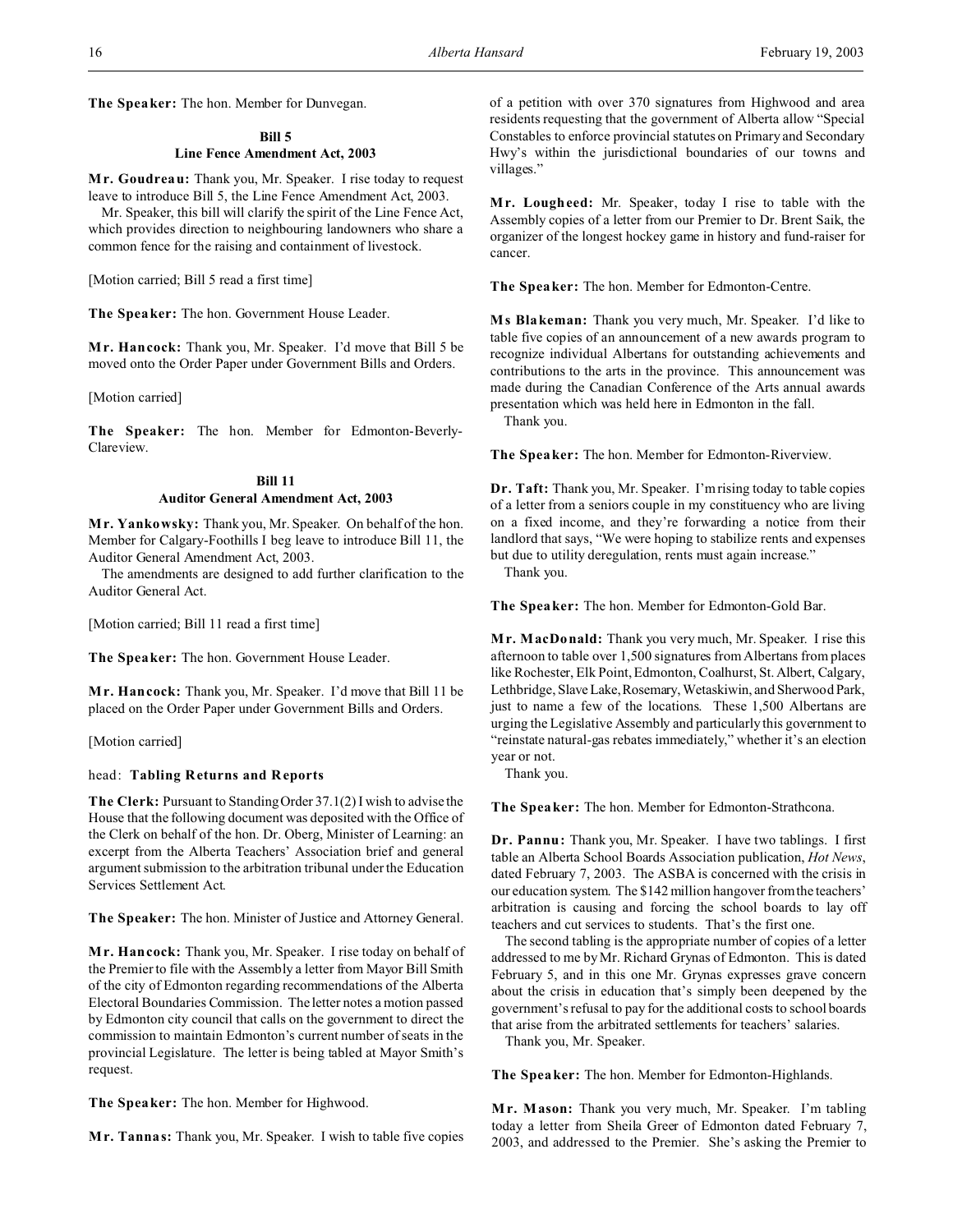**The Speaker:** The hon. Member for Dunvegan.

### Bill 5
### Line Fence Amendment Act, 2003

**Mr. Goudreau:** Thank you, Mr. Speaker. I rise today to request leave to introduce Bill 5, the Line Fence Amendment Act, 2003.

Mr. Speaker, this bill will clarify the spirit of the Line Fence Act, which provides direction to neighbouring landowners who share a common fence for the raising and containment of livestock.

[Motion carried; Bill 5 read a first time]

**The Speaker:** The hon. Government House Leader.

**Mr. Hancock:** Thank you, Mr. Speaker. I'd move that Bill 5 be moved onto the Order Paper under Government Bills and Orders.

[Motion carried]

**The Speaker:** The hon. Member for Edmonton-Beverly-Clareview.

### Bill 11
### Auditor General Amendment Act, 2003

**Mr. Yankowsky:** Thank you, Mr. Speaker. On behalf of the hon. Member for Calgary-Foothills I beg leave to introduce Bill 11, the Auditor General Amendment Act, 2003.

The amendments are designed to add further clarification to the Auditor General Act.

[Motion carried; Bill 11 read a first time]

**The Speaker:** The hon. Government House Leader.

**Mr. Hancock:** Thank you, Mr. Speaker. I'd move that Bill 11 be placed on the Order Paper under Government Bills and Orders.

[Motion carried]

head: **Tabling Returns and Reports**

**The Clerk:** Pursuant to Standing Order 37.1(2) I wish to advise the House that the following document was deposited with the Office of the Clerk on behalf of the hon. Dr. Oberg, Minister of Learning: an excerpt from the Alberta Teachers' Association brief and general argument submission to the arbitration tribunal under the Education Services Settlement Act.

**The Speaker:** The hon. Minister of Justice and Attorney General.

**Mr. Hancock:** Thank you, Mr. Speaker. I rise today on behalf of the Premier to file with the Assembly a letter from Mayor Bill Smith of the city of Edmonton regarding recommendations of the Alberta Electoral Boundaries Commission. The letter notes a motion passed by Edmonton city council that calls on the government to direct the commission to maintain Edmonton's current number of seats in the provincial Legislature. The letter is being tabled at Mayor Smith's request.

**The Speaker:** The hon. Member for Highwood.

**Mr. Tannas:** Thank you, Mr. Speaker. I wish to table five copies of a petition with over 370 signatures from Highwood and area residents requesting that the government of Alberta allow "Special Constables to enforce provincial statutes on Primary and Secondary Hwy's within the jurisdictional boundaries of our towns and villages."

**Mr. Lougheed:** Mr. Speaker, today I rise to table with the Assembly copies of a letter from our Premier to Dr. Brent Saik, the organizer of the longest hockey game in history and fund-raiser for cancer.

**The Speaker:** The hon. Member for Edmonton-Centre.

**Ms Blakeman:** Thank you very much, Mr. Speaker. I'd like to table five copies of an announcement of a new awards program to recognize individual Albertans for outstanding achievements and contributions to the arts in the province. This announcement was made during the Canadian Conference of the Arts annual awards presentation which was held here in Edmonton in the fall.

Thank you.

**The Speaker:** The hon. Member for Edmonton-Riverview.

**Dr. Taft:** Thank you, Mr. Speaker. I'm rising today to table copies of a letter from a seniors couple in my constituency who are living on a fixed income, and they're forwarding a notice from their landlord that says, "We were hoping to stabilize rents and expenses but due to utility deregulation, rents must again increase."

Thank you.

**The Speaker:** The hon. Member for Edmonton-Gold Bar.

**Mr. MacDonald:** Thank you very much, Mr. Speaker. I rise this afternoon to table over 1,500 signatures from Albertans from places like Rochester, Elk Point, Edmonton, Coalhurst, St. Albert, Calgary, Lethbridge, Slave Lake, Rosemary, Wetaskiwin, and Sherwood Park, just to name a few of the locations. These 1,500 Albertans are urging the Legislative Assembly and particularly this government to "reinstate natural-gas rebates immediately," whether it's an election year or not.

Thank you.

**The Speaker:** The hon. Member for Edmonton-Strathcona.

**Dr. Pannu:** Thank you, Mr. Speaker. I have two tablings. I first table an Alberta School Boards Association publication, *Hot News*, dated February 7, 2003. The ASBA is concerned with the crisis in our education system. The $142 million hangover from the teachers' arbitration is causing and forcing the school boards to lay off teachers and cut services to students. That's the first one.

The second tabling is the appropriate number of copies of a letter addressed to me by Mr. Richard Grynas of Edmonton. This is dated February 5, and in this one Mr. Grynas expresses grave concern about the crisis in education that's simply been deepened by the government's refusal to pay for the additional costs to school boards that arise from the arbitrated settlements for teachers' salaries.

Thank you, Mr. Speaker.

**The Speaker:** The hon. Member for Edmonton-Highlands.

**Mr. Mason:** Thank you very much, Mr. Speaker. I'm tabling today a letter from Sheila Greer of Edmonton dated February 7, 2003, and addressed to the Premier. She's asking the Premier to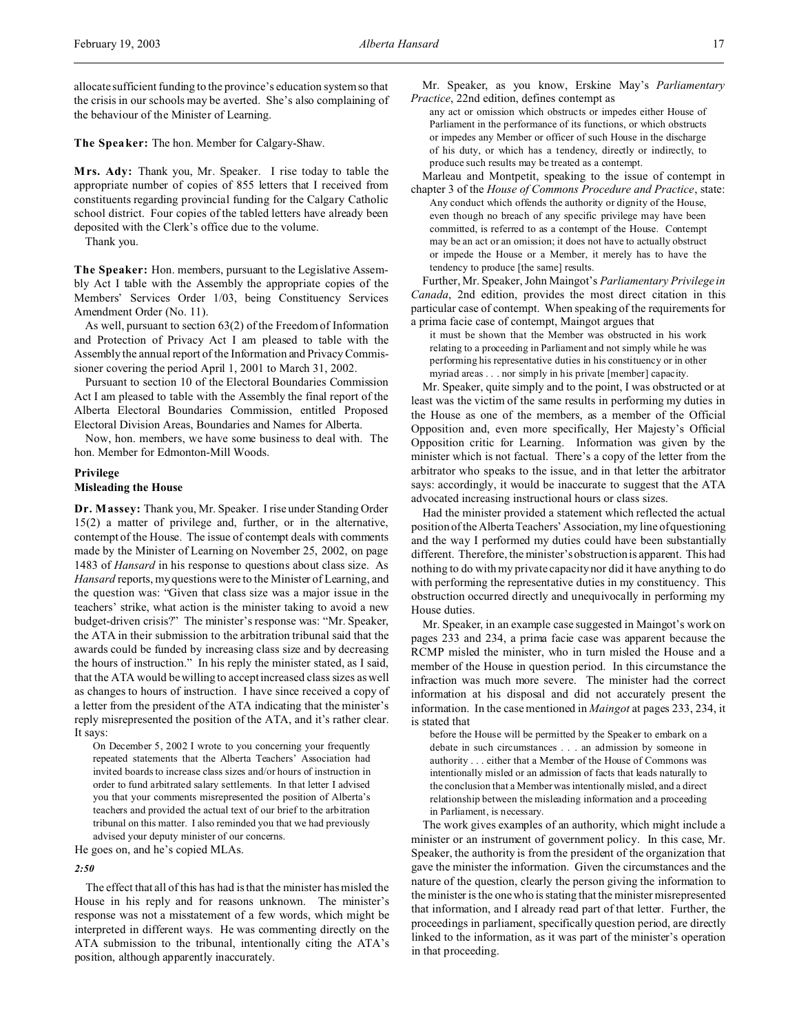allocate sufficient funding to the province's education system so that the crisis in our schools may be averted. She's also complaining of the behaviour of the Minister of Learning.

**The Speaker:** The hon. Member for Calgary-Shaw.

**Mrs. Ady:** Thank you, Mr. Speaker. I rise today to table the appropriate number of copies of 855 letters that I received from constituents regarding provincial funding for the Calgary Catholic school district. Four copies of the tabled letters have already been deposited with the Clerk's office due to the volume.

Thank you.

**The Speaker:** Hon. members, pursuant to the Legislative Assembly Act I table with the Assembly the appropriate copies of the Members' Services Order 1/03, being Constituency Services Amendment Order (No. 11).

As well, pursuant to section 63(2) of the Freedom of Information and Protection of Privacy Act I am pleased to table with the Assembly the annual report of the Information and Privacy Commissioner covering the period April 1, 2001 to March 31, 2002.

Pursuant to section 10 of the Electoral Boundaries Commission Act I am pleased to table with the Assembly the final report of the Alberta Electoral Boundaries Commission, entitled Proposed Electoral Division Areas, Boundaries and Names for Alberta.

Now, hon. members, we have some business to deal with. The hon. Member for Edmonton-Mill Woods.

### Privilege
### Misleading the House

**Dr. Massey:** Thank you, Mr. Speaker. I rise under Standing Order 15(2) a matter of privilege and, further, or in the alternative, contempt of the House. The issue of contempt deals with comments made by the Minister of Learning on November 25, 2002, on page 1483 of *Hansard* in his response to questions about class size. As *Hansard* reports, my questions were to the Minister of Learning, and the question was: "Given that class size was a major issue in the teachers' strike, what action is the minister taking to avoid a new budget-driven crisis?" The minister's response was: "Mr. Speaker, the ATA in their submission to the arbitration tribunal said that the awards could be funded by increasing class size and by decreasing the hours of instruction." In his reply the minister stated, as I said, that the ATA would be willing to accept increased class sizes as well as changes to hours of instruction. I have since received a copy of a letter from the president of the ATA indicating that the minister's reply misrepresented the position of the ATA, and it's rather clear. It says:

> On December 5, 2002 I wrote to you concerning your frequently repeated statements that the Alberta Teachers' Association had invited boards to increase class sizes and/or hours of instruction in order to fund arbitrated salary settlements. In that letter I advised you that your comments misrepresented the position of Alberta's teachers and provided the actual text of our brief to the arbitration tribunal on this matter. I also reminded you that we had previously advised your deputy minister of our concerns.

He goes on, and he's copied MLAs.

*2:50*

The effect that all of this has had is that the minister has misled the House in his reply and for reasons unknown. The minister's response was not a misstatement of a few words, which might be interpreted in different ways. He was commenting directly on the ATA submission to the tribunal, intentionally citing the ATA's position, although apparently inaccurately.

Mr. Speaker, as you know, Erskine May's *Parliamentary Practice*, 22nd edition, defines contempt as

> any act or omission which obstructs or impedes either House of Parliament in the performance of its functions, or which obstructs or impedes any Member or officer of such House in the discharge of his duty, or which has a tendency, directly or indirectly, to produce such results may be treated as a contempt.

Marleau and Montpetit, speaking to the issue of contempt in chapter 3 of the *House of Commons Procedure and Practice*, state:

> Any conduct which offends the authority or dignity of the House, even though no breach of any specific privilege may have been committed, is referred to as a contempt of the House. Contempt may be an act or an omission; it does not have to actually obstruct or impede the House or a Member, it merely has to have the tendency to produce [the same] results.

Further, Mr. Speaker, John Maingot's *Parliamentary Privilege in Canada*, 2nd edition, provides the most direct citation in this particular case of contempt. When speaking of the requirements for a prima facie case of contempt, Maingot argues that

> it must be shown that the Member was obstructed in his work relating to a proceeding in Parliament and not simply while he was performing his representative duties in his constituency or in other myriad areas . . . nor simply in his private [member] capacity.

Mr. Speaker, quite simply and to the point, I was obstructed or at least was the victim of the same results in performing my duties in the House as one of the members, as a member of the Official Opposition and, even more specifically, Her Majesty's Official Opposition critic for Learning. Information was given by the minister which is not factual. There's a copy of the letter from the arbitrator who speaks to the issue, and in that letter the arbitrator says: accordingly, it would be inaccurate to suggest that the ATA advocated increasing instructional hours or class sizes.

Had the minister provided a statement which reflected the actual position of the Alberta Teachers' Association, my line of questioning and the way I performed my duties could have been substantially different. Therefore, the minister's obstruction is apparent. This had nothing to do with my private capacity nor did it have anything to do with performing the representative duties in my constituency. This obstruction occurred directly and unequivocally in performing my House duties.

Mr. Speaker, in an example case suggested in Maingot's work on pages 233 and 234, a prima facie case was apparent because the RCMP misled the minister, who in turn misled the House and a member of the House in question period. In this circumstance the infraction was much more severe. The minister had the correct information at his disposal and did not accurately present the information. In the case mentioned in *Maingot* at pages 233, 234, it is stated that

> before the House will be permitted by the Speaker to embark on a debate in such circumstances . . . an admission by someone in authority . . . either that a Member of the House of Commons was intentionally misled or an admission of facts that leads naturally to the conclusion that a Member was intentionally misled, and a direct relationship between the misleading information and a proceeding in Parliament, is necessary.

The work gives examples of an authority, which might include a minister or an instrument of government policy. In this case, Mr. Speaker, the authority is from the president of the organization that gave the minister the information. Given the circumstances and the nature of the question, clearly the person giving the information to the minister is the one who is stating that the minister misrepresented that information, and I already read part of that letter. Further, the proceedings in parliament, specifically question period, are directly linked to the information, as it was part of the minister's operation in that proceeding.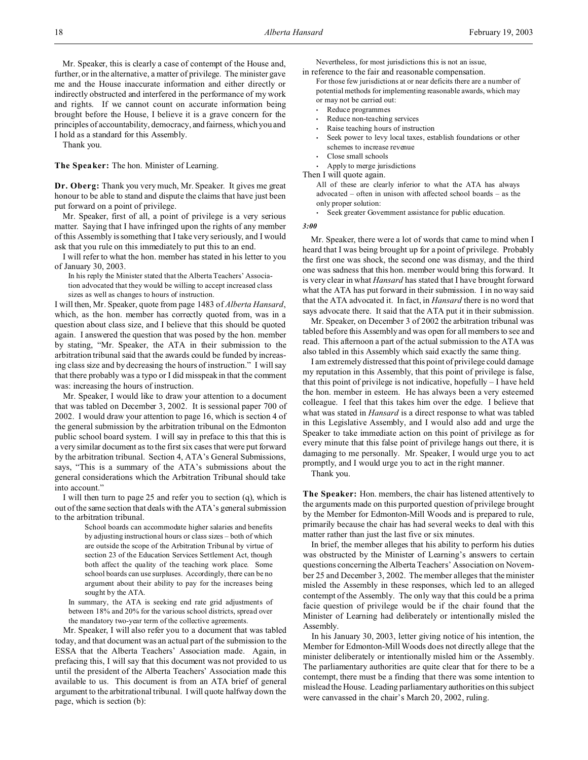Mr. Speaker, this is clearly a case of contempt of the House and, further, or in the alternative, a matter of privilege. The minister gave me and the House inaccurate information and either directly or indirectly obstructed and interfered in the performance of my work and rights. If we cannot count on accurate information being brought before the House, I believe it is a grave concern for the principles of accountability, democracy, and fairness, which you and I hold as a standard for this Assembly.

Thank you.

**The Speaker:** The hon. Minister of Learning.

**Dr. Oberg:** Thank you very much, Mr. Speaker. It gives me great honour to be able to stand and dispute the claims that have just been put forward on a point of privilege.

Mr. Speaker, first of all, a point of privilege is a very serious matter. Saying that I have infringed upon the rights of any member of this Assembly is something that I take very seriously, and I would ask that you rule on this immediately to put this to an end.

I will refer to what the hon. member has stated in his letter to you of January 30, 2003.

> In his reply the Minister stated that the Alberta Teachers' Association advocated that they would be willing to accept increased class sizes as well as changes to hours of instruction.

I will then, Mr. Speaker, quote from page 1483 of *Alberta Hansard*, which, as the hon. member has correctly quoted from, was in a question about class size, and I believe that this should be quoted again. I answered the question that was posed by the hon. member by stating, "Mr. Speaker, the ATA in their submission to the arbitration tribunal said that the awards could be funded by increasing class size and by decreasing the hours of instruction." I will say that there probably was a typo or I did misspeak in that the comment was: increasing the hours of instruction.

Mr. Speaker, I would like to draw your attention to a document that was tabled on December 3, 2002. It is sessional paper 700 of 2002. I would draw your attention to page 16, which is section 4 of the general submission by the arbitration tribunal on the Edmonton public school board system. I will say in preface to this that this is a very similar document as to the first six cases that were put forward by the arbitration tribunal. Section 4, ATA's General Submissions, says, "This is a summary of the ATA's submissions about the general considerations which the Arbitration Tribunal should take into account."

I will then turn to page 25 and refer you to section (q), which is out of the same section that deals with the ATA's general submission to the arbitration tribunal.

> School boards can accommodate higher salaries and benefits by adjusting instructional hours or class sizes – both of which are outside the scope of the Arbitration Tribunal by virtue of section 23 of the Education Services Settlement Act, though both affect the quality of the teaching work place. Some school boards can use surpluses. Accordingly, there can be no argument about their ability to pay for the increases being sought by the ATA.
>
> In summary, the ATA is seeking end rate grid adjustments of between 18% and 20% for the various school districts, spread over the mandatory two-year term of the collective agreements.

Mr. Speaker, I will also refer you to a document that was tabled today, and that document was an actual part of the submission to the ESSA that the Alberta Teachers' Association made. Again, in prefacing this, I will say that this document was not provided to us until the president of the Alberta Teachers' Association made this available to us. This document is from an ATA brief of general argument to the arbitrational tribunal. I will quote halfway down the page, which is section (b):

> Nevertheless, for most jurisdictions this is not an issue,

in reference to the fair and reasonable compensation.

> For those few jurisdictions at or near deficits there are a number of potential methods for implementing reasonable awards, which may or may not be carried out:
>
> - Reduce programmes
> - Reduce non-teaching services
> - Raise teaching hours of instruction
> - Seek power to levy local taxes, establish foundations or other schemes to increase revenue
> - Close small schools
> - Apply to merge jurisdictions

Then I will quote again.

> All of these are clearly inferior to what the ATA has always advocated – often in unison with affected school boards – as the only proper solution:
>
> - Seek greater Government assistance for public education.

*3:00*

Mr. Speaker, there were a lot of words that came to mind when I heard that I was being brought up for a point of privilege. Probably the first one was shock, the second one was dismay, and the third one was sadness that this hon. member would bring this forward. It is very clear in what *Hansard* has stated that I have brought forward what the ATA has put forward in their submission. I in no way said that the ATA advocated it. In fact, in *Hansard* there is no word that says advocate there. It said that the ATA put it in their submission.

Mr. Speaker, on December 3 of 2002 the arbitration tribunal was tabled before this Assembly and was open for all members to see and read. This afternoon a part of the actual submission to the ATA was also tabled in this Assembly which said exactly the same thing.

I am extremely distressed that this point of privilege could damage my reputation in this Assembly, that this point of privilege is false, that this point of privilege is not indicative, hopefully – I have held the hon. member in esteem. He has always been a very esteemed colleague. I feel that this takes him over the edge. I believe that what was stated in *Hansard* is a direct response to what was tabled in this Legislative Assembly, and I would also add and urge the Speaker to take immediate action on this point of privilege as for every minute that this false point of privilege hangs out there, it is damaging to me personally. Mr. Speaker, I would urge you to act promptly, and I would urge you to act in the right manner.

Thank you.

**The Speaker:** Hon. members, the chair has listened attentively to the arguments made on this purported question of privilege brought by the Member for Edmonton-Mill Woods and is prepared to rule, primarily because the chair has had several weeks to deal with this matter rather than just the last five or six minutes.

In brief, the member alleges that his ability to perform his duties was obstructed by the Minister of Learning's answers to certain questions concerning the Alberta Teachers' Association on November 25 and December 3, 2002. The member alleges that the minister misled the Assembly in these responses, which led to an alleged contempt of the Assembly. The only way that this could be a prima facie question of privilege would be if the chair found that the Minister of Learning had deliberately or intentionally misled the Assembly.

In his January 30, 2003, letter giving notice of his intention, the Member for Edmonton-Mill Woods does not directly allege that the minister deliberately or intentionally misled him or the Assembly. The parliamentary authorities are quite clear that for there to be a contempt, there must be a finding that there was some intention to mislead the House. Leading parliamentary authorities on this subject were canvassed in the chair's March 20, 2002, ruling.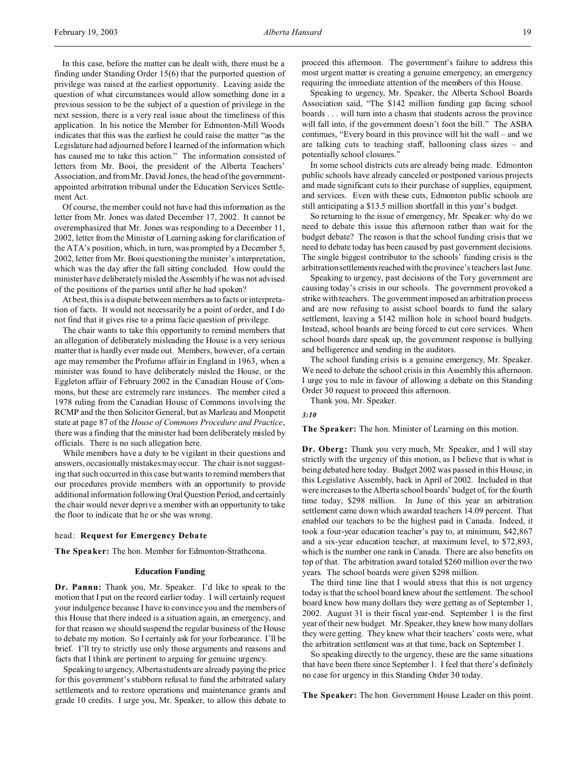In this case, before the matter can be dealt with, there must be a finding under Standing Order 15(6) that the purported question of privilege was raised at the earliest opportunity. Leaving aside the question of what circumstances would allow something done in a previous session to be the subject of a question of privilege in the next session, there is a very real issue about the timeliness of this application. In his notice the Member for Edmonton-Mill Woods indicates that this was the earliest he could raise the matter "as the Legislature had adjourned before I learned of the information which has caused me to take this action." The information consisted of letters from Mr. Booi, the president of the Alberta Teachers' Association, and from Mr. David Jones, the head of the government-appointed arbitration tribunal under the Education Services Settlement Act.

Of course, the member could not have had this information as the letter from Mr. Jones was dated December 17, 2002. It cannot be overemphasized that Mr. Jones was responding to a December 11, 2002, letter from the Minister of Learning asking for clarification of the ATA's position, which, in turn, was prompted by a December 5, 2002, letter from Mr. Booi questioning the minister's interpretation, which was the day after the fall sitting concluded. How could the minister have deliberately misled the Assembly if he was not advised of the positions of the parties until after he had spoken?

At best, this is a dispute between members as to facts or interpretation of facts. It would not necessarily be a point of order, and I do not find that it gives rise to a prima facie question of privilege.

The chair wants to take this opportunity to remind members that an allegation of deliberately misleading the House is a very serious matter that is hardly ever made out. Members, however, of a certain age may remember the Profumo affair in England in 1963, when a minister was found to have deliberately misled the House, or the Eggleton affair of February 2002 in the Canadian House of Commons, but these are extremely rare instances. The member cited a 1978 ruling from the Canadian House of Commons involving the RCMP and the then Solicitor General, but as Marleau and Monpetit state at page 87 of the *House of Commons Procedure and Practice*, there was a finding that the minister had been deliberately misled by officials. There is no such allegation here.

While members have a duty to be vigilant in their questions and answers, occasionally mistakes may occur. The chair is not suggesting that such occurred in this case but wants to remind members that our procedures provide members with an opportunity to provide additional information following Oral Question Period, and certainly the chair would never deprive a member with an opportunity to take the floor to indicate that he or she was wrong.

head: **Request for Emergency Debate**

**The Speaker:** The hon. Member for Edmonton-Strathcona.

**Education Funding**

**Dr. Pannu:** Thank you, Mr. Speaker. I'd like to speak to the motion that I put on the record earlier today. I will certainly request your indulgence because I have to convince you and the members of this House that there indeed is a situation again, an emergency, and for that reason we should suspend the regular business of the House to debate my motion. So I certainly ask for your forbearance. I'll be brief. I'll try to strictly use only those arguments and reasons and facts that I think are pertinent to arguing for genuine urgency.

Speaking to urgency, Alberta students are already paying the price for this government's stubborn refusal to fund the arbitrated salary settlements and to restore operations and maintenance grants and grade 10 credits. I urge you, Mr. Speaker, to allow this debate to proceed this afternoon. The government's failure to address this most urgent matter is creating a genuine emergency, an emergency requiring the immediate attention of the members of this House.

Speaking to urgency, Mr. Speaker, the Alberta School Boards Association said, "The $142 million funding gap facing school boards . . . will turn into a chasm that students across the province will fall into, if the government doesn't foot the bill." The ASBA continues, "Every board in this province will hit the wall – and we are talking cuts to teaching staff, ballooning class sizes – and potentially school closures."

In some school districts cuts are already being made. Edmonton public schools have already canceled or postponed various projects and made significant cuts to their purchase of supplies, equipment, and services. Even with these cuts, Edmonton public schools are still anticipating a $13.5 million shortfall in this year's budget.

So returning to the issue of emergency, Mr. Speaker: why do we need to debate this issue this afternoon rather than wait for the budget debate? The reason is that the school funding crisis that we need to debate today has been caused by past government decisions. The single biggest contributor to the schools' funding crisis is the arbitration settlements reached with the province's teachers last June.

Speaking to urgency, past decisions of the Tory government are causing today's crisis in our schools. The government provoked a strike with teachers. The government imposed an arbitration process and are now refusing to assist school boards to fund the salary settlement, leaving a $142 million hole in school board budgets. Instead, school boards are being forced to cut core services. When school boards dare speak up, the government response is bullying and belligerence and sending in the auditors.

The school funding crisis is a genuine emergency, Mr. Speaker. We need to debate the school crisis in this Assembly this afternoon. I urge you to rule in favour of allowing a debate on this Standing Order 30 request to proceed this afternoon.

Thank you, Mr. Speaker.

*3:10*

**The Speaker:** The hon. Minister of Learning on this motion.

**Dr. Oberg:** Thank you very much, Mr. Speaker, and I will stay strictly with the urgency of this motion, as I believe that is what is being debated here today. Budget 2002 was passed in this House, in this Legislative Assembly, back in April of 2002. Included in that were increases to the Alberta school boards' budget of, for the fourth time today, $298 million. In June of this year an arbitration settlement came down which awarded teachers 14.09 percent. That enabled our teachers to be the highest paid in Canada. Indeed, it took a four-year education teacher's pay to, at minimum, $42,867 and a six-year education teacher, at maximum level, to $72,893, which is the number one rank in Canada. There are also benefits on top of that. The arbitration award totaled $260 million over the two years. The school boards were given $298 million.

The third time line that I would stress that this is not urgency today is that the school board knew about the settlement. The school board knew how many dollars they were getting as of September 1, 2002. August 31 is their fiscal year-end. September 1 is the first year of their new budget. Mr. Speaker, they knew how many dollars they were getting. They knew what their teachers' costs were, what the arbitration settlement was at that time, back on September 1.

So speaking directly to the urgency, these are the same situations that have been there since September 1. I feel that there's definitely no case for urgency in this Standing Order 30 today.

**The Speaker:** The hon. Government House Leader on this point.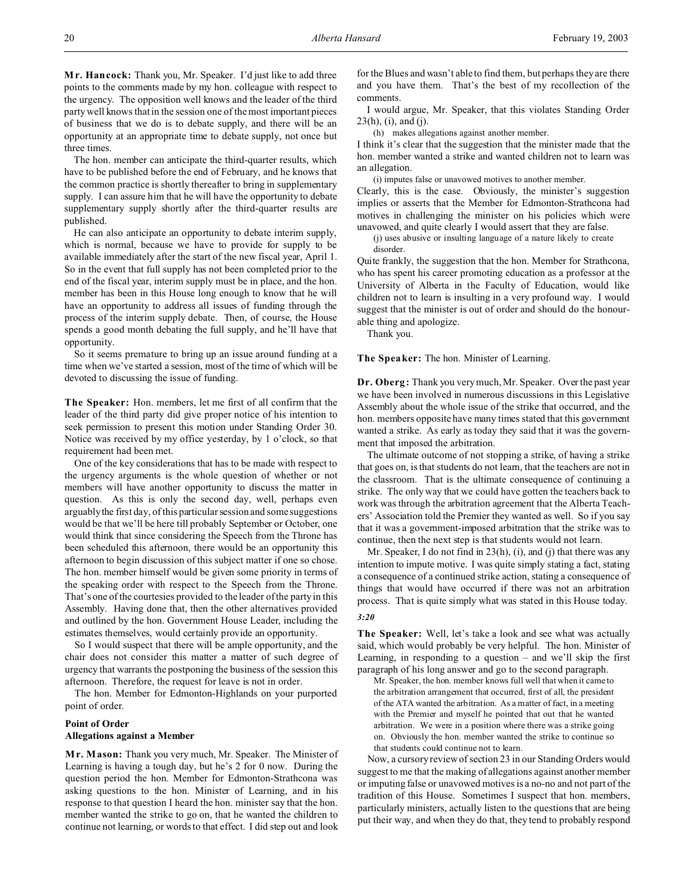**Mr. Hancock:** Thank you, Mr. Speaker. I'd just like to add three points to the comments made by my hon. colleague with respect to the urgency. The opposition well knows and the leader of the third party well knows that in the session one of the most important pieces of business that we do is to debate supply, and there will be an opportunity at an appropriate time to debate supply, not once but three times.

The hon. member can anticipate the third-quarter results, which have to be published before the end of February, and he knows that the common practice is shortly thereafter to bring in supplementary supply. I can assure him that he will have the opportunity to debate supplementary supply shortly after the third-quarter results are published.

He can also anticipate an opportunity to debate interim supply, which is normal, because we have to provide for supply to be available immediately after the start of the new fiscal year, April 1. So in the event that full supply has not been completed prior to the end of the fiscal year, interim supply must be in place, and the hon. member has been in this House long enough to know that he will have an opportunity to address all issues of funding through the process of the interim supply debate. Then, of course, the House spends a good month debating the full supply, and he'll have that opportunity.

So it seems premature to bring up an issue around funding at a time when we've started a session, most of the time of which will be devoted to discussing the issue of funding.

**The Speaker:** Hon. members, let me first of all confirm that the leader of the third party did give proper notice of his intention to seek permission to present this motion under Standing Order 30. Notice was received by my office yesterday, by 1 o'clock, so that requirement had been met.

One of the key considerations that has to be made with respect to the urgency arguments is the whole question of whether or not members will have another opportunity to discuss the matter in question. As this is only the second day, well, perhaps even arguably the first day, of this particular session and some suggestions would be that we'll be here till probably September or October, one would think that since considering the Speech from the Throne has been scheduled this afternoon, there would be an opportunity this afternoon to begin discussion of this subject matter if one so chose. The hon. member himself would be given some priority in terms of the speaking order with respect to the Speech from the Throne. That's one of the courtesies provided to the leader of the party in this Assembly. Having done that, then the other alternatives provided and outlined by the hon. Government House Leader, including the estimates themselves, would certainly provide an opportunity.

So I would suspect that there will be ample opportunity, and the chair does not consider this matter a matter of such degree of urgency that warrants the postponing the business of the session this afternoon. Therefore, the request for leave is not in order.

The hon. Member for Edmonton-Highlands on your purported point of order.

### Point of Order
### Allegations against a Member

**Mr. Mason:** Thank you very much, Mr. Speaker. The Minister of Learning is having a tough day, but he's 2 for 0 now. During the question period the hon. Member for Edmonton-Strathcona was asking questions to the hon. Minister of Learning, and in his response to that question I heard the hon. minister say that the hon. member wanted the strike to go on, that he wanted the children to continue not learning, or words to that effect. I did step out and look for the Blues and wasn't able to find them, but perhaps they are there and you have them. That's the best of my recollection of the comments.

I would argue, Mr. Speaker, that this violates Standing Order 23(h), (i), and (j).

> (h) makes allegations against another member.

I think it's clear that the suggestion that the minister made that the hon. member wanted a strike and wanted children not to learn was an allegation.

> (i) imputes false or unavowed motives to another member.

Clearly, this is the case. Obviously, the minister's suggestion implies or asserts that the Member for Edmonton-Strathcona had motives in challenging the minister on his policies which were unavowed, and quite clearly I would assert that they are false.

> (j) uses abusive or insulting language of a nature likely to create disorder.

Quite frankly, the suggestion that the hon. Member for Strathcona, who has spent his career promoting education as a professor at the University of Alberta in the Faculty of Education, would like children not to learn is insulting in a very profound way. I would suggest that the minister is out of order and should do the honourable thing and apologize.

Thank you.

**The Speaker:** The hon. Minister of Learning.

**Dr. Oberg:** Thank you very much, Mr. Speaker. Over the past year we have been involved in numerous discussions in this Legislative Assembly about the whole issue of the strike that occurred, and the hon. members opposite have many times stated that this government wanted a strike. As early as today they said that it was the government that imposed the arbitration.

The ultimate outcome of not stopping a strike, of having a strike that goes on, is that students do not learn, that the teachers are not in the classroom. That is the ultimate consequence of continuing a strike. The only way that we could have gotten the teachers back to work was through the arbitration agreement that the Alberta Teachers' Association told the Premier they wanted as well. So if you say that it was a government-imposed arbitration that the strike was to continue, then the next step is that students would not learn.

Mr. Speaker, I do not find in 23(h), (i), and (j) that there was any intention to impute motive. I was quite simply stating a fact, stating a consequence of a continued strike action, stating a consequence of things that would have occurred if there was not an arbitration process. That is quite simply what was stated in this House today.

*3:20*

**The Speaker:** Well, let's take a look and see what was actually said, which would probably be very helpful. The hon. Minister of Learning, in responding to a question – and we'll skip the first paragraph of his long answer and go to the second paragraph.

> Mr. Speaker, the hon. member knows full well that when it came to the arbitration arrangement that occurred, first of all, the president of the ATA wanted the arbitration. As a matter of fact, in a meeting with the Premier and myself he pointed that out that he wanted arbitration. We were in a position where there was a strike going on. Obviously the hon. member wanted the strike to continue so that students could continue not to learn.

Now, a cursory review of section 23 in our Standing Orders would suggest to me that the making of allegations against another member or imputing false or unavowed motives is a no-no and not part of the tradition of this House. Sometimes I suspect that hon. members, particularly ministers, actually listen to the questions that are being put their way, and when they do that, they tend to probably respond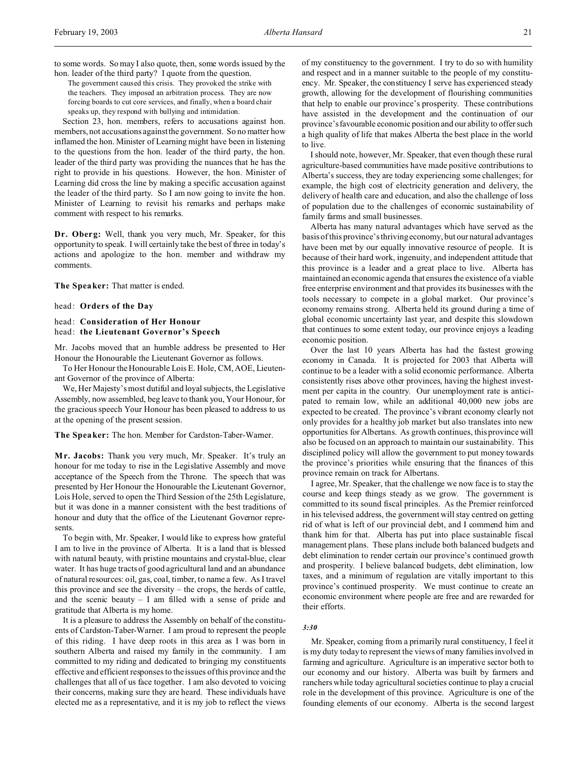to some words. So may I also quote, then, some words issued by the hon. leader of the third party? I quote from the question.

> The government caused this crisis. They provoked the strike with the teachers. They imposed an arbitration process. They are now forcing boards to cut core services, and finally, when a board chair speaks up, they respond with bullying and intimidation.

Section 23, hon. members, refers to accusations against hon. members, not accusations against the government. So no matter how inflamed the hon. Minister of Learning might have been in listening to the questions from the hon. leader of the third party, the hon. leader of the third party was providing the nuances that he has the right to provide in his questions. However, the hon. Minister of Learning did cross the line by making a specific accusation against the leader of the third party. So I am now going to invite the hon. Minister of Learning to revisit his remarks and perhaps make comment with respect to his remarks.

**Dr. Oberg:** Well, thank you very much, Mr. Speaker, for this opportunity to speak. I will certainly take the best of three in today's actions and apologize to the hon. member and withdraw my comments.

**The Speaker:** That matter is ended.

head: **Orders of the Day**

head: **Consideration of Her Honour**
head: **the Lieutenant Governor's Speech**

Mr. Jacobs moved that an humble address be presented to Her Honour the Honourable the Lieutenant Governor as follows.

To Her Honour the Honourable Lois E. Hole, CM, AOE, Lieutenant Governor of the province of Alberta:

We, Her Majesty's most dutiful and loyal subjects, the Legislative Assembly, now assembled, beg leave to thank you, Your Honour, for the gracious speech Your Honour has been pleased to address to us at the opening of the present session.

**The Speaker:** The hon. Member for Cardston-Taber-Warner.

**Mr. Jacobs:** Thank you very much, Mr. Speaker. It's truly an honour for me today to rise in the Legislative Assembly and move acceptance of the Speech from the Throne. The speech that was presented by Her Honour the Honourable the Lieutenant Governor, Lois Hole, served to open the Third Session of the 25th Legislature, but it was done in a manner consistent with the best traditions of honour and duty that the office of the Lieutenant Governor represents.

To begin with, Mr. Speaker, I would like to express how grateful I am to live in the province of Alberta. It is a land that is blessed with natural beauty, with pristine mountains and crystal-blue, clear water. It has huge tracts of good agricultural land and an abundance of natural resources: oil, gas, coal, timber, to name a few. As I travel this province and see the diversity – the crops, the herds of cattle, and the scenic beauty – I am filled with a sense of pride and gratitude that Alberta is my home.

It is a pleasure to address the Assembly on behalf of the constituents of Cardston-Taber-Warner. I am proud to represent the people of this riding. I have deep roots in this area as I was born in southern Alberta and raised my family in the community. I am committed to my riding and dedicated to bringing my constituents effective and efficient responses to the issues of this province and the challenges that all of us face together. I am also devoted to voicing their concerns, making sure they are heard. These individuals have elected me as a representative, and it is my job to reflect the views of my constituency to the government. I try to do so with humility and respect and in a manner suitable to the people of my constituency. Mr. Speaker, the constituency I serve has experienced steady growth, allowing for the development of flourishing communities that help to enable our province's prosperity. These contributions have assisted in the development and the continuation of our province's favourable economic position and our ability to offer such a high quality of life that makes Alberta the best place in the world to live.

I should note, however, Mr. Speaker, that even though these rural agriculture-based communities have made positive contributions to Alberta's success, they are today experiencing some challenges; for example, the high cost of electricity generation and delivery, the delivery of health care and education, and also the challenge of loss of population due to the challenges of economic sustainability of family farms and small businesses.

Alberta has many natural advantages which have served as the basis of this province's thriving economy, but our natural advantages have been met by our equally innovative resource of people. It is because of their hard work, ingenuity, and independent attitude that this province is a leader and a great place to live. Alberta has maintained an economic agenda that ensures the existence of a viable free enterprise environment and that provides its businesses with the tools necessary to compete in a global market. Our province's economy remains strong. Alberta held its ground during a time of global economic uncertainty last year, and despite this slowdown that continues to some extent today, our province enjoys a leading economic position.

Over the last 10 years Alberta has had the fastest growing economy in Canada. It is projected for 2003 that Alberta will continue to be a leader with a solid economic performance. Alberta consistently rises above other provinces, having the highest investment per capita in the country. Our unemployment rate is anticipated to remain low, while an additional 40,000 new jobs are expected to be created. The province's vibrant economy clearly not only provides for a healthy job market but also translates into new opportunities for Albertans. As growth continues, this province will also be focused on an approach to maintain our sustainability. This disciplined policy will allow the government to put money towards the province's priorities while ensuring that the finances of this province remain on track for Albertans.

I agree, Mr. Speaker, that the challenge we now face is to stay the course and keep things steady as we grow. The government is committed to its sound fiscal principles. As the Premier reinforced in his televised address, the government will stay centred on getting rid of what is left of our provincial debt, and I commend him and thank him for that. Alberta has put into place sustainable fiscal management plans. These plans include both balanced budgets and debt elimination to render certain our province's continued growth and prosperity. I believe balanced budgets, debt elimination, low taxes, and a minimum of regulation are vitally important to this province's continued prosperity. We must continue to create an economic environment where people are free and are rewarded for their efforts.

*3:30*

Mr. Speaker, coming from a primarily rural constituency, I feel it is my duty today to represent the views of many families involved in farming and agriculture. Agriculture is an imperative sector both to our economy and our history. Alberta was built by farmers and ranchers while today agricultural societies continue to play a crucial role in the development of this province. Agriculture is one of the founding elements of our economy. Alberta is the second largest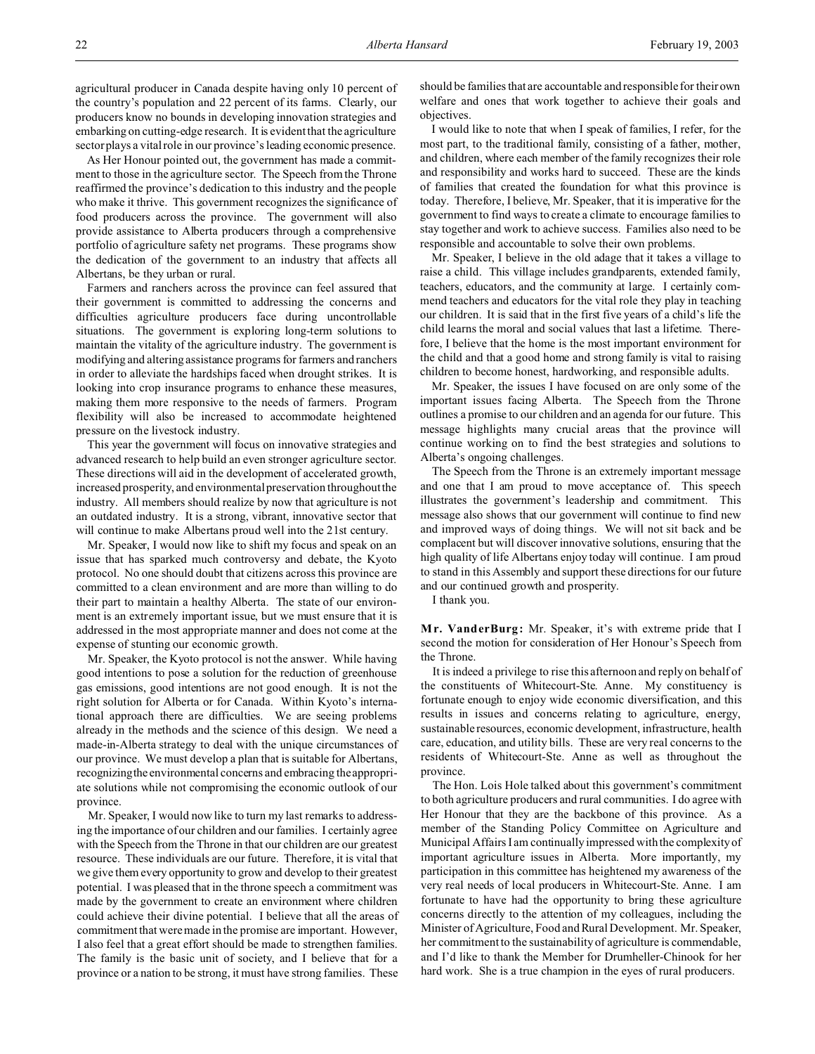agricultural producer in Canada despite having only 10 percent of the country's population and 22 percent of its farms. Clearly, our producers know no bounds in developing innovation strategies and embarking on cutting-edge research. It is evident that the agriculture sector plays a vital role in our province's leading economic presence.

As Her Honour pointed out, the government has made a commitment to those in the agriculture sector. The Speech from the Throne reaffirmed the province's dedication to this industry and the people who make it thrive. This government recognizes the significance of food producers across the province. The government will also provide assistance to Alberta producers through a comprehensive portfolio of agriculture safety net programs. These programs show the dedication of the government to an industry that affects all Albertans, be they urban or rural.

Farmers and ranchers across the province can feel assured that their government is committed to addressing the concerns and difficulties agriculture producers face during uncontrollable situations. The government is exploring long-term solutions to maintain the vitality of the agriculture industry. The government is modifying and altering assistance programs for farmers and ranchers in order to alleviate the hardships faced when drought strikes. It is looking into crop insurance programs to enhance these measures, making them more responsive to the needs of farmers. Program flexibility will also be increased to accommodate heightened pressure on the livestock industry.

This year the government will focus on innovative strategies and advanced research to help build an even stronger agriculture sector. These directions will aid in the development of accelerated growth, increased prosperity, and environmental preservation throughout the industry. All members should realize by now that agriculture is not an outdated industry. It is a strong, vibrant, innovative sector that will continue to make Albertans proud well into the 21st century.

Mr. Speaker, I would now like to shift my focus and speak on an issue that has sparked much controversy and debate, the Kyoto protocol. No one should doubt that citizens across this province are committed to a clean environment and are more than willing to do their part to maintain a healthy Alberta. The state of our environment is an extremely important issue, but we must ensure that it is addressed in the most appropriate manner and does not come at the expense of stunting our economic growth.

Mr. Speaker, the Kyoto protocol is not the answer. While having good intentions to pose a solution for the reduction of greenhouse gas emissions, good intentions are not good enough. It is not the right solution for Alberta or for Canada. Within Kyoto's international approach there are difficulties. We are seeing problems already in the methods and the science of this design. We need a made-in-Alberta strategy to deal with the unique circumstances of our province. We must develop a plan that is suitable for Albertans, recognizing the environmental concerns and embracing the appropriate solutions while not compromising the economic outlook of our province.

Mr. Speaker, I would now like to turn my last remarks to addressing the importance of our children and our families. I certainly agree with the Speech from the Throne in that our children are our greatest resource. These individuals are our future. Therefore, it is vital that we give them every opportunity to grow and develop to their greatest potential. I was pleased that in the throne speech a commitment was made by the government to create an environment where children could achieve their divine potential. I believe that all the areas of commitment that were made in the promise are important. However, I also feel that a great effort should be made to strengthen families. The family is the basic unit of society, and I believe that for a province or a nation to be strong, it must have strong families. These should be families that are accountable and responsible for their own welfare and ones that work together to achieve their goals and objectives.

I would like to note that when I speak of families, I refer, for the most part, to the traditional family, consisting of a father, mother, and children, where each member of the family recognizes their role and responsibility and works hard to succeed. These are the kinds of families that created the foundation for what this province is today. Therefore, I believe, Mr. Speaker, that it is imperative for the government to find ways to create a climate to encourage families to stay together and work to achieve success. Families also need to be responsible and accountable to solve their own problems.

Mr. Speaker, I believe in the old adage that it takes a village to raise a child. This village includes grandparents, extended family, teachers, educators, and the community at large. I certainly commend teachers and educators for the vital role they play in teaching our children. It is said that in the first five years of a child's life the child learns the moral and social values that last a lifetime. Therefore, I believe that the home is the most important environment for the child and that a good home and strong family is vital to raising children to become honest, hardworking, and responsible adults.

Mr. Speaker, the issues I have focused on are only some of the important issues facing Alberta. The Speech from the Throne outlines a promise to our children and an agenda for our future. This message highlights many crucial areas that the province will continue working on to find the best strategies and solutions to Alberta's ongoing challenges.

The Speech from the Throne is an extremely important message and one that I am proud to move acceptance of. This speech illustrates the government's leadership and commitment. This message also shows that our government will continue to find new and improved ways of doing things. We will not sit back and be complacent but will discover innovative solutions, ensuring that the high quality of life Albertans enjoy today will continue. I am proud to stand in this Assembly and support these directions for our future and our continued growth and prosperity.

I thank you.

**Mr. VanderBurg:** Mr. Speaker, it's with extreme pride that I second the motion for consideration of Her Honour's Speech from the Throne.

It is indeed a privilege to rise this afternoon and reply on behalf of the constituents of Whitecourt-Ste. Anne. My constituency is fortunate enough to enjoy wide economic diversification, and this results in issues and concerns relating to agriculture, energy, sustainable resources, economic development, infrastructure, health care, education, and utility bills. These are very real concerns to the residents of Whitecourt-Ste. Anne as well as throughout the province.

The Hon. Lois Hole talked about this government's commitment to both agriculture producers and rural communities. I do agree with Her Honour that they are the backbone of this province. As a member of the Standing Policy Committee on Agriculture and Municipal Affairs I am continually impressed with the complexity of important agriculture issues in Alberta. More importantly, my participation in this committee has heightened my awareness of the very real needs of local producers in Whitecourt-Ste. Anne. I am fortunate to have had the opportunity to bring these agriculture concerns directly to the attention of my colleagues, including the Minister of Agriculture, Food and Rural Development. Mr. Speaker, her commitment to the sustainability of agriculture is commendable, and I'd like to thank the Member for Drumheller-Chinook for her hard work. She is a true champion in the eyes of rural producers.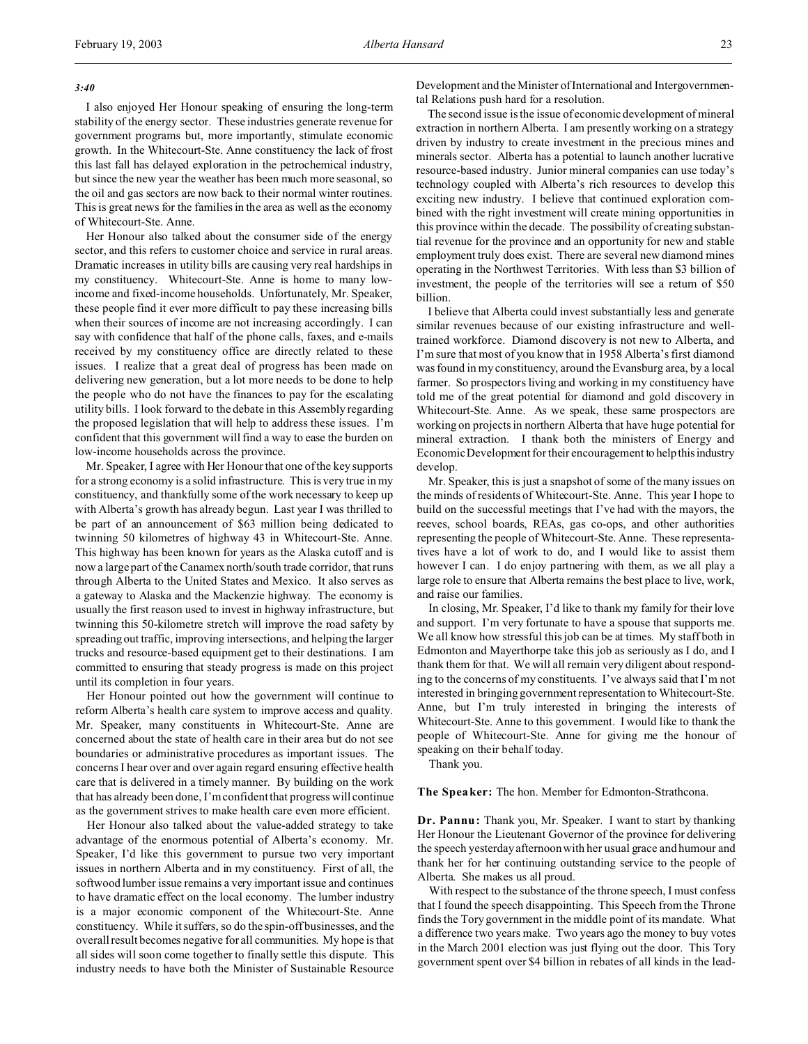*3:40*

I also enjoyed Her Honour speaking of ensuring the long-term stability of the energy sector. These industries generate revenue for government programs but, more importantly, stimulate economic growth. In the Whitecourt-Ste. Anne constituency the lack of frost this last fall has delayed exploration in the petrochemical industry, but since the new year the weather has been much more seasonal, so the oil and gas sectors are now back to their normal winter routines. This is great news for the families in the area as well as the economy of Whitecourt-Ste. Anne.

Her Honour also talked about the consumer side of the energy sector, and this refers to customer choice and service in rural areas. Dramatic increases in utility bills are causing very real hardships in my constituency. Whitecourt-Ste. Anne is home to many low-income and fixed-income households. Unfortunately, Mr. Speaker, these people find it ever more difficult to pay these increasing bills when their sources of income are not increasing accordingly. I can say with confidence that half of the phone calls, faxes, and e-mails received by my constituency office are directly related to these issues. I realize that a great deal of progress has been made on delivering new generation, but a lot more needs to be done to help the people who do not have the finances to pay for the escalating utility bills. I look forward to the debate in this Assembly regarding the proposed legislation that will help to address these issues. I'm confident that this government will find a way to ease the burden on low-income households across the province.

Mr. Speaker, I agree with Her Honour that one of the key supports for a strong economy is a solid infrastructure. This is very true in my constituency, and thankfully some of the work necessary to keep up with Alberta's growth has already begun. Last year I was thrilled to be part of an announcement of $63 million being dedicated to twinning 50 kilometres of highway 43 in Whitecourt-Ste. Anne. This highway has been known for years as the Alaska cutoff and is now a large part of the Canamex north/south trade corridor, that runs through Alberta to the United States and Mexico. It also serves as a gateway to Alaska and the Mackenzie highway. The economy is usually the first reason used to invest in highway infrastructure, but twinning this 50-kilometre stretch will improve the road safety by spreading out traffic, improving intersections, and helping the larger trucks and resource-based equipment get to their destinations. I am committed to ensuring that steady progress is made on this project until its completion in four years.

Her Honour pointed out how the government will continue to reform Alberta's health care system to improve access and quality. Mr. Speaker, many constituents in Whitecourt-Ste. Anne are concerned about the state of health care in their area but do not see boundaries or administrative procedures as important issues. The concerns I hear over and over again regard ensuring effective health care that is delivered in a timely manner. By building on the work that has already been done, I'm confident that progress will continue as the government strives to make health care even more efficient.

Her Honour also talked about the value-added strategy to take advantage of the enormous potential of Alberta's economy. Mr. Speaker, I'd like this government to pursue two very important issues in northern Alberta and in my constituency. First of all, the softwood lumber issue remains a very important issue and continues to have dramatic effect on the local economy. The lumber industry is a major economic component of the Whitecourt-Ste. Anne constituency. While it suffers, so do the spin-off businesses, and the overall result becomes negative for all communities. My hope is that all sides will soon come together to finally settle this dispute. This industry needs to have both the Minister of Sustainable Resource Development and the Minister of International and Intergovernmental Relations push hard for a resolution.

The second issue is the issue of economic development of mineral extraction in northern Alberta. I am presently working on a strategy driven by industry to create investment in the precious mines and minerals sector. Alberta has a potential to launch another lucrative resource-based industry. Junior mineral companies can use today's technology coupled with Alberta's rich resources to develop this exciting new industry. I believe that continued exploration combined with the right investment will create mining opportunities in this province within the decade. The possibility of creating substantial revenue for the province and an opportunity for new and stable employment truly does exist. There are several new diamond mines operating in the Northwest Territories. With less than $3 billion of investment, the people of the territories will see a return of $50 billion.

I believe that Alberta could invest substantially less and generate similar revenues because of our existing infrastructure and well-trained workforce. Diamond discovery is not new to Alberta, and I'm sure that most of you know that in 1958 Alberta's first diamond was found in my constituency, around the Evansburg area, by a local farmer. So prospectors living and working in my constituency have told me of the great potential for diamond and gold discovery in Whitecourt-Ste. Anne. As we speak, these same prospectors are working on projects in northern Alberta that have huge potential for mineral extraction. I thank both the ministers of Energy and Economic Development for their encouragement to help this industry develop.

Mr. Speaker, this is just a snapshot of some of the many issues on the minds of residents of Whitecourt-Ste. Anne. This year I hope to build on the successful meetings that I've had with the mayors, the reeves, school boards, REAs, gas co-ops, and other authorities representing the people of Whitecourt-Ste. Anne. These representatives have a lot of work to do, and I would like to assist them however I can. I do enjoy partnering with them, as we all play a large role to ensure that Alberta remains the best place to live, work, and raise our families.

In closing, Mr. Speaker, I'd like to thank my family for their love and support. I'm very fortunate to have a spouse that supports me. We all know how stressful this job can be at times. My staff both in Edmonton and Mayerthorpe take this job as seriously as I do, and I thank them for that. We will all remain very diligent about responding to the concerns of my constituents. I've always said that I'm not interested in bringing government representation to Whitecourt-Ste. Anne, but I'm truly interested in bringing the interests of Whitecourt-Ste. Anne to this government. I would like to thank the people of Whitecourt-Ste. Anne for giving me the honour of speaking on their behalf today.

Thank you.

**The Speaker:** The hon. Member for Edmonton-Strathcona.

**Dr. Pannu:** Thank you, Mr. Speaker. I want to start by thanking Her Honour the Lieutenant Governor of the province for delivering the speech yesterday afternoon with her usual grace and humour and thank her for her continuing outstanding service to the people of Alberta. She makes us all proud.

With respect to the substance of the throne speech, I must confess that I found the speech disappointing. This Speech from the Throne finds the Tory government in the middle point of its mandate. What a difference two years make. Two years ago the money to buy votes in the March 2001 election was just flying out the door. This Tory government spent over $4 billion in rebates of all kinds in the lead-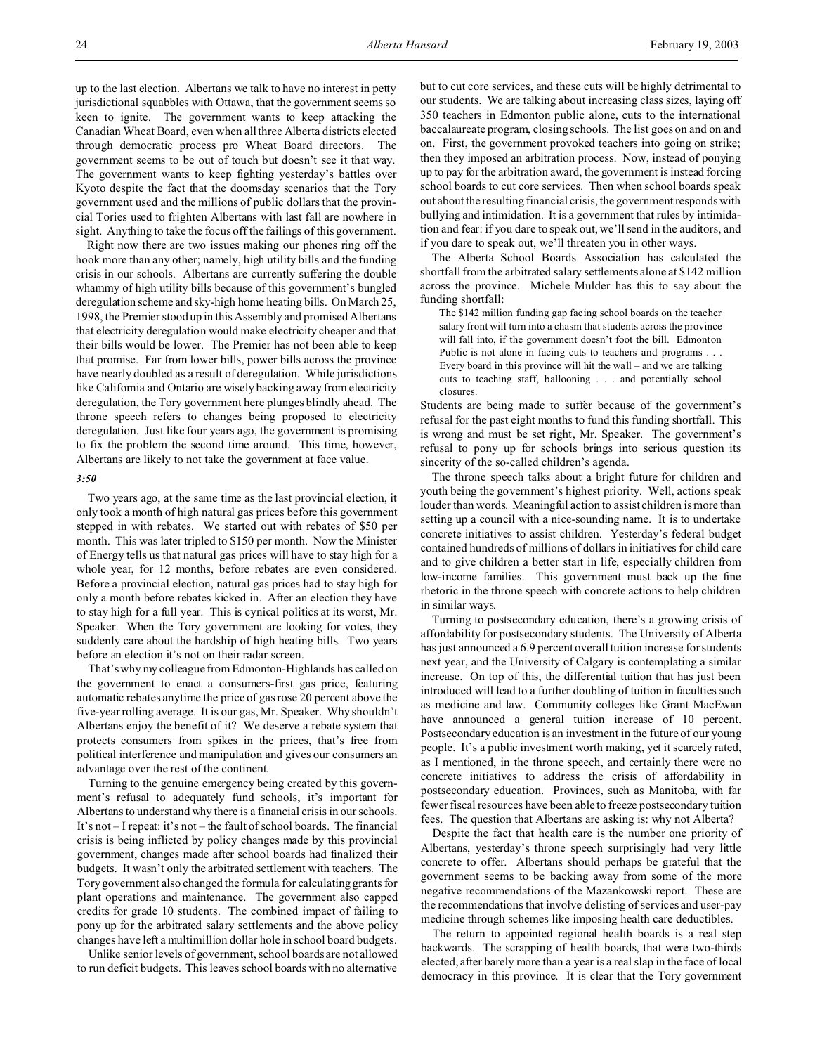up to the last election. Albertans we talk to have no interest in petty jurisdictional squabbles with Ottawa, that the government seems so keen to ignite. The government wants to keep attacking the Canadian Wheat Board, even when all three Alberta districts elected through democratic process pro Wheat Board directors. The government seems to be out of touch but doesn't see it that way. The government wants to keep fighting yesterday's battles over Kyoto despite the fact that the doomsday scenarios that the Tory government used and the millions of public dollars that the provincial Tories used to frighten Albertans with last fall are nowhere in sight. Anything to take the focus off the failings of this government.

Right now there are two issues making our phones ring off the hook more than any other; namely, high utility bills and the funding crisis in our schools. Albertans are currently suffering the double whammy of high utility bills because of this government's bungled deregulation scheme and sky-high home heating bills. On March 25, 1998, the Premier stood up in this Assembly and promised Albertans that electricity deregulation would make electricity cheaper and that their bills would be lower. The Premier has not been able to keep that promise. Far from lower bills, power bills across the province have nearly doubled as a result of deregulation. While jurisdictions like California and Ontario are wisely backing away from electricity deregulation, the Tory government here plunges blindly ahead. The throne speech refers to changes being proposed to electricity deregulation. Just like four years ago, the government is promising to fix the problem the second time around. This time, however, Albertans are likely to not take the government at face value.

*3:50*

Two years ago, at the same time as the last provincial election, it only took a month of high natural gas prices before this government stepped in with rebates. We started out with rebates of $50 per month. This was later tripled to $150 per month. Now the Minister of Energy tells us that natural gas prices will have to stay high for a whole year, for 12 months, before rebates are even considered. Before a provincial election, natural gas prices had to stay high for only a month before rebates kicked in. After an election they have to stay high for a full year. This is cynical politics at its worst, Mr. Speaker. When the Tory government are looking for votes, they suddenly care about the hardship of high heating bills. Two years before an election it's not on their radar screen.

That's why my colleague from Edmonton-Highlands has called on the government to enact a consumers-first gas price, featuring automatic rebates anytime the price of gas rose 20 percent above the five-year rolling average. It is our gas, Mr. Speaker. Why shouldn't Albertans enjoy the benefit of it? We deserve a rebate system that protects consumers from spikes in the prices, that's free from political interference and manipulation and gives our consumers an advantage over the rest of the continent.

Turning to the genuine emergency being created by this government's refusal to adequately fund schools, it's important for Albertans to understand why there is a financial crisis in our schools. It's not – I repeat: it's not – the fault of school boards. The financial crisis is being inflicted by policy changes made by this provincial government, changes made after school boards had finalized their budgets. It wasn't only the arbitrated settlement with teachers. The Tory government also changed the formula for calculating grants for plant operations and maintenance. The government also capped credits for grade 10 students. The combined impact of failing to pony up for the arbitrated salary settlements and the above policy changes have left a multimillion dollar hole in school board budgets.

Unlike senior levels of government, school boards are not allowed to run deficit budgets. This leaves school boards with no alternative but to cut core services, and these cuts will be highly detrimental to our students. We are talking about increasing class sizes, laying off 350 teachers in Edmonton public alone, cuts to the international baccalaureate program, closing schools. The list goes on and on and on. First, the government provoked teachers into going on strike; then they imposed an arbitration process. Now, instead of ponying up to pay for the arbitration award, the government is instead forcing school boards to cut core services. Then when school boards speak out about the resulting financial crisis, the government responds with bullying and intimidation. It is a government that rules by intimidation and fear: if you dare to speak out, we'll send in the auditors, and if you dare to speak out, we'll threaten you in other ways.

The Alberta School Boards Association has calculated the shortfall from the arbitrated salary settlements alone at $142 million across the province. Michele Mulder has this to say about the funding shortfall:

> The $142 million funding gap facing school boards on the teacher salary front will turn into a chasm that students across the province will fall into, if the government doesn't foot the bill. Edmonton Public is not alone in facing cuts to teachers and programs . . . Every board in this province will hit the wall – and we are talking cuts to teaching staff, ballooning . . . and potentially school closures.

Students are being made to suffer because of the government's refusal for the past eight months to fund this funding shortfall. This is wrong and must be set right, Mr. Speaker. The government's refusal to pony up for schools brings into serious question its sincerity of the so-called children's agenda.

The throne speech talks about a bright future for children and youth being the government's highest priority. Well, actions speak louder than words. Meaningful action to assist children is more than setting up a council with a nice-sounding name. It is to undertake concrete initiatives to assist children. Yesterday's federal budget contained hundreds of millions of dollars in initiatives for child care and to give children a better start in life, especially children from low-income families. This government must back up the fine rhetoric in the throne speech with concrete actions to help children in similar ways.

Turning to postsecondary education, there's a growing crisis of affordability for postsecondary students. The University of Alberta has just announced a 6.9 percent overall tuition increase for students next year, and the University of Calgary is contemplating a similar increase. On top of this, the differential tuition that has just been introduced will lead to a further doubling of tuition in faculties such as medicine and law. Community colleges like Grant MacEwan have announced a general tuition increase of 10 percent. Postsecondary education is an investment in the future of our young people. It's a public investment worth making, yet it scarcely rated, as I mentioned, in the throne speech, and certainly there were no concrete initiatives to address the crisis of affordability in postsecondary education. Provinces, such as Manitoba, with far fewer fiscal resources have been able to freeze postsecondary tuition fees. The question that Albertans are asking is: why not Alberta?

Despite the fact that health care is the number one priority of Albertans, yesterday's throne speech surprisingly had very little concrete to offer. Albertans should perhaps be grateful that the government seems to be backing away from some of the more negative recommendations of the Mazankowski report. These are the recommendations that involve delisting of services and user-pay medicine through schemes like imposing health care deductibles.

The return to appointed regional health boards is a real step backwards. The scrapping of health boards, that were two-thirds elected, after barely more than a year is a real slap in the face of local democracy in this province. It is clear that the Tory government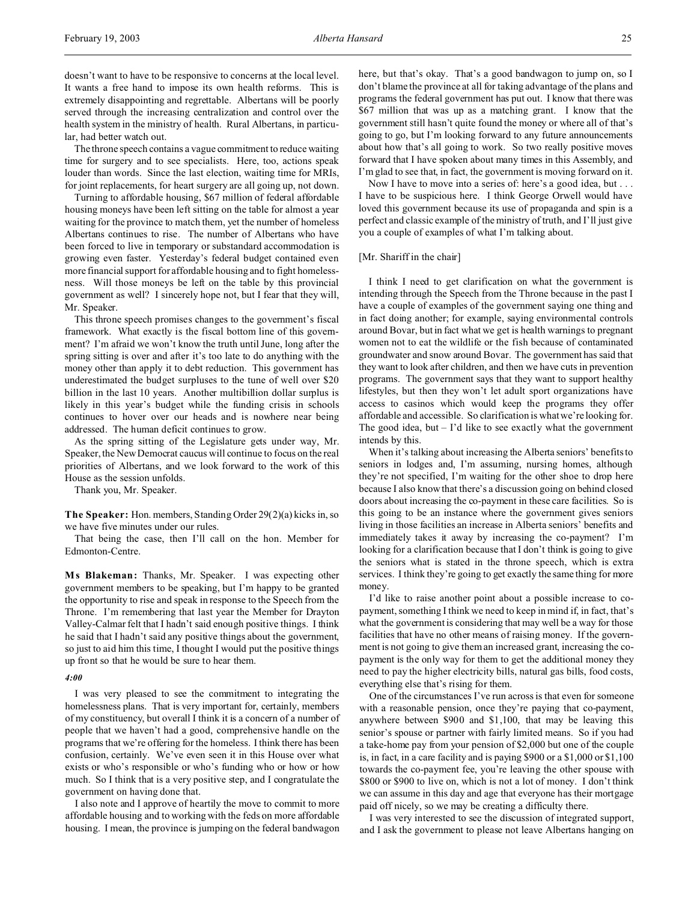doesn't want to have to be responsive to concerns at the local level. It wants a free hand to impose its own health reforms. This is extremely disappointing and regrettable. Albertans will be poorly served through the increasing centralization and control over the health system in the ministry of health. Rural Albertans, in particular, had better watch out.

The throne speech contains a vague commitment to reduce waiting time for surgery and to see specialists. Here, too, actions speak louder than words. Since the last election, waiting time for MRIs, for joint replacements, for heart surgery are all going up, not down.

Turning to affordable housing, $67 million of federal affordable housing moneys have been left sitting on the table for almost a year waiting for the province to match them, yet the number of homeless Albertans continues to rise. The number of Albertans who have been forced to live in temporary or substandard accommodation is growing even faster. Yesterday's federal budget contained even more financial support for affordable housing and to fight homelessness. Will those moneys be left on the table by this provincial government as well? I sincerely hope not, but I fear that they will, Mr. Speaker.

This throne speech promises changes to the government's fiscal framework. What exactly is the fiscal bottom line of this government? I'm afraid we won't know the truth until June, long after the spring sitting is over and after it's too late to do anything with the money other than apply it to debt reduction. This government has underestimated the budget surpluses to the tune of well over $20 billion in the last 10 years. Another multibillion dollar surplus is likely in this year's budget while the funding crisis in schools continues to hover over our heads and is nowhere near being addressed. The human deficit continues to grow.

As the spring sitting of the Legislature gets under way, Mr. Speaker, the New Democrat caucus will continue to focus on the real priorities of Albertans, and we look forward to the work of this House as the session unfolds.

Thank you, Mr. Speaker.

**The Speaker:** Hon. members, Standing Order 29(2)(a) kicks in, so we have five minutes under our rules.

That being the case, then I'll call on the hon. Member for Edmonton-Centre.

**Ms Blakeman:** Thanks, Mr. Speaker. I was expecting other government members to be speaking, but I'm happy to be granted the opportunity to rise and speak in response to the Speech from the Throne. I'm remembering that last year the Member for Drayton Valley-Calmar felt that I hadn't said enough positive things. I think he said that I hadn't said any positive things about the government, so just to aid him this time, I thought I would put the positive things up front so that he would be sure to hear them.

*4:00*

I was very pleased to see the commitment to integrating the homelessness plans. That is very important for, certainly, members of my constituency, but overall I think it is a concern of a number of people that we haven't had a good, comprehensive handle on the programs that we're offering for the homeless. I think there has been confusion, certainly. We've even seen it in this House over what exists or who's responsible or who's funding who or how or how much. So I think that is a very positive step, and I congratulate the government on having done that.

I also note and I approve of heartily the move to commit to more affordable housing and to working with the feds on more affordable housing. I mean, the province is jumping on the federal bandwagon here, but that's okay. That's a good bandwagon to jump on, so I don't blame the province at all for taking advantage of the plans and programs the federal government has put out. I know that there was $67 million that was up as a matching grant. I know that the government still hasn't quite found the money or where all of that's going to go, but I'm looking forward to any future announcements about how that's all going to work. So two really positive moves forward that I have spoken about many times in this Assembly, and I'm glad to see that, in fact, the government is moving forward on it.

Now I have to move into a series of: here's a good idea, but . . . I have to be suspicious here. I think George Orwell would have loved this government because its use of propaganda and spin is a perfect and classic example of the ministry of truth, and I'll just give you a couple of examples of what I'm talking about.

[Mr. Shariff in the chair]

I think I need to get clarification on what the government is intending through the Speech from the Throne because in the past I have a couple of examples of the government saying one thing and in fact doing another; for example, saying environmental controls around Bovar, but in fact what we get is health warnings to pregnant women not to eat the wildlife or the fish because of contaminated groundwater and snow around Bovar. The government has said that they want to look after children, and then we have cuts in prevention programs. The government says that they want to support healthy lifestyles, but then they won't let adult sport organizations have access to casinos which would keep the programs they offer affordable and accessible. So clarification is what we're looking for. The good idea, but – I'd like to see exactly what the government intends by this.

When it's talking about increasing the Alberta seniors' benefits to seniors in lodges and, I'm assuming, nursing homes, although they're not specified, I'm waiting for the other shoe to drop here because I also know that there's a discussion going on behind closed doors about increasing the co-payment in these care facilities. So is this going to be an instance where the government gives seniors living in those facilities an increase in Alberta seniors' benefits and immediately takes it away by increasing the co-payment? I'm looking for a clarification because that I don't think is going to give the seniors what is stated in the throne speech, which is extra services. I think they're going to get exactly the same thing for more money.

I'd like to raise another point about a possible increase to co-payment, something I think we need to keep in mind if, in fact, that's what the government is considering that may well be a way for those facilities that have no other means of raising money. If the government is not going to give them an increased grant, increasing the co-payment is the only way for them to get the additional money they need to pay the higher electricity bills, natural gas bills, food costs, everything else that's rising for them.

One of the circumstances I've run across is that even for someone with a reasonable pension, once they're paying that co-payment, anywhere between $900 and $1,100, that may be leaving this senior's spouse or partner with fairly limited means. So if you had a take-home pay from your pension of $2,000 but one of the couple is, in fact, in a care facility and is paying $900 or a $1,000 or $1,100 towards the co-payment fee, you're leaving the other spouse with $800 or $900 to live on, which is not a lot of money. I don't think we can assume in this day and age that everyone has their mortgage paid off nicely, so we may be creating a difficulty there.

I was very interested to see the discussion of integrated support, and I ask the government to please not leave Albertans hanging on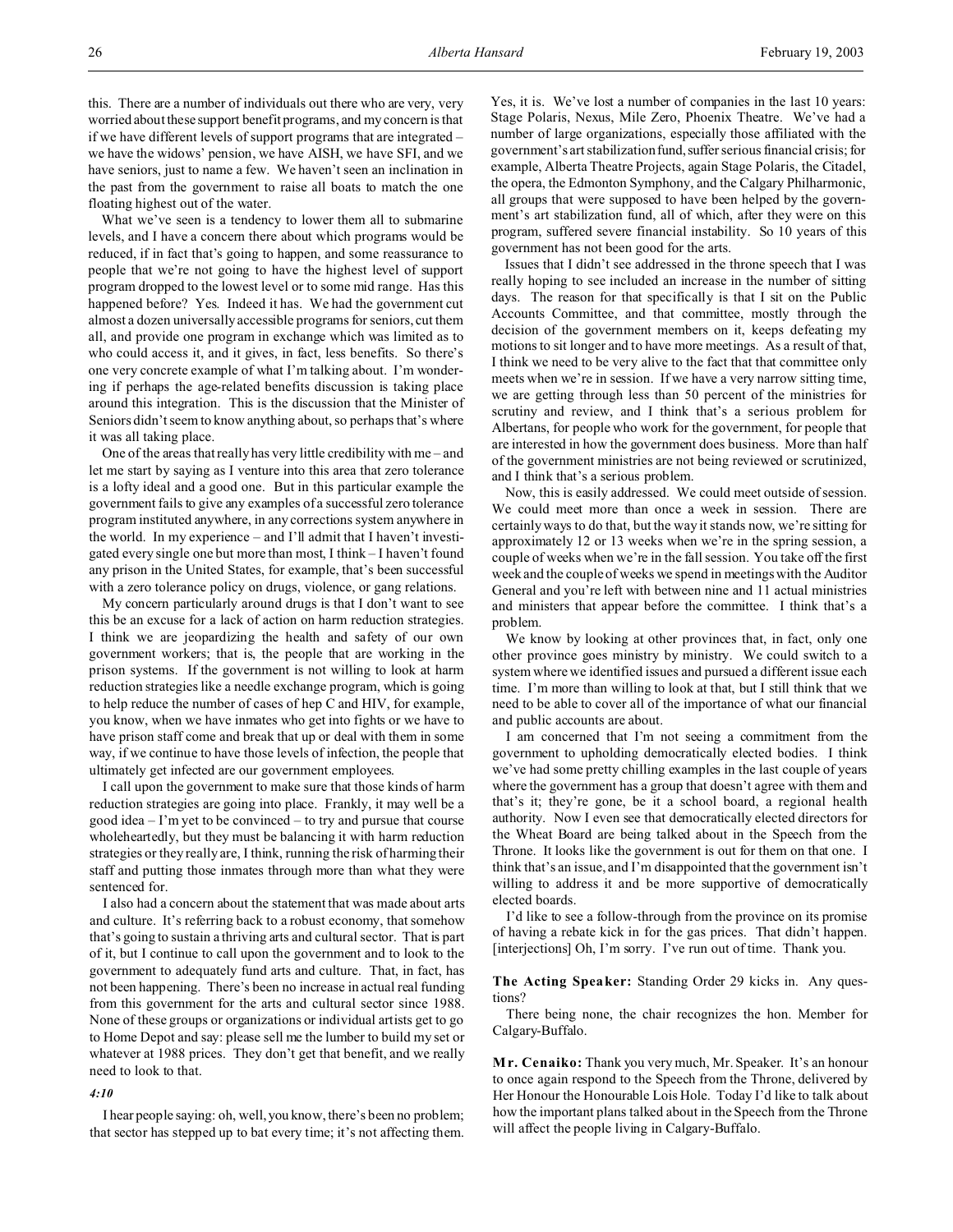this. There are a number of individuals out there who are very, very worried about these support benefit programs, and my concern is that if we have different levels of support programs that are integrated – we have the widows' pension, we have AISH, we have SFI, and we have seniors, just to name a few. We haven't seen an inclination in the past from the government to raise all boats to match the one floating highest out of the water.

What we've seen is a tendency to lower them all to submarine levels, and I have a concern there about which programs would be reduced, if in fact that's going to happen, and some reassurance to people that we're not going to have the highest level of support program dropped to the lowest level or to some mid range. Has this happened before? Yes. Indeed it has. We had the government cut almost a dozen universally accessible programs for seniors, cut them all, and provide one program in exchange which was limited as to who could access it, and it gives, in fact, less benefits. So there's one very concrete example of what I'm talking about. I'm wondering if perhaps the age-related benefits discussion is taking place around this integration. This is the discussion that the Minister of Seniors didn't seem to know anything about, so perhaps that's where it was all taking place.

One of the areas that really has very little credibility with me – and let me start by saying as I venture into this area that zero tolerance is a lofty ideal and a good one. But in this particular example the government fails to give any examples of a successful zero tolerance program instituted anywhere, in any corrections system anywhere in the world. In my experience – and I'll admit that I haven't investigated every single one but more than most, I think – I haven't found any prison in the United States, for example, that's been successful with a zero tolerance policy on drugs, violence, or gang relations.

My concern particularly around drugs is that I don't want to see this be an excuse for a lack of action on harm reduction strategies. I think we are jeopardizing the health and safety of our own government workers; that is, the people that are working in the prison systems. If the government is not willing to look at harm reduction strategies like a needle exchange program, which is going to help reduce the number of cases of hep C and HIV, for example, you know, when we have inmates who get into fights or we have to have prison staff come and break that up or deal with them in some way, if we continue to have those levels of infection, the people that ultimately get infected are our government employees.

I call upon the government to make sure that those kinds of harm reduction strategies are going into place. Frankly, it may well be a good idea – I'm yet to be convinced – to try and pursue that course wholeheartedly, but they must be balancing it with harm reduction strategies or they really are, I think, running the risk of harming their staff and putting those inmates through more than what they were sentenced for.

I also had a concern about the statement that was made about arts and culture. It's referring back to a robust economy, that somehow that's going to sustain a thriving arts and cultural sector. That is part of it, but I continue to call upon the government and to look to the government to adequately fund arts and culture. That, in fact, has not been happening. There's been no increase in actual real funding from this government for the arts and cultural sector since 1988. None of these groups or organizations or individual artists get to go to Home Depot and say: please sell me the lumber to build my set or whatever at 1988 prices. They don't get that benefit, and we really need to look to that.

*4:10*

I hear people saying: oh, well, you know, there's been no problem; that sector has stepped up to bat every time; it's not affecting them. Yes, it is. We've lost a number of companies in the last 10 years: Stage Polaris, Nexus, Mile Zero, Phoenix Theatre. We've had a number of large organizations, especially those affiliated with the government's art stabilization fund, suffer serious financial crisis; for example, Alberta Theatre Projects, again Stage Polaris, the Citadel, the opera, the Edmonton Symphony, and the Calgary Philharmonic, all groups that were supposed to have been helped by the government's art stabilization fund, all of which, after they were on this program, suffered severe financial instability. So 10 years of this government has not been good for the arts.

Issues that I didn't see addressed in the throne speech that I was really hoping to see included an increase in the number of sitting days. The reason for that specifically is that I sit on the Public Accounts Committee, and that committee, mostly through the decision of the government members on it, keeps defeating my motions to sit longer and to have more meetings. As a result of that, I think we need to be very alive to the fact that that committee only meets when we're in session. If we have a very narrow sitting time, we are getting through less than 50 percent of the ministries for scrutiny and review, and I think that's a serious problem for Albertans, for people who work for the government, for people that are interested in how the government does business. More than half of the government ministries are not being reviewed or scrutinized, and I think that's a serious problem.

Now, this is easily addressed. We could meet outside of session. We could meet more than once a week in session. There are certainly ways to do that, but the way it stands now, we're sitting for approximately 12 or 13 weeks when we're in the spring session, a couple of weeks when we're in the fall session. You take off the first week and the couple of weeks we spend in meetings with the Auditor General and you're left with between nine and 11 actual ministries and ministers that appear before the committee. I think that's a problem.

We know by looking at other provinces that, in fact, only one other province goes ministry by ministry. We could switch to a system where we identified issues and pursued a different issue each time. I'm more than willing to look at that, but I still think that we need to be able to cover all of the importance of what our financial and public accounts are about.

I am concerned that I'm not seeing a commitment from the government to upholding democratically elected bodies. I think we've had some pretty chilling examples in the last couple of years where the government has a group that doesn't agree with them and that's it; they're gone, be it a school board, a regional health authority. Now I even see that democratically elected directors for the Wheat Board are being talked about in the Speech from the Throne. It looks like the government is out for them on that one. I think that's an issue, and I'm disappointed that the government isn't willing to address it and be more supportive of democratically elected boards.

I'd like to see a follow-through from the province on its promise of having a rebate kick in for the gas prices. That didn't happen. [interjections] Oh, I'm sorry. I've run out of time. Thank you.

**The Acting Speaker:** Standing Order 29 kicks in. Any questions?

There being none, the chair recognizes the hon. Member for Calgary-Buffalo.

**Mr. Cenaiko:** Thank you very much, Mr. Speaker. It's an honour to once again respond to the Speech from the Throne, delivered by Her Honour the Honourable Lois Hole. Today I'd like to talk about how the important plans talked about in the Speech from the Throne will affect the people living in Calgary-Buffalo.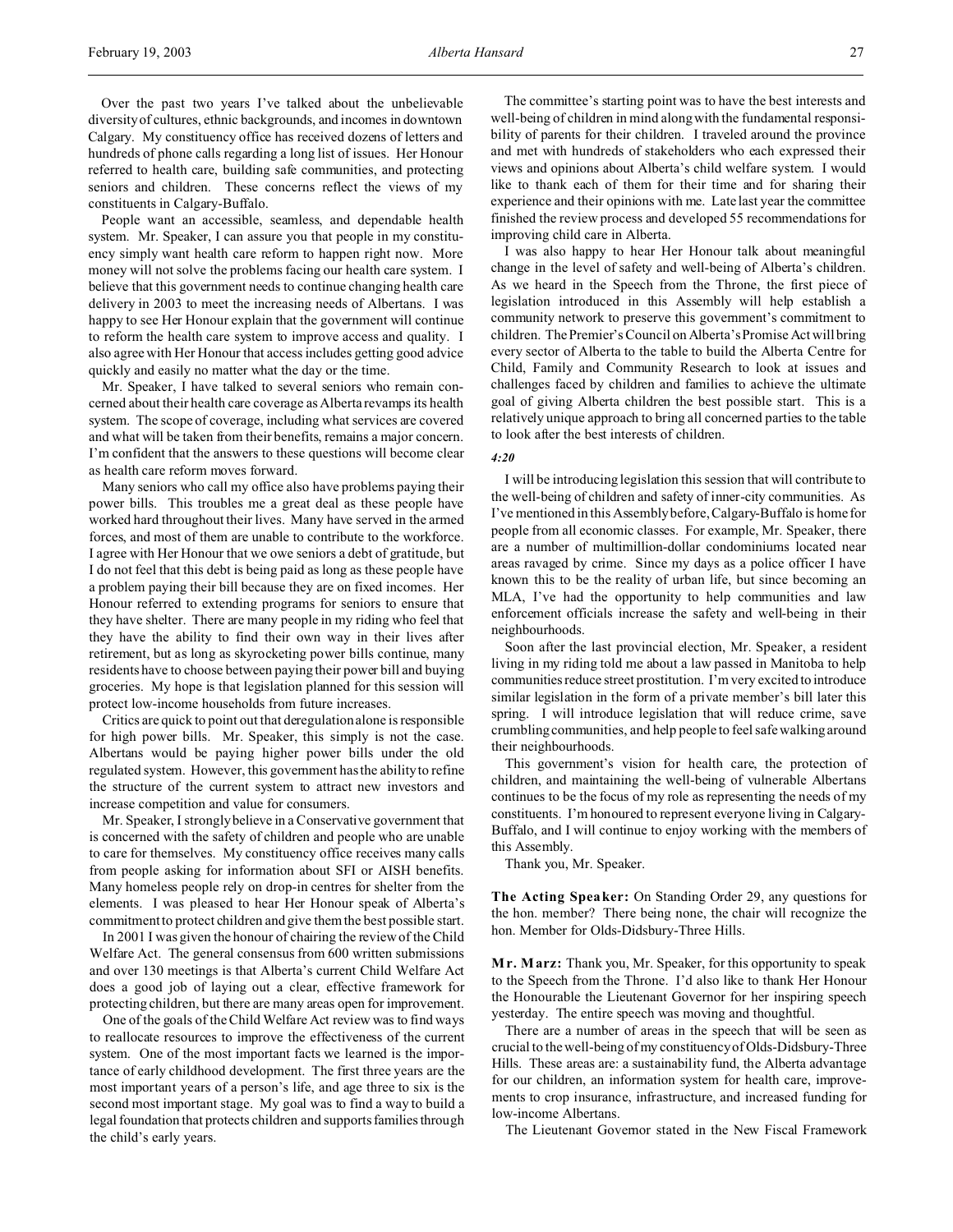Over the past two years I've talked about the unbelievable diversity of cultures, ethnic backgrounds, and incomes in downtown Calgary. My constituency office has received dozens of letters and hundreds of phone calls regarding a long list of issues. Her Honour referred to health care, building safe communities, and protecting seniors and children. These concerns reflect the views of my constituents in Calgary-Buffalo.

People want an accessible, seamless, and dependable health system. Mr. Speaker, I can assure you that people in my constituency simply want health care reform to happen right now. More money will not solve the problems facing our health care system. I believe that this government needs to continue changing health care delivery in 2003 to meet the increasing needs of Albertans. I was happy to see Her Honour explain that the government will continue to reform the health care system to improve access and quality. I also agree with Her Honour that access includes getting good advice quickly and easily no matter what the day or the time.

Mr. Speaker, I have talked to several seniors who remain concerned about their health care coverage as Alberta revamps its health system. The scope of coverage, including what services are covered and what will be taken from their benefits, remains a major concern. I'm confident that the answers to these questions will become clear as health care reform moves forward.

Many seniors who call my office also have problems paying their power bills. This troubles me a great deal as these people have worked hard throughout their lives. Many have served in the armed forces, and most of them are unable to contribute to the workforce. I agree with Her Honour that we owe seniors a debt of gratitude, but I do not feel that this debt is being paid as long as these people have a problem paying their bill because they are on fixed incomes. Her Honour referred to extending programs for seniors to ensure that they have shelter. There are many people in my riding who feel that they have the ability to find their own way in their lives after retirement, but as long as skyrocketing power bills continue, many residents have to choose between paying their power bill and buying groceries. My hope is that legislation planned for this session will protect low-income households from future increases.

Critics are quick to point out that deregulation alone is responsible for high power bills. Mr. Speaker, this simply is not the case. Albertans would be paying higher power bills under the old regulated system. However, this government has the ability to refine the structure of the current system to attract new investors and increase competition and value for consumers.

Mr. Speaker, I strongly believe in a Conservative government that is concerned with the safety of children and people who are unable to care for themselves. My constituency office receives many calls from people asking for information about SFI or AISH benefits. Many homeless people rely on drop-in centres for shelter from the elements. I was pleased to hear Her Honour speak of Alberta's commitment to protect children and give them the best possible start.

In 2001 I was given the honour of chairing the review of the Child Welfare Act. The general consensus from 600 written submissions and over 130 meetings is that Alberta's current Child Welfare Act does a good job of laying out a clear, effective framework for protecting children, but there are many areas open for improvement.

One of the goals of the Child Welfare Act review was to find ways to reallocate resources to improve the effectiveness of the current system. One of the most important facts we learned is the importance of early childhood development. The first three years are the most important years of a person's life, and age three to six is the second most important stage. My goal was to find a way to build a legal foundation that protects children and supports families through the child's early years.

The committee's starting point was to have the best interests and well-being of children in mind along with the fundamental responsibility of parents for their children. I traveled around the province and met with hundreds of stakeholders who each expressed their views and opinions about Alberta's child welfare system. I would like to thank each of them for their time and for sharing their experience and their opinions with me. Late last year the committee finished the review process and developed 55 recommendations for improving child care in Alberta.

I was also happy to hear Her Honour talk about meaningful change in the level of safety and well-being of Alberta's children. As we heard in the Speech from the Throne, the first piece of legislation introduced in this Assembly will help establish a community network to preserve this government's commitment to children. The Premier's Council on Alberta's Promise Act will bring every sector of Alberta to the table to build the Alberta Centre for Child, Family and Community Research to look at issues and challenges faced by children and families to achieve the ultimate goal of giving Alberta children the best possible start. This is a relatively unique approach to bring all concerned parties to the table to look after the best interests of children.

*4:20*

I will be introducing legislation this session that will contribute to the well-being of children and safety of inner-city communities. As I've mentioned in this Assembly before, Calgary-Buffalo is home for people from all economic classes. For example, Mr. Speaker, there are a number of multimillion-dollar condominiums located near areas ravaged by crime. Since my days as a police officer I have known this to be the reality of urban life, but since becoming an MLA, I've had the opportunity to help communities and law enforcement officials increase the safety and well-being in their neighbourhoods.

Soon after the last provincial election, Mr. Speaker, a resident living in my riding told me about a law passed in Manitoba to help communities reduce street prostitution. I'm very excited to introduce similar legislation in the form of a private member's bill later this spring. I will introduce legislation that will reduce crime, save crumbling communities, and help people to feel safe walking around their neighbourhoods.

This government's vision for health care, the protection of children, and maintaining the well-being of vulnerable Albertans continues to be the focus of my role as representing the needs of my constituents. I'm honoured to represent everyone living in Calgary-Buffalo, and I will continue to enjoy working with the members of this Assembly.

Thank you, Mr. Speaker.

**The Acting Speaker:** On Standing Order 29, any questions for the hon. member? There being none, the chair will recognize the hon. Member for Olds-Didsbury-Three Hills.

**Mr. Marz:** Thank you, Mr. Speaker, for this opportunity to speak to the Speech from the Throne. I'd also like to thank Her Honour the Honourable the Lieutenant Governor for her inspiring speech yesterday. The entire speech was moving and thoughtful.

There are a number of areas in the speech that will be seen as crucial to the well-being of my constituency of Olds-Didsbury-Three Hills. These areas are: a sustainability fund, the Alberta advantage for our children, an information system for health care, improvements to crop insurance, infrastructure, and increased funding for low-income Albertans.

The Lieutenant Governor stated in the New Fiscal Framework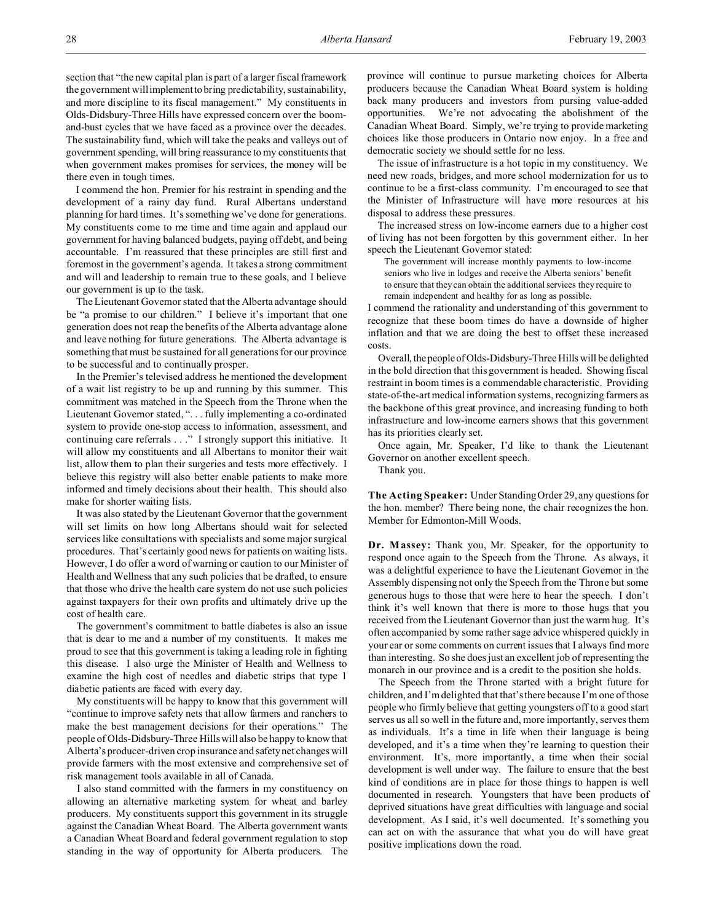section that "the new capital plan is part of a larger fiscal framework the government will implement to bring predictability, sustainability, and more discipline to its fiscal management." My constituents in Olds-Didsbury-Three Hills have expressed concern over the boom-and-bust cycles that we have faced as a province over the decades. The sustainability fund, which will take the peaks and valleys out of government spending, will bring reassurance to my constituents that when government makes promises for services, the money will be there even in tough times.

I commend the hon. Premier for his restraint in spending and the development of a rainy day fund. Rural Albertans understand planning for hard times. It's something we've done for generations. My constituents come to me time and time again and applaud our government for having balanced budgets, paying off debt, and being accountable. I'm reassured that these principles are still first and foremost in the government's agenda. It takes a strong commitment and will and leadership to remain true to these goals, and I believe our government is up to the task.

The Lieutenant Governor stated that the Alberta advantage should be "a promise to our children." I believe it's important that one generation does not reap the benefits of the Alberta advantage alone and leave nothing for future generations. The Alberta advantage is something that must be sustained for all generations for our province to be successful and to continually prosper.

In the Premier's televised address he mentioned the development of a wait list registry to be up and running by this summer. This commitment was matched in the Speech from the Throne when the Lieutenant Governor stated, ". . . fully implementing a co-ordinated system to provide one-stop access to information, assessment, and continuing care referrals . . ." I strongly support this initiative. It will allow my constituents and all Albertans to monitor their wait list, allow them to plan their surgeries and tests more effectively. I believe this registry will also better enable patients to make more informed and timely decisions about their health. This should also make for shorter waiting lists.

It was also stated by the Lieutenant Governor that the government will set limits on how long Albertans should wait for selected services like consultations with specialists and some major surgical procedures. That's certainly good news for patients on waiting lists. However, I do offer a word of warning or caution to our Minister of Health and Wellness that any such policies that be drafted, to ensure that those who drive the health care system do not use such policies against taxpayers for their own profits and ultimately drive up the cost of health care.

The government's commitment to battle diabetes is also an issue that is dear to me and a number of my constituents. It makes me proud to see that this government is taking a leading role in fighting this disease. I also urge the Minister of Health and Wellness to examine the high cost of needles and diabetic strips that type 1 diabetic patients are faced with every day.

My constituents will be happy to know that this government will "continue to improve safety nets that allow farmers and ranchers to make the best management decisions for their operations." The people of Olds-Didsbury-Three Hills will also be happy to know that Alberta's producer-driven crop insurance and safety net changes will provide farmers with the most extensive and comprehensive set of risk management tools available in all of Canada.

I also stand committed with the farmers in my constituency on allowing an alternative marketing system for wheat and barley producers. My constituents support this government in its struggle against the Canadian Wheat Board. The Alberta government wants a Canadian Wheat Board and federal government regulation to stop standing in the way of opportunity for Alberta producers. The province will continue to pursue marketing choices for Alberta producers because the Canadian Wheat Board system is holding back many producers and investors from pursing value-added opportunities. We're not advocating the abolishment of the Canadian Wheat Board. Simply, we're trying to provide marketing choices like those producers in Ontario now enjoy. In a free and democratic society we should settle for no less.

The issue of infrastructure is a hot topic in my constituency. We need new roads, bridges, and more school modernization for us to continue to be a first-class community. I'm encouraged to see that the Minister of Infrastructure will have more resources at his disposal to address these pressures.

The increased stress on low-income earners due to a higher cost of living has not been forgotten by this government either. In her speech the Lieutenant Governor stated:

> The government will increase monthly payments to low-income seniors who live in lodges and receive the Alberta seniors' benefit to ensure that they can obtain the additional services they require to remain independent and healthy for as long as possible.

I commend the rationality and understanding of this government to recognize that these boom times do have a downside of higher inflation and that we are doing the best to offset these increased costs.

Overall, the people of Olds-Didsbury-Three Hills will be delighted in the bold direction that this government is headed. Showing fiscal restraint in boom times is a commendable characteristic. Providing state-of-the-art medical information systems, recognizing farmers as the backbone of this great province, and increasing funding to both infrastructure and low-income earners shows that this government has its priorities clearly set.

Once again, Mr. Speaker, I'd like to thank the Lieutenant Governor on another excellent speech.

Thank you.

**The Acting Speaker:** Under Standing Order 29, any questions for the hon. member? There being none, the chair recognizes the hon. Member for Edmonton-Mill Woods.

**Dr. Massey:** Thank you, Mr. Speaker, for the opportunity to respond once again to the Speech from the Throne. As always, it was a delightful experience to have the Lieutenant Governor in the Assembly dispensing not only the Speech from the Throne but some generous hugs to those that were here to hear the speech. I don't think it's well known that there is more to those hugs that you received from the Lieutenant Governor than just the warm hug. It's often accompanied by some rather sage advice whispered quickly in your ear or some comments on current issues that I always find more than interesting. So she does just an excellent job of representing the monarch in our province and is a credit to the position she holds.

The Speech from the Throne started with a bright future for children, and I'm delighted that that's there because I'm one of those people who firmly believe that getting youngsters off to a good start serves us all so well in the future and, more importantly, serves them as individuals. It's a time in life when their language is being developed, and it's a time when they're learning to question their environment. It's, more importantly, a time when their social development is well under way. The failure to ensure that the best kind of conditions are in place for those things to happen is well documented in research. Youngsters that have been products of deprived situations have great difficulties with language and social development. As I said, it's well documented. It's something you can act on with the assurance that what you do will have great positive implications down the road.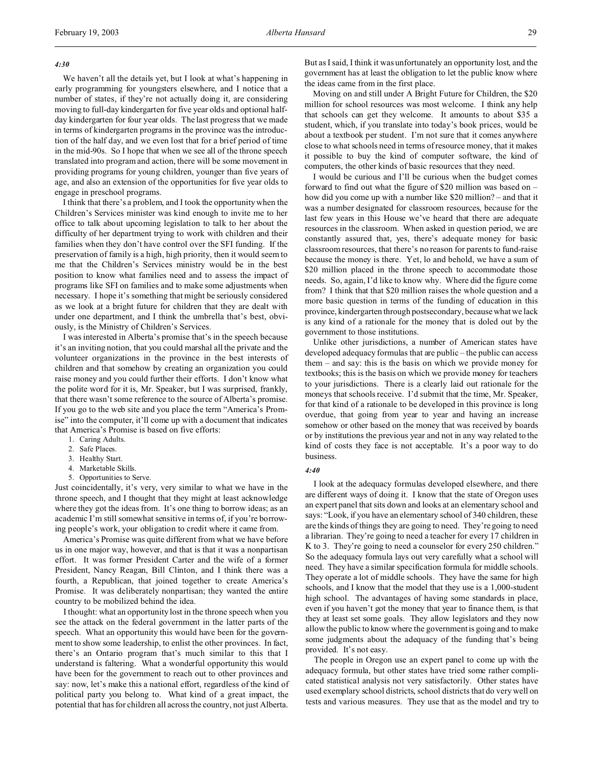*4:30*

We haven't all the details yet, but I look at what's happening in early programming for youngsters elsewhere, and I notice that a number of states, if they're not actually doing it, are considering moving to full-day kindergarten for five year olds and optional half-day kindergarten for four year olds. The last progress that we made in terms of kindergarten programs in the province was the introduction of the half day, and we even lost that for a brief period of time in the mid-90s. So I hope that when we see all of the throne speech translated into program and action, there will be some movement in providing programs for young children, younger than five years of age, and also an extension of the opportunities for five year olds to engage in preschool programs.

I think that there's a problem, and I took the opportunity when the Children's Services minister was kind enough to invite me to her office to talk about upcoming legislation to talk to her about the difficulty of her department trying to work with children and their families when they don't have control over the SFI funding. If the preservation of family is a high, high priority, then it would seem to me that the Children's Services ministry would be in the best position to know what families need and to assess the impact of programs like SFI on families and to make some adjustments when necessary. I hope it's something that might be seriously considered as we look at a bright future for children that they are dealt with under one department, and I think the umbrella that's best, obviously, is the Ministry of Children's Services.

I was interested in Alberta's promise that's in the speech because it's an inviting notion, that you could marshal all the private and the volunteer organizations in the province in the best interests of children and that somehow by creating an organization you could raise money and you could further their efforts. I don't know what the polite word for it is, Mr. Speaker, but I was surprised, frankly, that there wasn't some reference to the source of Alberta's promise. If you go to the web site and you place the term "America's Promise" into the computer, it'll come up with a document that indicates that America's Promise is based on five efforts:

1. Caring Adults.
2. Safe Places.
3. Healthy Start.
4. Marketable Skills.
5. Opportunities to Serve.

Just coincidentally, it's very, very similar to what we have in the throne speech, and I thought that they might at least acknowledge where they got the ideas from. It's one thing to borrow ideas; as an academic I'm still somewhat sensitive in terms of, if you're borrowing people's work, your obligation to credit where it came from.

America's Promise was quite different from what we have before us in one major way, however, and that is that it was a nonpartisan effort. It was former President Carter and the wife of a former President, Nancy Reagan, Bill Clinton, and I think there was a fourth, a Republican, that joined together to create America's Promise. It was deliberately nonpartisan; they wanted the entire country to be mobilized behind the idea.

I thought: what an opportunity lost in the throne speech when you see the attack on the federal government in the latter parts of the speech. What an opportunity this would have been for the government to show some leadership, to enlist the other provinces. In fact, there's an Ontario program that's much similar to this that I understand is faltering. What a wonderful opportunity this would have been for the government to reach out to other provinces and say: now, let's make this a national effort, regardless of the kind of political party you belong to. What kind of a great impact, the potential that has for children all across the country, not just Alberta.

But as I said, I think it was unfortunately an opportunity lost, and the government has at least the obligation to let the public know where the ideas came from in the first place.

Moving on and still under A Bright Future for Children, the $20 million for school resources was most welcome. I think any help that schools can get they welcome. It amounts to about $35 a student, which, if you translate into today's book prices, would be about a textbook per student. I'm not sure that it comes anywhere close to what schools need in terms of resource money, that it makes it possible to buy the kind of computer software, the kind of computers, the other kinds of basic resources that they need.

I would be curious and I'll be curious when the budget comes forward to find out what the figure of $20 million was based on – how did you come up with a number like $20 million? – and that it was a number designated for classroom resources, because for the last few years in this House we've heard that there are adequate resources in the classroom. When asked in question period, we are constantly assured that, yes, there's adequate money for basic classroom resources, that there's no reason for parents to fund-raise because the money is there. Yet, lo and behold, we have a sum of $20 million placed in the throne speech to accommodate those needs. So, again, I'd like to know why. Where did the figure come from? I think that that $20 million raises the whole question and a more basic question in terms of the funding of education in this province, kindergarten through postsecondary, because what we lack is any kind of a rationale for the money that is doled out by the government to those institutions.

Unlike other jurisdictions, a number of American states have developed adequacy formulas that are public – the public can access them – and say: this is the basis on which we provide money for textbooks; this is the basis on which we provide money for teachers to your jurisdictions. There is a clearly laid out rationale for the moneys that schools receive. I'd submit that the time, Mr. Speaker, for that kind of a rationale to be developed in this province is long overdue, that going from year to year and having an increase somehow or other based on the money that was received by boards or by institutions the previous year and not in any way related to the kind of costs they face is not acceptable. It's a poor way to do business.

*4:40*

I look at the adequacy formulas developed elsewhere, and there are different ways of doing it. I know that the state of Oregon uses an expert panel that sits down and looks at an elementary school and says: "Look, if you have an elementary school of 340 children, these are the kinds of things they are going to need. They're going to need a librarian. They're going to need a teacher for every 17 children in K to 3. They're going to need a counselor for every 250 children." So the adequacy formula lays out very carefully what a school will need. They have a similar specification formula for middle schools. They operate a lot of middle schools. They have the same for high schools, and I know that the model that they use is a 1,000-student high school. The advantages of having some standards in place, even if you haven't got the money that year to finance them, is that they at least set some goals. They allow legislators and they now allow the public to know where the government is going and to make some judgments about the adequacy of the funding that's being provided. It's not easy.

The people in Oregon use an expert panel to come up with the adequacy formula, but other states have tried some rather complicated statistical analysis not very satisfactorily. Other states have used exemplary school districts, school districts that do very well on tests and various measures. They use that as the model and try to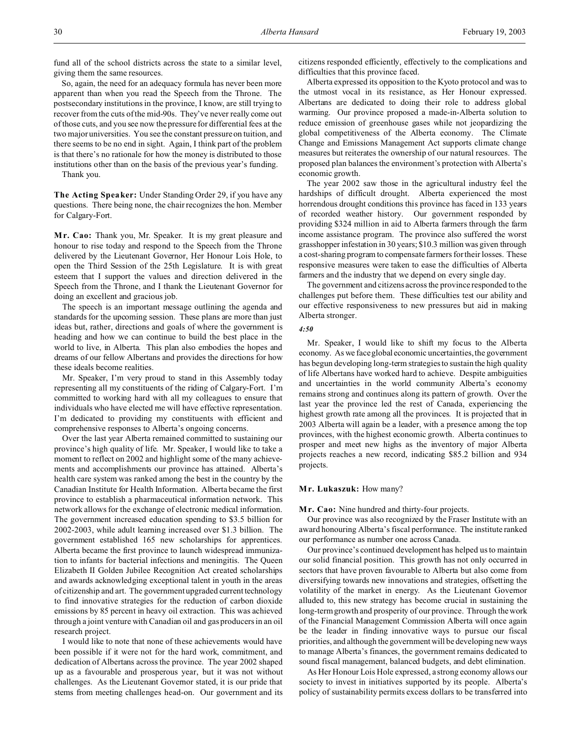fund all of the school districts across the state to a similar level, giving them the same resources.

So, again, the need for an adequacy formula has never been more apparent than when you read the Speech from the Throne. The postsecondary institutions in the province, I know, are still trying to recover from the cuts of the mid-90s. They've never really come out of those cuts, and you see now the pressure for differential fees at the two major universities. You see the constant pressure on tuition, and there seems to be no end in sight. Again, I think part of the problem is that there's no rationale for how the money is distributed to those institutions other than on the basis of the previous year's funding.

Thank you.

**The Acting Speaker:** Under Standing Order 29, if you have any questions. There being none, the chair recognizes the hon. Member for Calgary-Fort.

**Mr. Cao:** Thank you, Mr. Speaker. It is my great pleasure and honour to rise today and respond to the Speech from the Throne delivered by the Lieutenant Governor, Her Honour Lois Hole, to open the Third Session of the 25th Legislature. It is with great esteem that I support the values and direction delivered in the Speech from the Throne, and I thank the Lieutenant Governor for doing an excellent and gracious job.

The speech is an important message outlining the agenda and standards for the upcoming session. These plans are more than just ideas but, rather, directions and goals of where the government is heading and how we can continue to build the best place in the world to live, in Alberta. This plan also embodies the hopes and dreams of our fellow Albertans and provides the directions for how these ideals become realities.

Mr. Speaker, I'm very proud to stand in this Assembly today representing all my constituents of the riding of Calgary-Fort. I'm committed to working hard with all my colleagues to ensure that individuals who have elected me will have effective representation. I'm dedicated to providing my constituents with efficient and comprehensive responses to Alberta's ongoing concerns.

Over the last year Alberta remained committed to sustaining our province's high quality of life. Mr. Speaker, I would like to take a moment to reflect on 2002 and highlight some of the many achievements and accomplishments our province has attained. Alberta's health care system was ranked among the best in the country by the Canadian Institute for Health Information. Alberta became the first province to establish a pharmaceutical information network. This network allows for the exchange of electronic medical information. The government increased education spending to $3.5 billion for 2002-2003, while adult learning increased over $1.3 billion. The government established 165 new scholarships for apprentices. Alberta became the first province to launch widespread immunization to infants for bacterial infections and meningitis. The Queen Elizabeth II Golden Jubilee Recognition Act created scholarships and awards acknowledging exceptional talent in youth in the areas of citizenship and art. The government upgraded current technology to find innovative strategies for the reduction of carbon dioxide emissions by 85 percent in heavy oil extraction. This was achieved through a joint venture with Canadian oil and gas producers in an oil research project.

I would like to note that none of these achievements would have been possible if it were not for the hard work, commitment, and dedication of Albertans across the province. The year 2002 shaped up as a favourable and prosperous year, but it was not without challenges. As the Lieutenant Governor stated, it is our pride that stems from meeting challenges head-on. Our government and its citizens responded efficiently, effectively to the complications and difficulties that this province faced.

Alberta expressed its opposition to the Kyoto protocol and was to the utmost vocal in its resistance, as Her Honour expressed. Albertans are dedicated to doing their role to address global warming. Our province proposed a made-in-Alberta solution to reduce emission of greenhouse gases while not jeopardizing the global competitiveness of the Alberta economy. The Climate Change and Emissions Management Act supports climate change measures but reiterates the ownership of our natural resources. The proposed plan balances the environment's protection with Alberta's economic growth.

The year 2002 saw those in the agricultural industry feel the hardships of difficult drought. Alberta experienced the most horrendous drought conditions this province has faced in 133 years of recorded weather history. Our government responded by providing $324 million in aid to Alberta farmers through the farm income assistance program. The province also suffered the worst grasshopper infestation in 30 years; $10.3 million was given through a cost-sharing program to compensate farmers for their losses. These responsive measures were taken to ease the difficulties of Alberta farmers and the industry that we depend on every single day.

The government and citizens across the province responded to the challenges put before them. These difficulties test our ability and our effective responsiveness to new pressures but aid in making Alberta stronger.

*4:50*

Mr. Speaker, I would like to shift my focus to the Alberta economy. As we face global economic uncertainties, the government has begun developing long-term strategies to sustain the high quality of life Albertans have worked hard to achieve. Despite ambiguities and uncertainties in the world community Alberta's economy remains strong and continues along its pattern of growth. Over the last year the province led the rest of Canada, experiencing the highest growth rate among all the provinces. It is projected that in 2003 Alberta will again be a leader, with a presence among the top provinces, with the highest economic growth. Alberta continues to prosper and meet new highs as the inventory of major Alberta projects reaches a new record, indicating $85.2 billion and 934 projects.

**Mr. Lukaszuk:** How many?

**Mr. Cao:** Nine hundred and thirty-four projects.

Our province was also recognized by the Fraser Institute with an award honouring Alberta's fiscal performance. The institute ranked our performance as number one across Canada.

Our province's continued development has helped us to maintain our solid financial position. This growth has not only occurred in sectors that have proven favourable to Alberta but also come from diversifying towards new innovations and strategies, offsetting the volatility of the market in energy. As the Lieutenant Governor alluded to, this new strategy has become crucial in sustaining the long-term growth and prosperity of our province. Through the work of the Financial Management Commission Alberta will once again be the leader in finding innovative ways to pursue our fiscal priorities, and although the government will be developing new ways to manage Alberta's finances, the government remains dedicated to sound fiscal management, balanced budgets, and debt elimination.

As Her Honour Lois Hole expressed, a strong economy allows our society to invest in initiatives supported by its people. Alberta's policy of sustainability permits excess dollars to be transferred into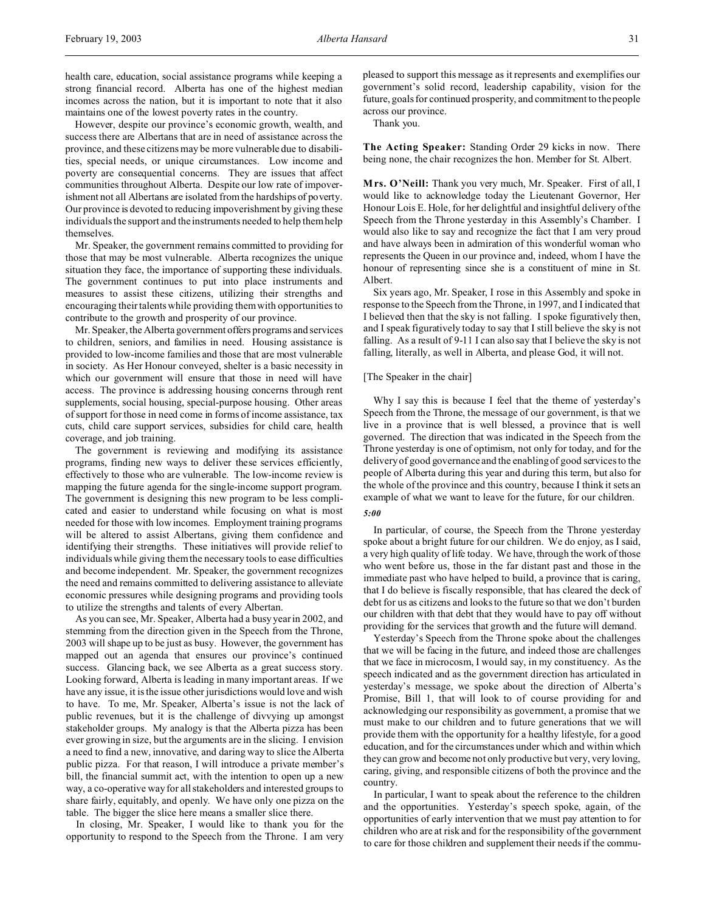health care, education, social assistance programs while keeping a strong financial record. Alberta has one of the highest median incomes across the nation, but it is important to note that it also maintains one of the lowest poverty rates in the country.

However, despite our province's economic growth, wealth, and success there are Albertans that are in need of assistance across the province, and these citizens may be more vulnerable due to disabilities, special needs, or unique circumstances. Low income and poverty are consequential concerns. They are issues that affect communities throughout Alberta. Despite our low rate of impoverishment not all Albertans are isolated from the hardships of poverty. Our province is devoted to reducing impoverishment by giving these individuals the support and the instruments needed to help them help themselves.

Mr. Speaker, the government remains committed to providing for those that may be most vulnerable. Alberta recognizes the unique situation they face, the importance of supporting these individuals. The government continues to put into place instruments and measures to assist these citizens, utilizing their strengths and encouraging their talents while providing them with opportunities to contribute to the growth and prosperity of our province.

Mr. Speaker, the Alberta government offers programs and services to children, seniors, and families in need. Housing assistance is provided to low-income families and those that are most vulnerable in society. As Her Honour conveyed, shelter is a basic necessity in which our government will ensure that those in need will have access. The province is addressing housing concerns through rent supplements, social housing, special-purpose housing. Other areas of support for those in need come in forms of income assistance, tax cuts, child care support services, subsidies for child care, health coverage, and job training.

The government is reviewing and modifying its assistance programs, finding new ways to deliver these services efficiently, effectively to those who are vulnerable. The low-income review is mapping the future agenda for the single-income support program. The government is designing this new program to be less complicated and easier to understand while focusing on what is most needed for those with low incomes. Employment training programs will be altered to assist Albertans, giving them confidence and identifying their strengths. These initiatives will provide relief to individuals while giving them the necessary tools to ease difficulties and become independent. Mr. Speaker, the government recognizes the need and remains committed to delivering assistance to alleviate economic pressures while designing programs and providing tools to utilize the strengths and talents of every Albertan.

As you can see, Mr. Speaker, Alberta had a busy year in 2002, and stemming from the direction given in the Speech from the Throne, 2003 will shape up to be just as busy. However, the government has mapped out an agenda that ensures our province's continued success. Glancing back, we see Alberta as a great success story. Looking forward, Alberta is leading in many important areas. If we have any issue, it is the issue other jurisdictions would love and wish to have. To me, Mr. Speaker, Alberta's issue is not the lack of public revenues, but it is the challenge of divvying up amongst stakeholder groups. My analogy is that the Alberta pizza has been ever growing in size, but the arguments are in the slicing. I envision a need to find a new, innovative, and daring way to slice the Alberta public pizza. For that reason, I will introduce a private member's bill, the financial summit act, with the intention to open up a new way, a co-operative way for all stakeholders and interested groups to share fairly, equitably, and openly. We have only one pizza on the table. The bigger the slice here means a smaller slice there.

In closing, Mr. Speaker, I would like to thank you for the opportunity to respond to the Speech from the Throne. I am very pleased to support this message as it represents and exemplifies our government's solid record, leadership capability, vision for the future, goals for continued prosperity, and commitment to the people across our province.

Thank you.

**The Acting Speaker:** Standing Order 29 kicks in now. There being none, the chair recognizes the hon. Member for St. Albert.

**Mrs. O'Neill:** Thank you very much, Mr. Speaker. First of all, I would like to acknowledge today the Lieutenant Governor, Her Honour Lois E. Hole, for her delightful and insightful delivery of the Speech from the Throne yesterday in this Assembly's Chamber. I would also like to say and recognize the fact that I am very proud and have always been in admiration of this wonderful woman who represents the Queen in our province and, indeed, whom I have the honour of representing since she is a constituent of mine in St. Albert.

Six years ago, Mr. Speaker, I rose in this Assembly and spoke in response to the Speech from the Throne, in 1997, and I indicated that I believed then that the sky is not falling. I spoke figuratively then, and I speak figuratively today to say that I still believe the sky is not falling. As a result of 9-11 I can also say that I believe the sky is not falling, literally, as well in Alberta, and please God, it will not.

[The Speaker in the chair]

Why I say this is because I feel that the theme of yesterday's Speech from the Throne, the message of our government, is that we live in a province that is well blessed, a province that is well governed. The direction that was indicated in the Speech from the Throne yesterday is one of optimism, not only for today, and for the delivery of good governance and the enabling of good services to the people of Alberta during this year and during this term, but also for the whole of the province and this country, because I think it sets an example of what we want to leave for the future, for our children.

*5:00*

In particular, of course, the Speech from the Throne yesterday spoke about a bright future for our children. We do enjoy, as I said, a very high quality of life today. We have, through the work of those who went before us, those in the far distant past and those in the immediate past who have helped to build, a province that is caring, that I do believe is fiscally responsible, that has cleared the deck of debt for us as citizens and looks to the future so that we don't burden our children with that debt that they would have to pay off without providing for the services that growth and the future will demand.

Yesterday's Speech from the Throne spoke about the challenges that we will be facing in the future, and indeed those are challenges that we face in microcosm, I would say, in my constituency. As the speech indicated and as the government direction has articulated in yesterday's message, we spoke about the direction of Alberta's Promise, Bill 1, that will look to of course providing for and acknowledging our responsibility as government, a promise that we must make to our children and to future generations that we will provide them with the opportunity for a healthy lifestyle, for a good education, and for the circumstances under which and within which they can grow and become not only productive but very, very loving, caring, giving, and responsible citizens of both the province and the country.

In particular, I want to speak about the reference to the children and the opportunities. Yesterday's speech spoke, again, of the opportunities of early intervention that we must pay attention to for children who are at risk and for the responsibility of the government to care for those children and supplement their needs if the commu-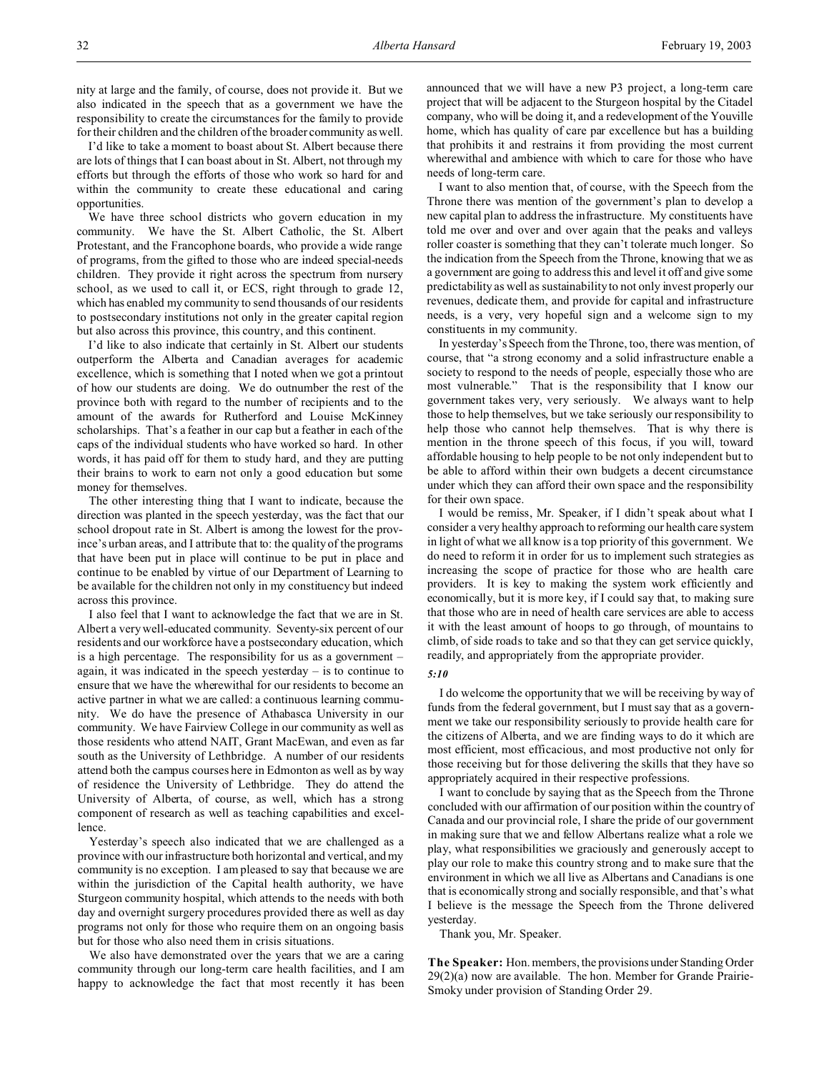nity at large and the family, of course, does not provide it. But we also indicated in the speech that as a government we have the responsibility to create the circumstances for the family to provide for their children and the children of the broader community as well.

I'd like to take a moment to boast about St. Albert because there are lots of things that I can boast about in St. Albert, not through my efforts but through the efforts of those who work so hard for and within the community to create these educational and caring opportunities.

We have three school districts who govern education in my community. We have the St. Albert Catholic, the St. Albert Protestant, and the Francophone boards, who provide a wide range of programs, from the gifted to those who are indeed special-needs children. They provide it right across the spectrum from nursery school, as we used to call it, or ECS, right through to grade 12, which has enabled my community to send thousands of our residents to postsecondary institutions not only in the greater capital region but also across this province, this country, and this continent.

I'd like to also indicate that certainly in St. Albert our students outperform the Alberta and Canadian averages for academic excellence, which is something that I noted when we got a printout of how our students are doing. We do outnumber the rest of the province both with regard to the number of recipients and to the amount of the awards for Rutherford and Louise McKinney scholarships. That's a feather in our cap but a feather in each of the caps of the individual students who have worked so hard. In other words, it has paid off for them to study hard, and they are putting their brains to work to earn not only a good education but some money for themselves.

The other interesting thing that I want to indicate, because the direction was planted in the speech yesterday, was the fact that our school dropout rate in St. Albert is among the lowest for the province's urban areas, and I attribute that to: the quality of the programs that have been put in place will continue to be put in place and continue to be enabled by virtue of our Department of Learning to be available for the children not only in my constituency but indeed across this province.

I also feel that I want to acknowledge the fact that we are in St. Albert a very well-educated community. Seventy-six percent of our residents and our workforce have a postsecondary education, which is a high percentage. The responsibility for us as a government – again, it was indicated in the speech yesterday – is to continue to ensure that we have the wherewithal for our residents to become an active partner in what we are called: a continuous learning community. We do have the presence of Athabasca University in our community. We have Fairview College in our community as well as those residents who attend NAIT, Grant MacEwan, and even as far south as the University of Lethbridge. A number of our residents attend both the campus courses here in Edmonton as well as by way of residence the University of Lethbridge. They do attend the University of Alberta, of course, as well, which has a strong component of research as well as teaching capabilities and excellence.

Yesterday's speech also indicated that we are challenged as a province with our infrastructure both horizontal and vertical, and my community is no exception. I am pleased to say that because we are within the jurisdiction of the Capital health authority, we have Sturgeon community hospital, which attends to the needs with both day and overnight surgery procedures provided there as well as day programs not only for those who require them on an ongoing basis but for those who also need them in crisis situations.

We also have demonstrated over the years that we are a caring community through our long-term care health facilities, and I am happy to acknowledge the fact that most recently it has been announced that we will have a new P3 project, a long-term care project that will be adjacent to the Sturgeon hospital by the Citadel company, who will be doing it, and a redevelopment of the Youville home, which has quality of care par excellence but has a building that prohibits it and restrains it from providing the most current wherewithal and ambience with which to care for those who have needs of long-term care.

I want to also mention that, of course, with the Speech from the Throne there was mention of the government's plan to develop a new capital plan to address the infrastructure. My constituents have told me over and over and over again that the peaks and valleys roller coaster is something that they can't tolerate much longer. So the indication from the Speech from the Throne, knowing that we as a government are going to address this and level it off and give some predictability as well as sustainability to not only invest properly our revenues, dedicate them, and provide for capital and infrastructure needs, is a very, very hopeful sign and a welcome sign to my constituents in my community.

In yesterday's Speech from the Throne, too, there was mention, of course, that "a strong economy and a solid infrastructure enable a society to respond to the needs of people, especially those who are most vulnerable." That is the responsibility that I know our government takes very, very seriously. We always want to help those to help themselves, but we take seriously our responsibility to help those who cannot help themselves. That is why there is mention in the throne speech of this focus, if you will, toward affordable housing to help people to be not only independent but to be able to afford within their own budgets a decent circumstance under which they can afford their own space and the responsibility for their own space.

I would be remiss, Mr. Speaker, if I didn't speak about what I consider a very healthy approach to reforming our health care system in light of what we all know is a top priority of this government. We do need to reform it in order for us to implement such strategies as increasing the scope of practice for those who are health care providers. It is key to making the system work efficiently and economically, but it is more key, if I could say that, to making sure that those who are in need of health care services are able to access it with the least amount of hoops to go through, of mountains to climb, of side roads to take and so that they can get service quickly, readily, and appropriately from the appropriate provider.

*5:10*

I do welcome the opportunity that we will be receiving by way of funds from the federal government, but I must say that as a government we take our responsibility seriously to provide health care for the citizens of Alberta, and we are finding ways to do it which are most efficient, most efficacious, and most productive not only for those receiving but for those delivering the skills that they have so appropriately acquired in their respective professions.

I want to conclude by saying that as the Speech from the Throne concluded with our affirmation of our position within the country of Canada and our provincial role, I share the pride of our government in making sure that we and fellow Albertans realize what a role we play, what responsibilities we graciously and generously accept to play our role to make this country strong and to make sure that the environment in which we all live as Albertans and Canadians is one that is economically strong and socially responsible, and that's what I believe is the message the Speech from the Throne delivered yesterday.

Thank you, Mr. Speaker.

**The Speaker:** Hon. members, the provisions under Standing Order 29(2)(a) now are available. The hon. Member for Grande Prairie-Smoky under provision of Standing Order 29.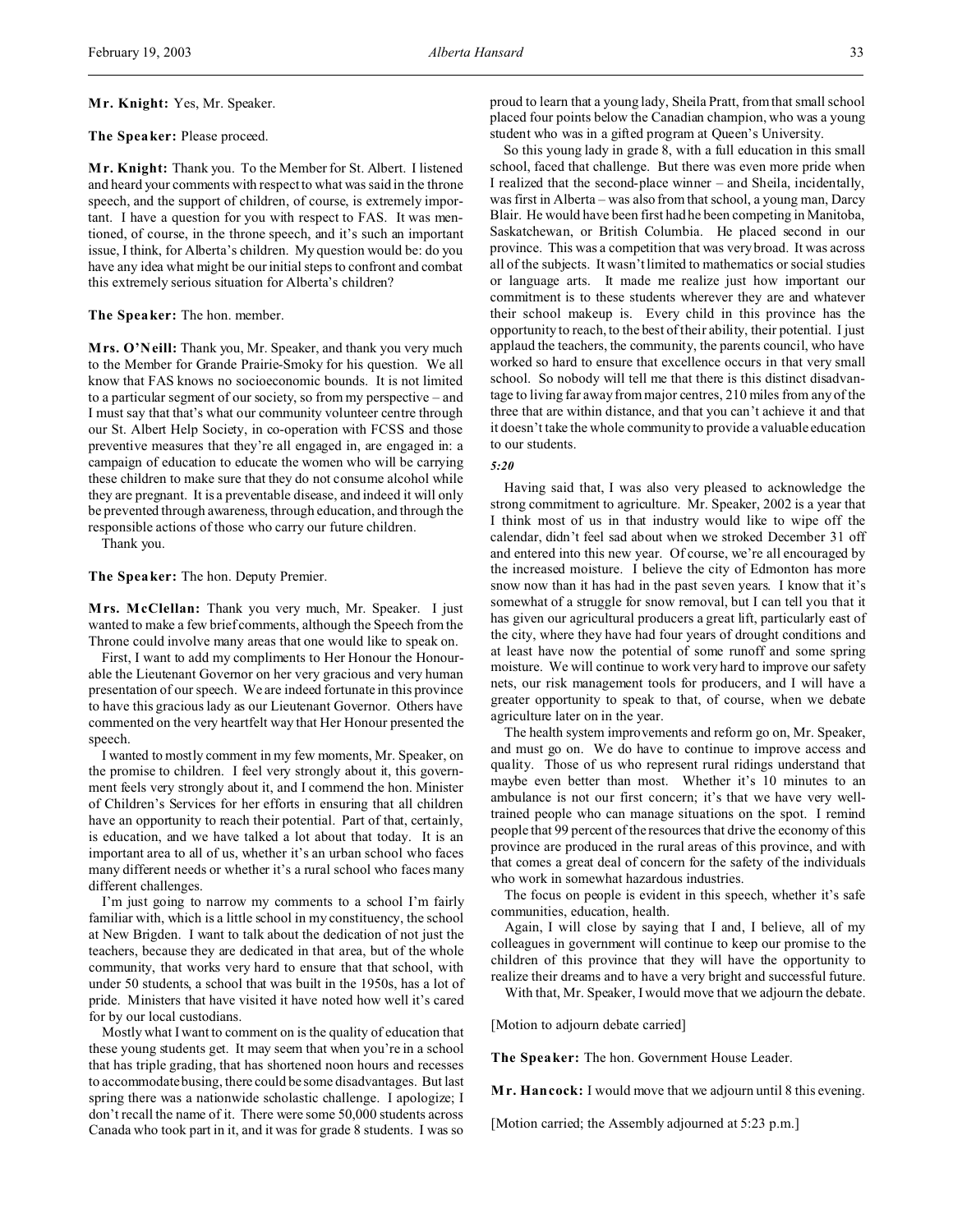**Mr. Knight:** Yes, Mr. Speaker.

**The Speaker:** Please proceed.

**Mr. Knight:** Thank you. To the Member for St. Albert. I listened and heard your comments with respect to what was said in the throne speech, and the support of children, of course, is extremely important. I have a question for you with respect to FAS. It was mentioned, of course, in the throne speech, and it's such an important issue, I think, for Alberta's children. My question would be: do you have any idea what might be our initial steps to confront and combat this extremely serious situation for Alberta's children?

**The Speaker:** The hon. member.

**Mrs. O'Neill:** Thank you, Mr. Speaker, and thank you very much to the Member for Grande Prairie-Smoky for his question. We all know that FAS knows no socioeconomic bounds. It is not limited to a particular segment of our society, so from my perspective – and I must say that that's what our community volunteer centre through our St. Albert Help Society, in co-operation with FCSS and those preventive measures that they're all engaged in, are engaged in: a campaign of education to educate the women who will be carrying these children to make sure that they do not consume alcohol while they are pregnant. It is a preventable disease, and indeed it will only be prevented through awareness, through education, and through the responsible actions of those who carry our future children.

Thank you.

**The Speaker:** The hon. Deputy Premier.

**Mrs. McClellan:** Thank you very much, Mr. Speaker. I just wanted to make a few brief comments, although the Speech from the Throne could involve many areas that one would like to speak on.

First, I want to add my compliments to Her Honour the Honourable the Lieutenant Governor on her very gracious and very human presentation of our speech. We are indeed fortunate in this province to have this gracious lady as our Lieutenant Governor. Others have commented on the very heartfelt way that Her Honour presented the speech.

I wanted to mostly comment in my few moments, Mr. Speaker, on the promise to children. I feel very strongly about it, this government feels very strongly about it, and I commend the hon. Minister of Children's Services for her efforts in ensuring that all children have an opportunity to reach their potential. Part of that, certainly, is education, and we have talked a lot about that today. It is an important area to all of us, whether it's an urban school who faces many different needs or whether it's a rural school who faces many different challenges.

I'm just going to narrow my comments to a school I'm fairly familiar with, which is a little school in my constituency, the school at New Brigden. I want to talk about the dedication of not just the teachers, because they are dedicated in that area, but of the whole community, that works very hard to ensure that that school, with under 50 students, a school that was built in the 1950s, has a lot of pride. Ministers that have visited it have noted how well it's cared for by our local custodians.

Mostly what I want to comment on is the quality of education that these young students get. It may seem that when you're in a school that has triple grading, that has shortened noon hours and recesses to accommodate busing, there could be some disadvantages. But last spring there was a nationwide scholastic challenge. I apologize; I don't recall the name of it. There were some 50,000 students across Canada who took part in it, and it was for grade 8 students. I was so proud to learn that a young lady, Sheila Pratt, from that small school placed four points below the Canadian champion, who was a young student who was in a gifted program at Queen's University.

So this young lady in grade 8, with a full education in this small school, faced that challenge. But there was even more pride when I realized that the second-place winner – and Sheila, incidentally, was first in Alberta – was also from that school, a young man, Darcy Blair. He would have been first had he been competing in Manitoba, Saskatchewan, or British Columbia. He placed second in our province. This was a competition that was very broad. It was across all of the subjects. It wasn't limited to mathematics or social studies or language arts. It made me realize just how important our commitment is to these students wherever they are and whatever their school makeup is. Every child in this province has the opportunity to reach, to the best of their ability, their potential. I just applaud the teachers, the community, the parents council, who have worked so hard to ensure that excellence occurs in that very small school. So nobody will tell me that there is this distinct disadvantage to living far away from major centres, 210 miles from any of the three that are within distance, and that you can't achieve it and that it doesn't take the whole community to provide a valuable education to our students.

*5:20*

Having said that, I was also very pleased to acknowledge the strong commitment to agriculture. Mr. Speaker, 2002 is a year that I think most of us in that industry would like to wipe off the calendar, didn't feel sad about when we stroked December 31 off and entered into this new year. Of course, we're all encouraged by the increased moisture. I believe the city of Edmonton has more snow now than it has had in the past seven years. I know that it's somewhat of a struggle for snow removal, but I can tell you that it has given our agricultural producers a great lift, particularly east of the city, where they have had four years of drought conditions and at least have now the potential of some runoff and some spring moisture. We will continue to work very hard to improve our safety nets, our risk management tools for producers, and I will have a greater opportunity to speak to that, of course, when we debate agriculture later on in the year.

The health system improvements and reform go on, Mr. Speaker, and must go on. We do have to continue to improve access and quality. Those of us who represent rural ridings understand that maybe even better than most. Whether it's 10 minutes to an ambulance is not our first concern; it's that we have very well-trained people who can manage situations on the spot. I remind people that 99 percent of the resources that drive the economy of this province are produced in the rural areas of this province, and with that comes a great deal of concern for the safety of the individuals who work in somewhat hazardous industries.

The focus on people is evident in this speech, whether it's safe communities, education, health.

Again, I will close by saying that I and, I believe, all of my colleagues in government will continue to keep our promise to the children of this province that they will have the opportunity to realize their dreams and to have a very bright and successful future.

With that, Mr. Speaker, I would move that we adjourn the debate.

[Motion to adjourn debate carried]

**The Speaker:** The hon. Government House Leader.

**Mr. Hancock:** I would move that we adjourn until 8 this evening.

[Motion carried; the Assembly adjourned at 5:23 p.m.]